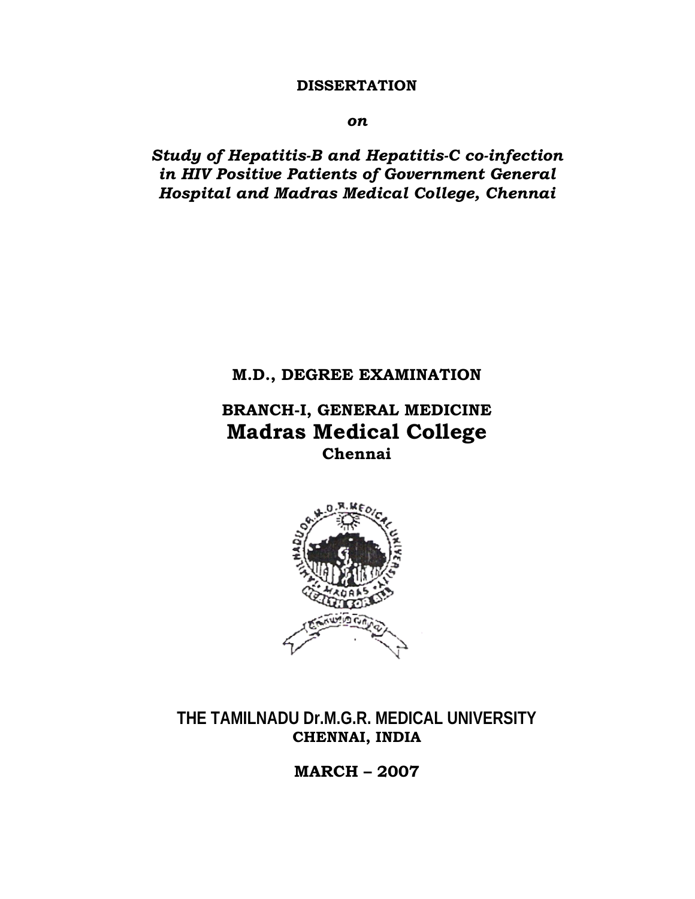**DISSERTATION**

***on***

***Study of Hepatitis-B and Hepatitis-C co-infection in HIV Positive Patients of Government General Hospital and Madras Medical College, Chennai***

**M.D., DEGREE EXAMINATION**

**BRANCH-I, GENERAL MEDICINE**

# Madras Medical College

**Chennai**

**THE TAMILNADU Dr.M.G.R. MEDICAL UNIVERSITY**

**CHENNAI, INDIA**

**MARCH – 2007**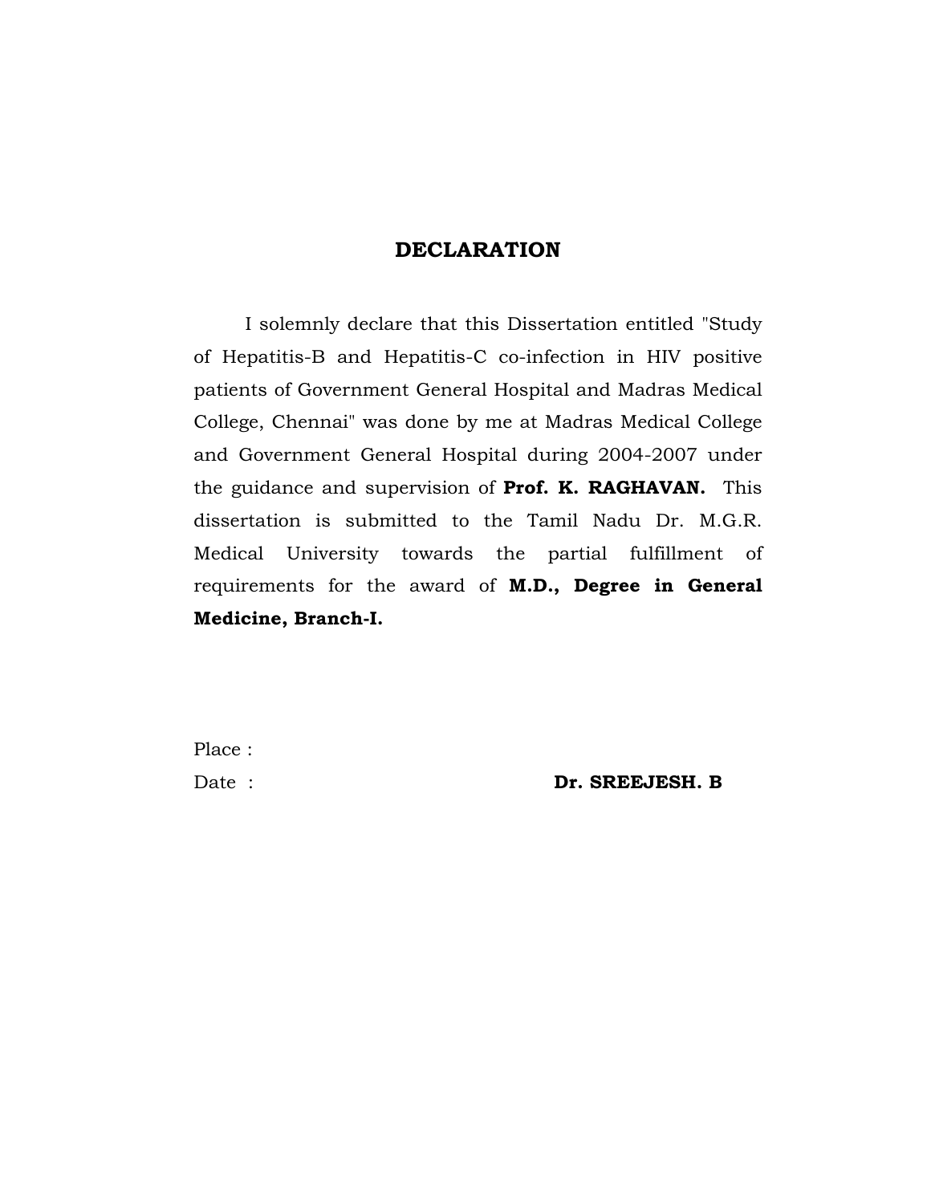# DECLARATION

I solemnly declare that this Dissertation entitled "Study of Hepatitis-B and Hepatitis-C co-infection in HIV positive patients of Government General Hospital and Madras Medical College, Chennai" was done by me at Madras Medical College and Government General Hospital during 2004-2007 under the guidance and supervision of **Prof. K. RAGHAVAN.** This dissertation is submitted to the Tamil Nadu Dr. M.G.R. Medical University towards the partial fulfillment of requirements for the award of **M.D., Degree in General Medicine, Branch-I.**

Place :

Date : **Dr. SREEJESH. B**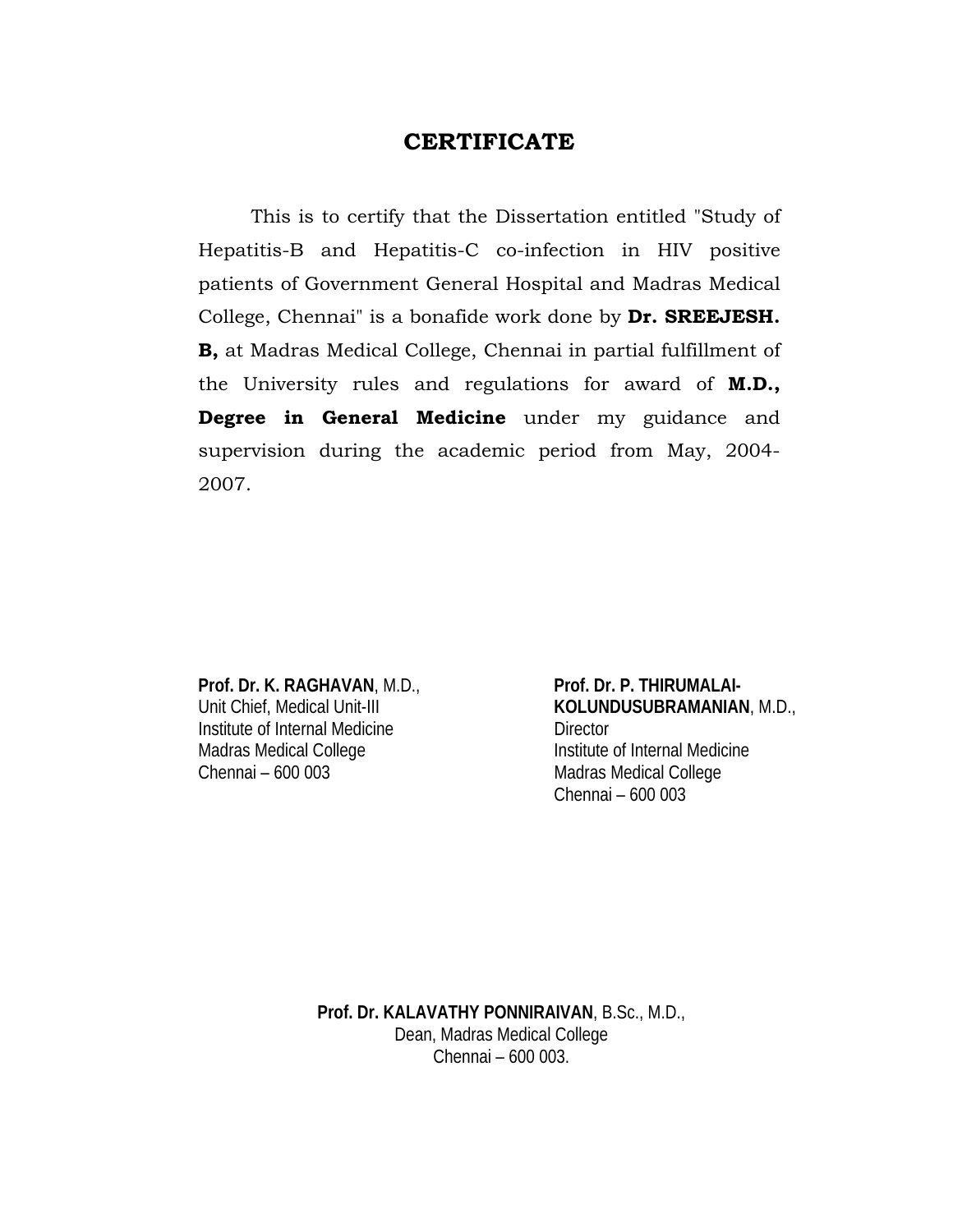# CERTIFICATE

This is to certify that the Dissertation entitled "Study of Hepatitis-B and Hepatitis-C co-infection in HIV positive patients of Government General Hospital and Madras Medical College, Chennai" is a bonafide work done by **Dr. SREEJESH. B,** at Madras Medical College, Chennai in partial fulfillment of the University rules and regulations for award of **M.D., Degree in General Medicine** under my guidance and supervision during the academic period from May, 2004-2007.

**Prof. Dr. K. RAGHAVAN**, M.D.,
Unit Chief, Medical Unit-III
Institute of Internal Medicine
Madras Medical College
Chennai – 600 003

**Prof. Dr. P. THIRUMALAI-KOLUNDUSUBRAMANIAN**, M.D.,
Director
Institute of Internal Medicine
Madras Medical College
Chennai – 600 003

**Prof. Dr. KALAVATHY PONNIRAIVAN**, B.Sc., M.D.,
Dean, Madras Medical College
Chennai – 600 003.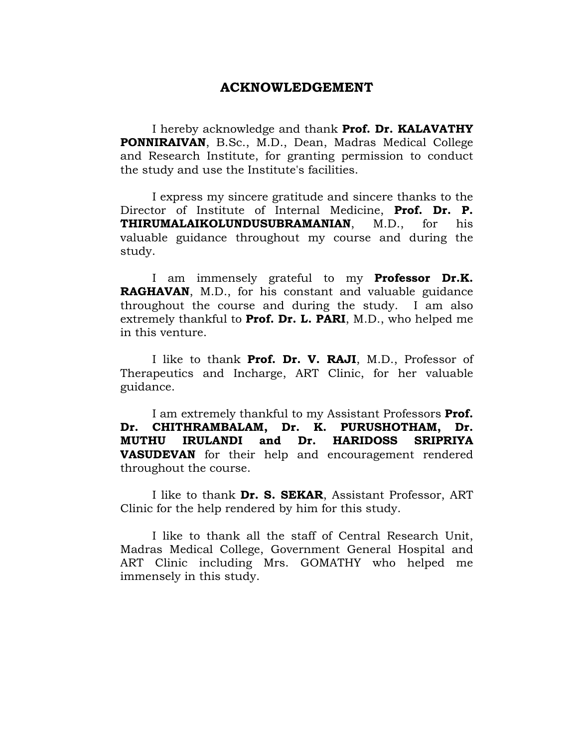# ACKNOWLEDGEMENT

I hereby acknowledge and thank **Prof. Dr. KALAVATHY PONNIRAIVAN**, B.Sc., M.D., Dean, Madras Medical College and Research Institute, for granting permission to conduct the study and use the Institute's facilities.

I express my sincere gratitude and sincere thanks to the Director of Institute of Internal Medicine, **Prof. Dr. P. THIRUMALAIKOLUNDUSUBRAMANIAN**, M.D., for his valuable guidance throughout my course and during the study.

I am immensely grateful to my **Professor Dr.K. RAGHAVAN**, M.D., for his constant and valuable guidance throughout the course and during the study. I am also extremely thankful to **Prof. Dr. L. PARI**, M.D., who helped me in this venture.

I like to thank **Prof. Dr. V. RAJI**, M.D., Professor of Therapeutics and Incharge, ART Clinic, for her valuable guidance.

I am extremely thankful to my Assistant Professors **Prof. Dr. CHITHRAMBALAM, Dr. K. PURUSHOTHAM, Dr. MUTHU IRULANDI and Dr. HARIDOSS SRIPRIYA VASUDEVAN** for their help and encouragement rendered throughout the course.

I like to thank **Dr. S. SEKAR**, Assistant Professor, ART Clinic for the help rendered by him for this study.

I like to thank all the staff of Central Research Unit, Madras Medical College, Government General Hospital and ART Clinic including Mrs. GOMATHY who helped me immensely in this study.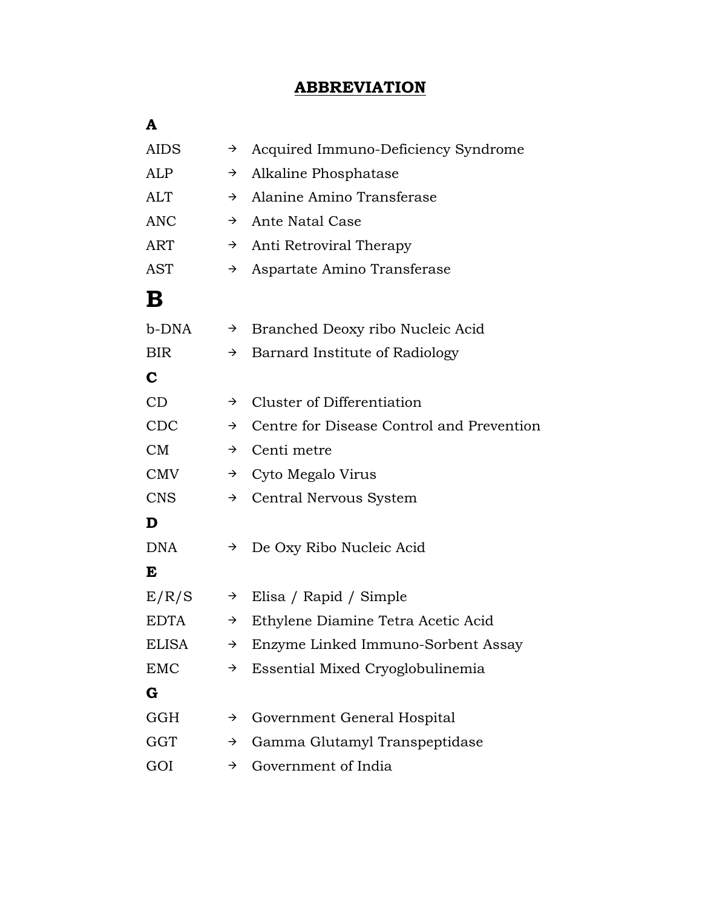# ABBREVIATION

**A**

| | | |
|---|---|---|
| AIDS | → | Acquired Immuno-Deficiency Syndrome |
| ALP | → | Alkaline Phosphatase |
| ALT | → | Alanine Amino Transferase |
| ANC | → | Ante Natal Case |
| ART | → | Anti Retroviral Therapy |
| AST | → | Aspartate Amino Transferase |

**B**

| | | |
|---|---|---|
| b-DNA | → | Branched Deoxy ribo Nucleic Acid |
| BIR | → | Barnard Institute of Radiology |

**C**

| | | |
|---|---|---|
| CD | → | Cluster of Differentiation |
| CDC | → | Centre for Disease Control and Prevention |
| CM | → | Centi metre |
| CMV | → | Cyto Megalo Virus |
| CNS | → | Central Nervous System |

**D**

| | | |
|---|---|---|
| DNA | → | De Oxy Ribo Nucleic Acid |

**E**

| | | |
|---|---|---|
| E/R/S | → | Elisa / Rapid / Simple |
| EDTA | → | Ethylene Diamine Tetra Acetic Acid |
| ELISA | → | Enzyme Linked Immuno-Sorbent Assay |
| EMC | → | Essential Mixed Cryoglobulinemia |

**G**

| | | |
|---|---|---|
| GGH | → | Government General Hospital |
| GGT | → | Gamma Glutamyl Transpeptidase |
| GOI | → | Government of India |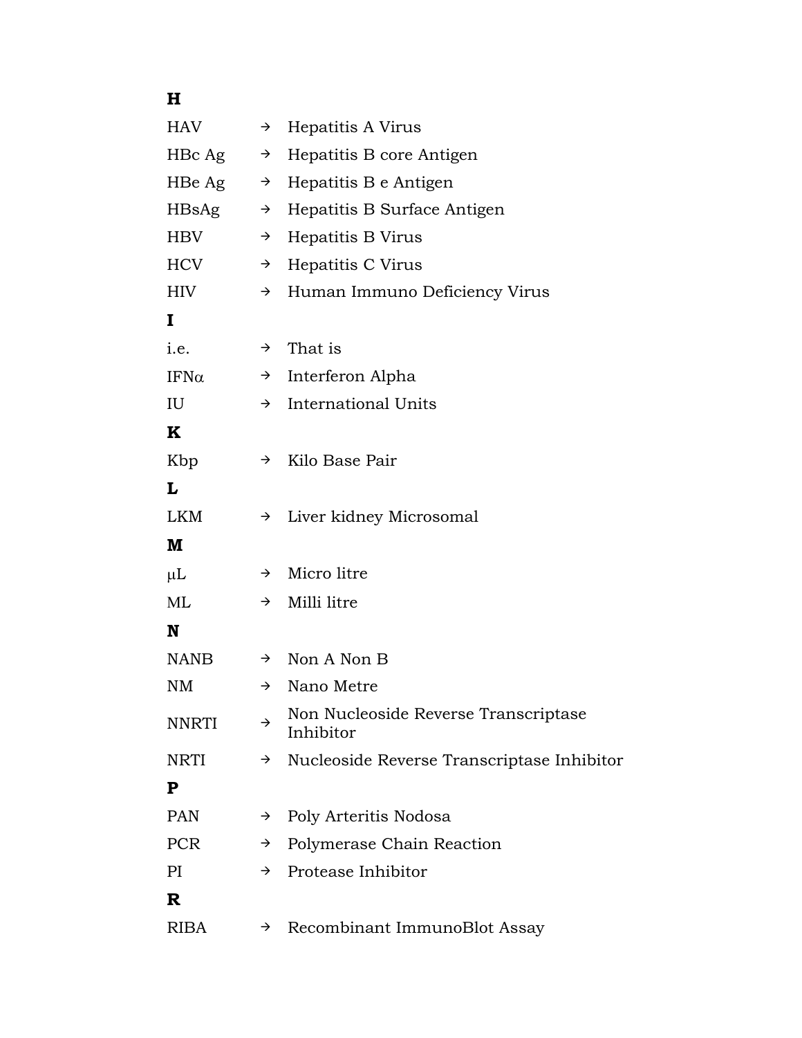**H**

| | | |
|---|---|---|
| HAV | → | Hepatitis A Virus |
| HBc Ag | → | Hepatitis B core Antigen |
| HBe Ag | → | Hepatitis B e Antigen |
| HBsAg | → | Hepatitis B Surface Antigen |
| HBV | → | Hepatitis B Virus |
| HCV | → | Hepatitis C Virus |
| HIV | → | Human Immuno Deficiency Virus |

**I**

| | | |
|---|---|---|
| i.e. | → | That is |
| IFN$\alpha$ | → | Interferon Alpha |
| IU | → | International Units |

**K**

| | | |
|---|---|---|
| Kbp | → | Kilo Base Pair |

**L**

| | | |
|---|---|---|
| LKM | → | Liver kidney Microsomal |

**M**

| | | |
|---|---|---|
| $\mu$L | → | Micro litre |
| ML | → | Milli litre |

**N**

| | | |
|---|---|---|
| NANB | → | Non A Non B |
| NM | → | Nano Metre |
| NNRTI | → | Non Nucleoside Reverse Transcriptase Inhibitor |
| NRTI | → | Nucleoside Reverse Transcriptase Inhibitor |

**P**

| | | |
|---|---|---|
| PAN | → | Poly Arteritis Nodosa |
| PCR | → | Polymerase Chain Reaction |
| PI | → | Protease Inhibitor |

**R**

| | | |
|---|---|---|
| RIBA | → | Recombinant ImmunoBlot Assay |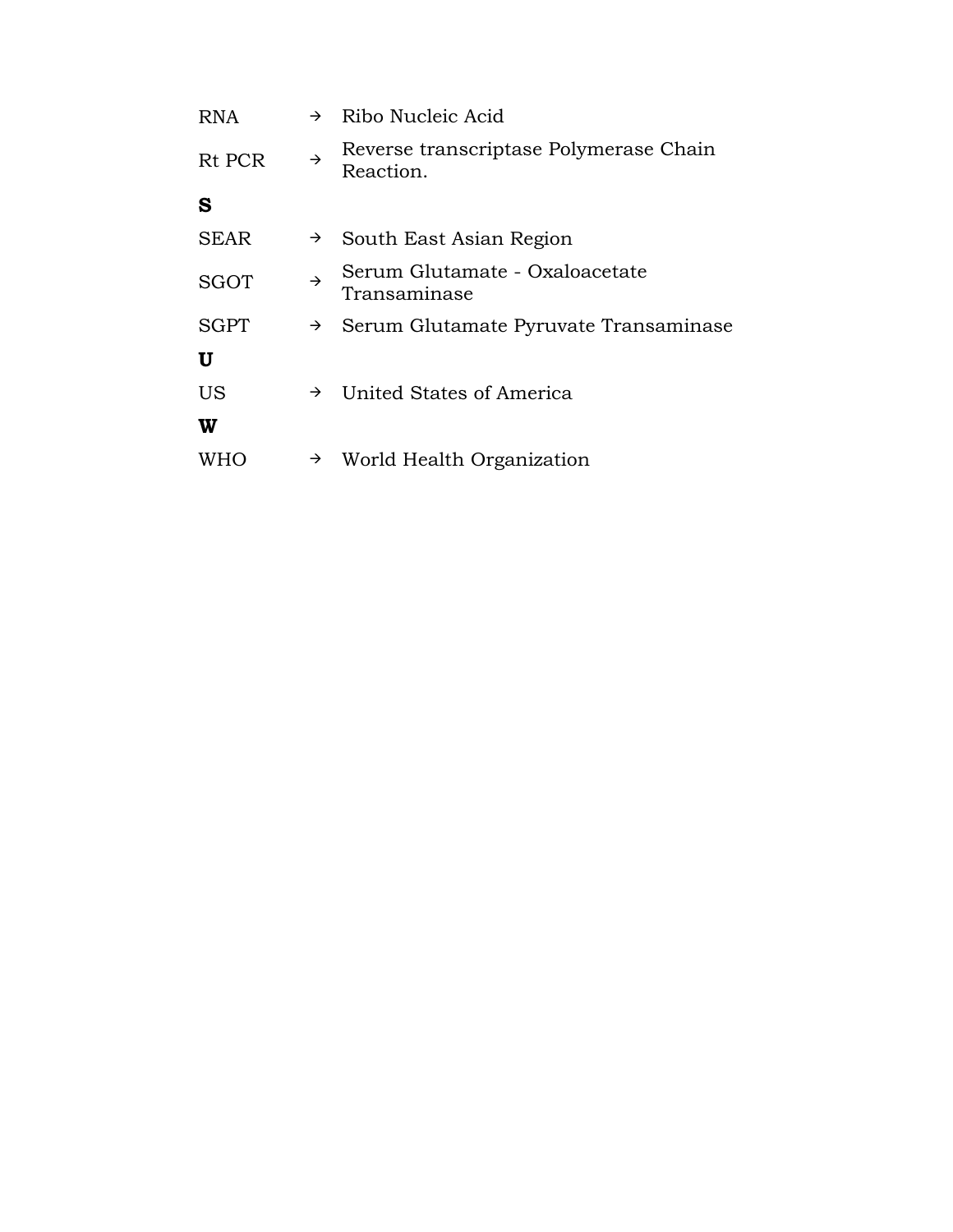| | | |
|---|---|---|
| RNA | → | Ribo Nucleic Acid |
| Rt PCR | → | Reverse transcriptase Polymerase Chain Reaction. |
| **S** | | |
| SEAR | → | South East Asian Region |
| SGOT | → | Serum Glutamate - Oxaloacetate Transaminase |
| SGPT | → | Serum Glutamate Pyruvate Transaminase |
| **U** | | |
| US | → | United States of America |
| **W** | | |
| WHO | → | World Health Organization |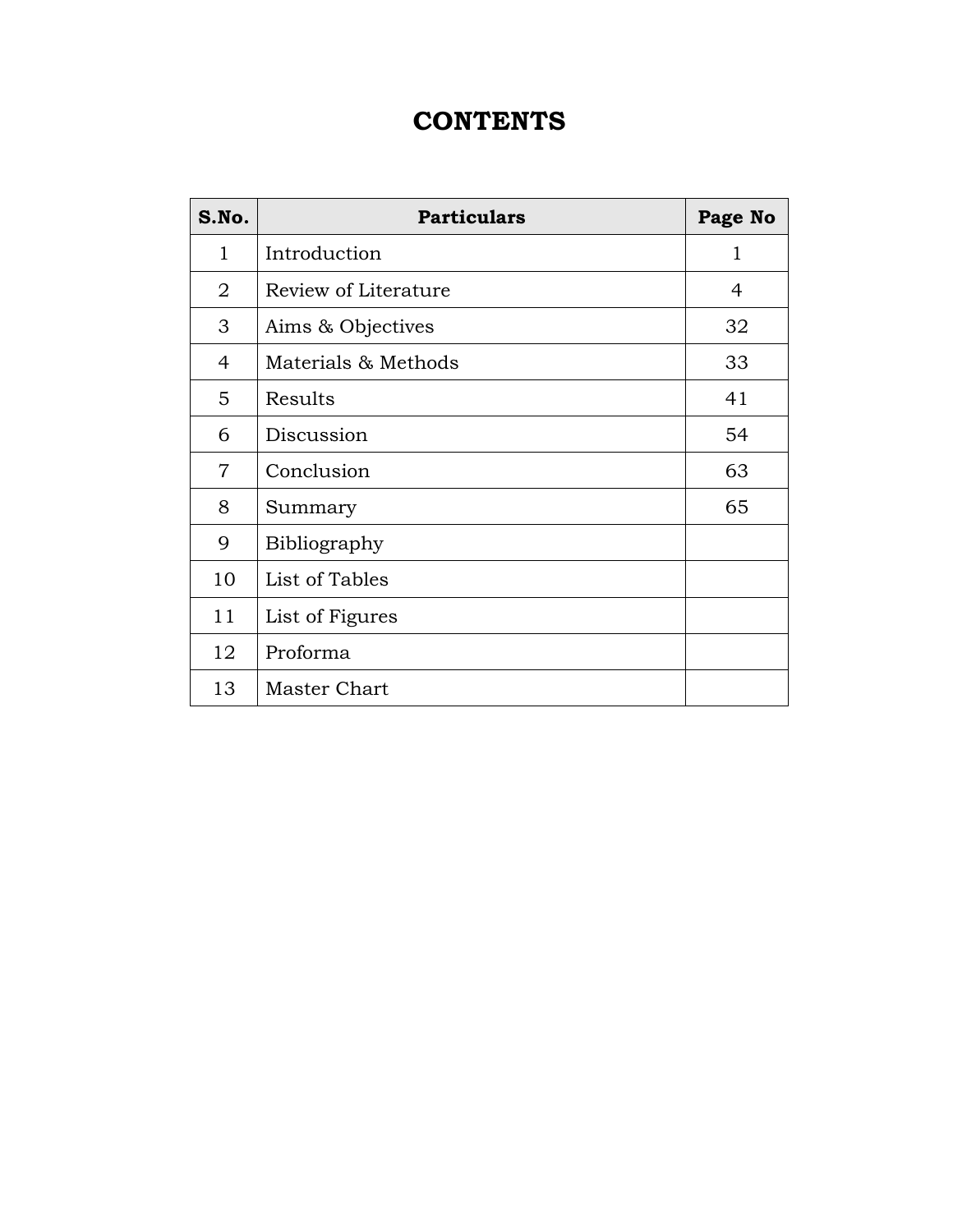# CONTENTS

| S.No. | Particulars | Page No |
|---|---|---|
| 1 | Introduction | 1 |
| 2 | Review of Literature | 4 |
| 3 | Aims & Objectives | 32 |
| 4 | Materials & Methods | 33 |
| 5 | Results | 41 |
| 6 | Discussion | 54 |
| 7 | Conclusion | 63 |
| 8 | Summary | 65 |
| 9 | Bibliography | |
| 10 | List of Tables | |
| 11 | List of Figures | |
| 12 | Proforma | |
| 13 | Master Chart | |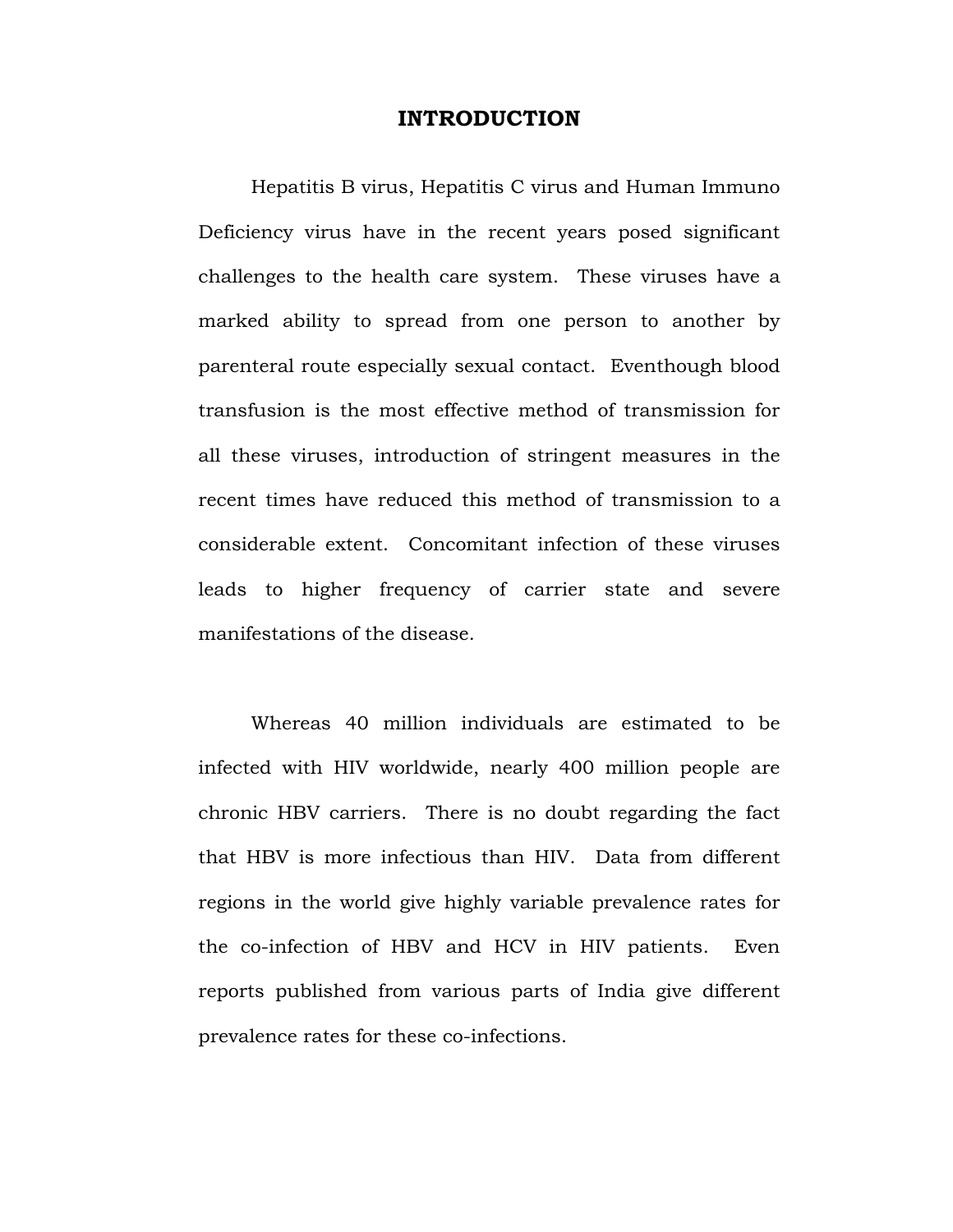# INTRODUCTION

Hepatitis B virus, Hepatitis C virus and Human Immuno Deficiency virus have in the recent years posed significant challenges to the health care system. These viruses have a marked ability to spread from one person to another by parenteral route especially sexual contact. Eventhough blood transfusion is the most effective method of transmission for all these viruses, introduction of stringent measures in the recent times have reduced this method of transmission to a considerable extent. Concomitant infection of these viruses leads to higher frequency of carrier state and severe manifestations of the disease.

Whereas 40 million individuals are estimated to be infected with HIV worldwide, nearly 400 million people are chronic HBV carriers. There is no doubt regarding the fact that HBV is more infectious than HIV. Data from different regions in the world give highly variable prevalence rates for the co-infection of HBV and HCV in HIV patients. Even reports published from various parts of India give different prevalence rates for these co-infections.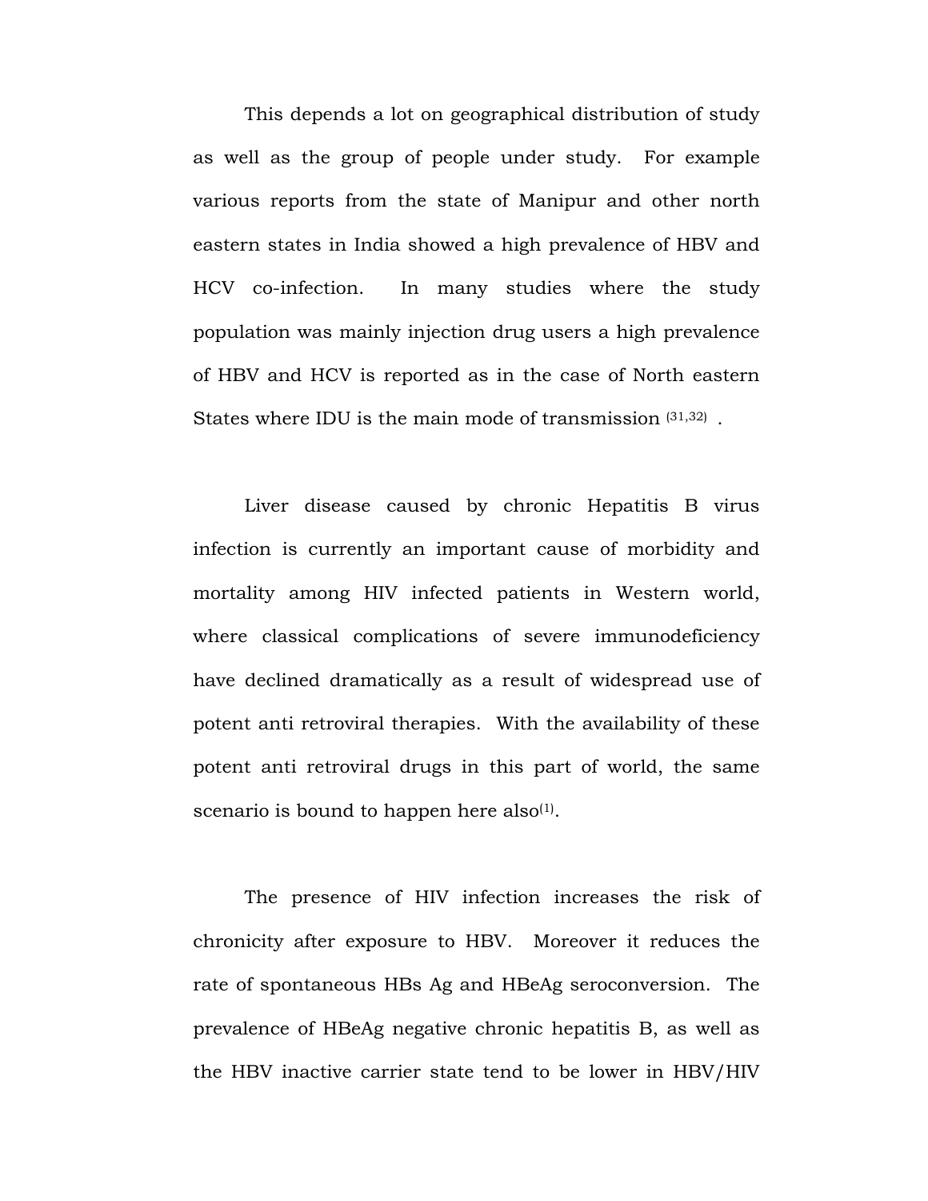This depends a lot on geographical distribution of study as well as the group of people under study. For example various reports from the state of Manipur and other north eastern states in India showed a high prevalence of HBV and HCV co-infection. In many studies where the study population was mainly injection drug users a high prevalence of HBV and HCV is reported as in the case of North eastern States where IDU is the main mode of transmission [31,32] .

Liver disease caused by chronic Hepatitis B virus infection is currently an important cause of morbidity and mortality among HIV infected patients in Western world, where classical complications of severe immunodeficiency have declined dramatically as a result of widespread use of potent anti retroviral therapies. With the availability of these potent anti retroviral drugs in this part of world, the same scenario is bound to happen here also[1].

The presence of HIV infection increases the risk of chronicity after exposure to HBV. Moreover it reduces the rate of spontaneous HBs Ag and HBeAg seroconversion. The prevalence of HBeAg negative chronic hepatitis B, as well as the HBV inactive carrier state tend to be lower in HBV/HIV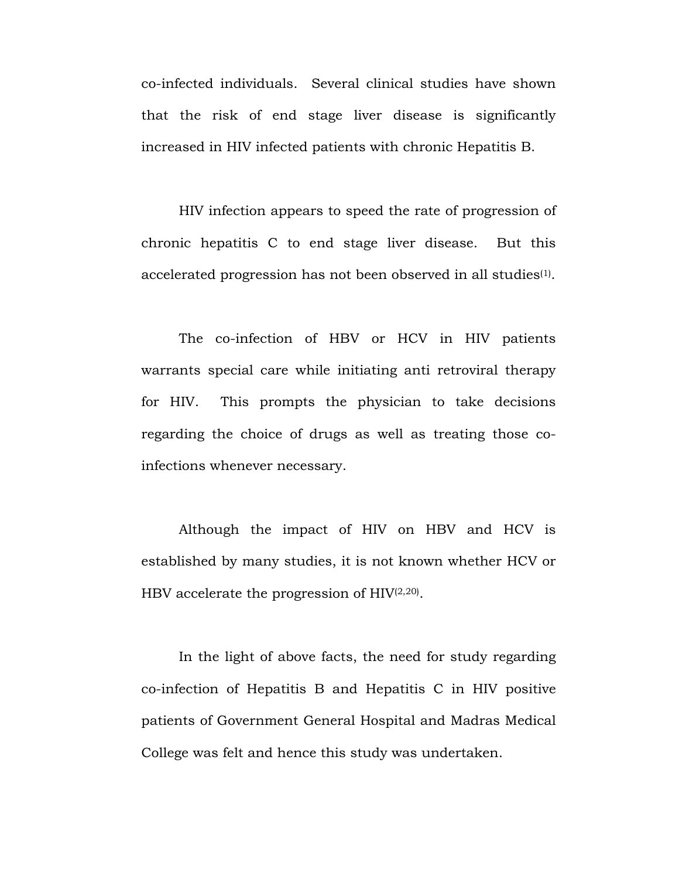co-infected individuals. Several clinical studies have shown that the risk of end stage liver disease is significantly increased in HIV infected patients with chronic Hepatitis B.

HIV infection appears to speed the rate of progression of chronic hepatitis C to end stage liver disease. But this accelerated progression has not been observed in all studies[1].

The co-infection of HBV or HCV in HIV patients warrants special care while initiating anti retroviral therapy for HIV. This prompts the physician to take decisions regarding the choice of drugs as well as treating those co-infections whenever necessary.

Although the impact of HIV on HBV and HCV is established by many studies, it is not known whether HCV or HBV accelerate the progression of HIV[2,20].

In the light of above facts, the need for study regarding co-infection of Hepatitis B and Hepatitis C in HIV positive patients of Government General Hospital and Madras Medical College was felt and hence this study was undertaken.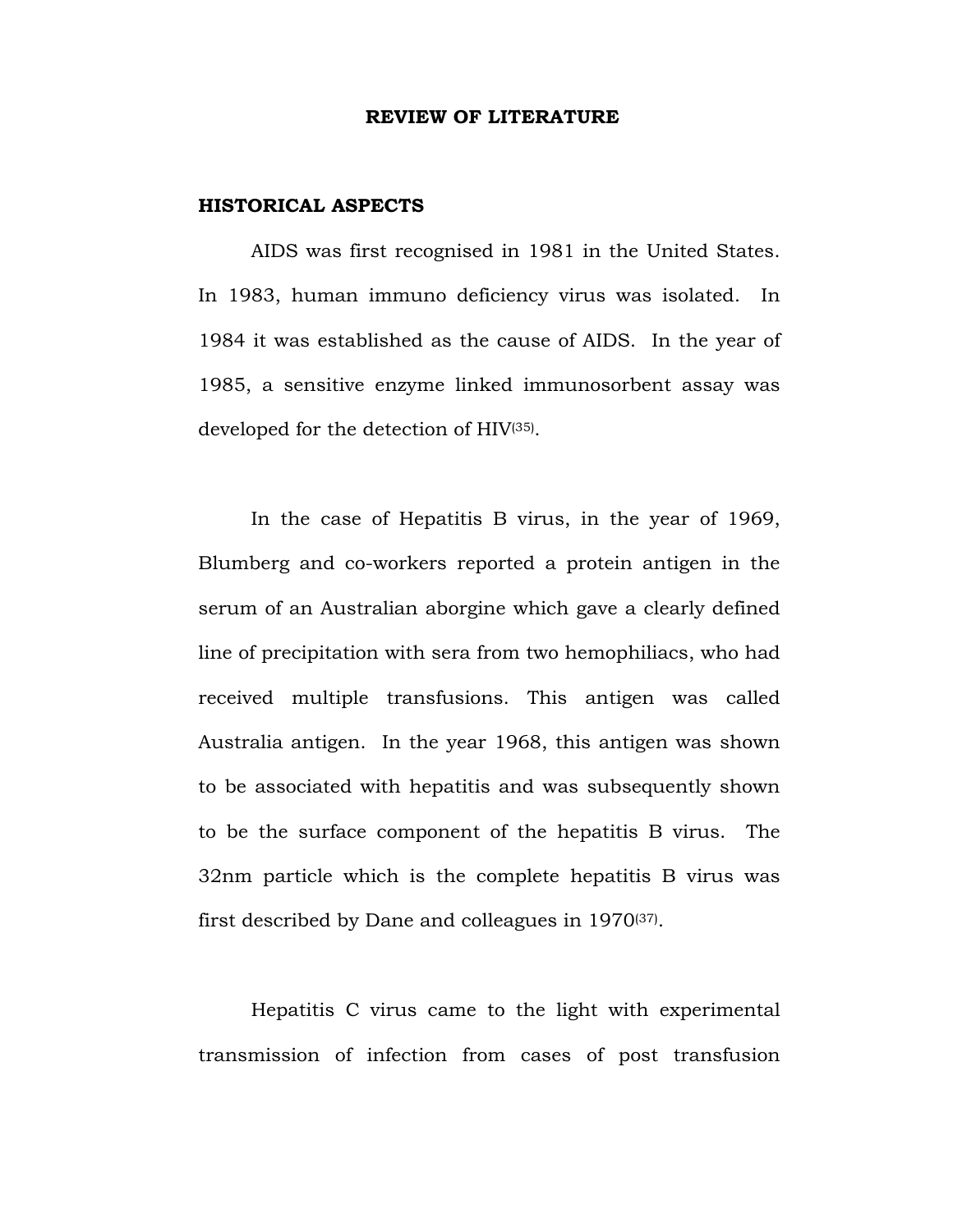# REVIEW OF LITERATURE

## HISTORICAL ASPECTS

AIDS was first recognised in 1981 in the United States. In 1983, human immuno deficiency virus was isolated. In 1984 it was established as the cause of AIDS. In the year of 1985, a sensitive enzyme linked immunosorbent assay was developed for the detection of HIV[35].

In the case of Hepatitis B virus, in the year of 1969, Blumberg and co-workers reported a protein antigen in the serum of an Australian aborgine which gave a clearly defined line of precipitation with sera from two hemophiliacs, who had received multiple transfusions. This antigen was called Australia antigen. In the year 1968, this antigen was shown to be associated with hepatitis and was subsequently shown to be the surface component of the hepatitis B virus. The 32nm particle which is the complete hepatitis B virus was first described by Dane and colleagues in 1970[37].

Hepatitis C virus came to the light with experimental transmission of infection from cases of post transfusion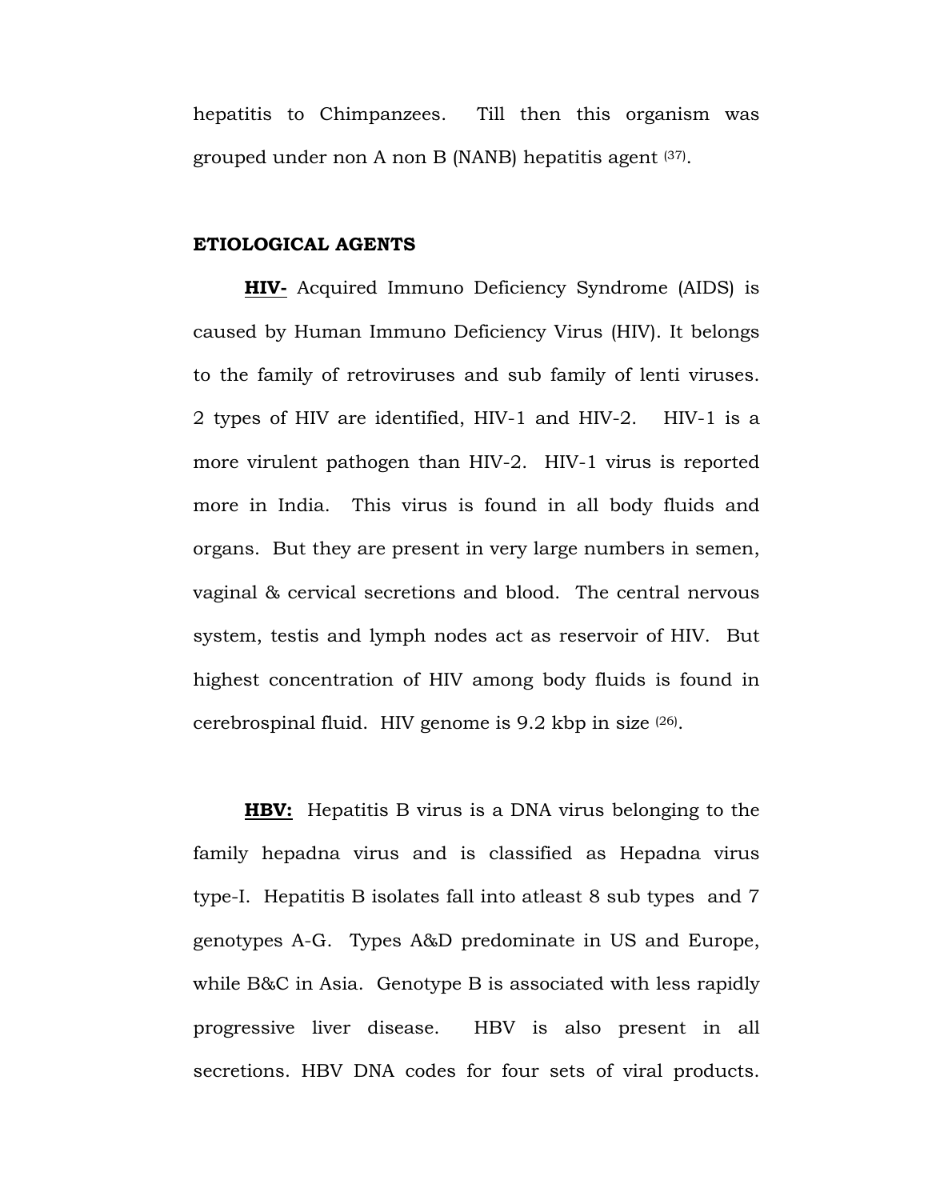hepatitis to Chimpanzees. Till then this organism was grouped under non A non B (NANB) hepatitis agent [37].

**ETIOLOGICAL AGENTS**

**HIV-** Acquired Immuno Deficiency Syndrome (AIDS) is caused by Human Immuno Deficiency Virus (HIV). It belongs to the family of retroviruses and sub family of lenti viruses. 2 types of HIV are identified, HIV-1 and HIV-2. HIV-1 is a more virulent pathogen than HIV-2. HIV-1 virus is reported more in India. This virus is found in all body fluids and organs. But they are present in very large numbers in semen, vaginal & cervical secretions and blood. The central nervous system, testis and lymph nodes act as reservoir of HIV. But highest concentration of HIV among body fluids is found in cerebrospinal fluid. HIV genome is 9.2 kbp in size [26].

**HBV:** Hepatitis B virus is a DNA virus belonging to the family hepadna virus and is classified as Hepadna virus type-I. Hepatitis B isolates fall into atleast 8 sub types and 7 genotypes A-G. Types A&D predominate in US and Europe, while B&C in Asia. Genotype B is associated with less rapidly progressive liver disease. HBV is also present in all secretions. HBV DNA codes for four sets of viral products.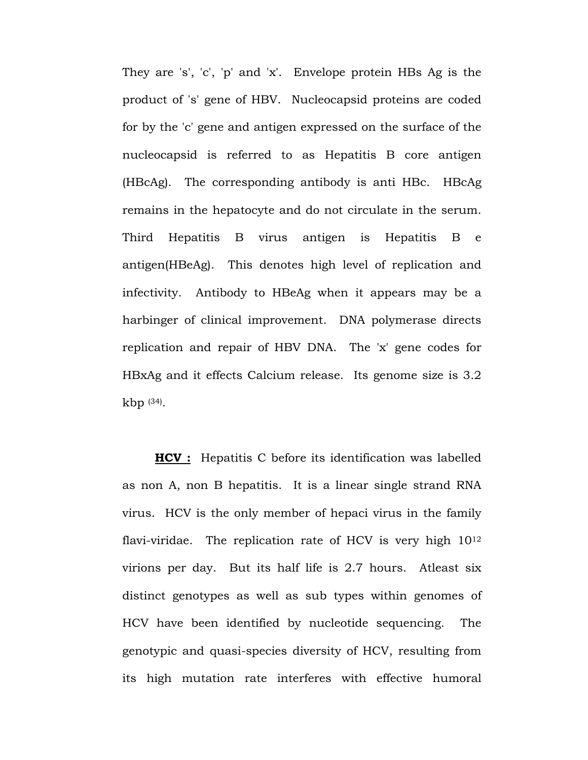They are 's', 'c', 'p' and 'x'. Envelope protein HBs Ag is the product of 's' gene of HBV. Nucleocapsid proteins are coded for by the 'c' gene and antigen expressed on the surface of the nucleocapsid is referred to as Hepatitis B core antigen (HBcAg). The corresponding antibody is anti HBc. HBcAg remains in the hepatocyte and do not circulate in the serum. Third Hepatitis B virus antigen is Hepatitis B e antigen(HBeAg). This denotes high level of replication and infectivity. Antibody to HBeAg when it appears may be a harbinger of clinical improvement. DNA polymerase directs replication and repair of HBV DNA. The 'x' gene codes for HBxAg and it effects Calcium release. Its genome size is 3.2 kbp [(34)].

**HCV :** Hepatitis C before its identification was labelled as non A, non B hepatitis. It is a linear single strand RNA virus. HCV is the only member of hepaci virus in the family flavi-viridae. The replication rate of HCV is very high $10^{12}$ virions per day. But its half life is 2.7 hours. Atleast six distinct genotypes as well as sub types within genomes of HCV have been identified by nucleotide sequencing. The genotypic and quasi-species diversity of HCV, resulting from its high mutation rate interferes with effective humoral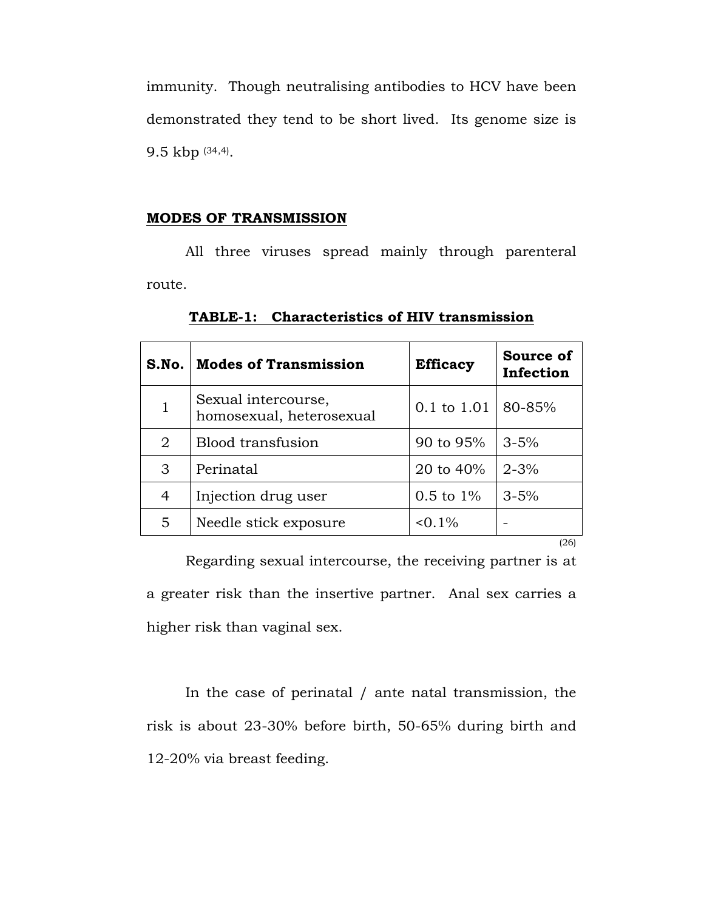immunity. Though neutralising antibodies to HCV have been demonstrated they tend to be short lived. Its genome size is 9.5 kbp [34,4].

## MODES OF TRANSMISSION

All three viruses spread mainly through parenteral route.

**TABLE-1: Characteristics of HIV transmission**

| S.No. | Modes of Transmission | Efficacy | Source of Infection |
|---|---|---|---|
| 1 | Sexual intercourse, homosexual, heterosexual | 0.1 to 1.01 | 80-85% |
| 2 | Blood transfusion | 90 to 95% | 3-5% |
| 3 | Perinatal | 20 to 40% | 2-3% |
| 4 | Injection drug user | 0.5 to 1% | 3-5% |
| 5 | Needle stick exposure | <0.1% | - |

(26)

Regarding sexual intercourse, the receiving partner is at a greater risk than the insertive partner. Anal sex carries a higher risk than vaginal sex.

In the case of perinatal / ante natal transmission, the risk is about 23-30% before birth, 50-65% during birth and 12-20% via breast feeding.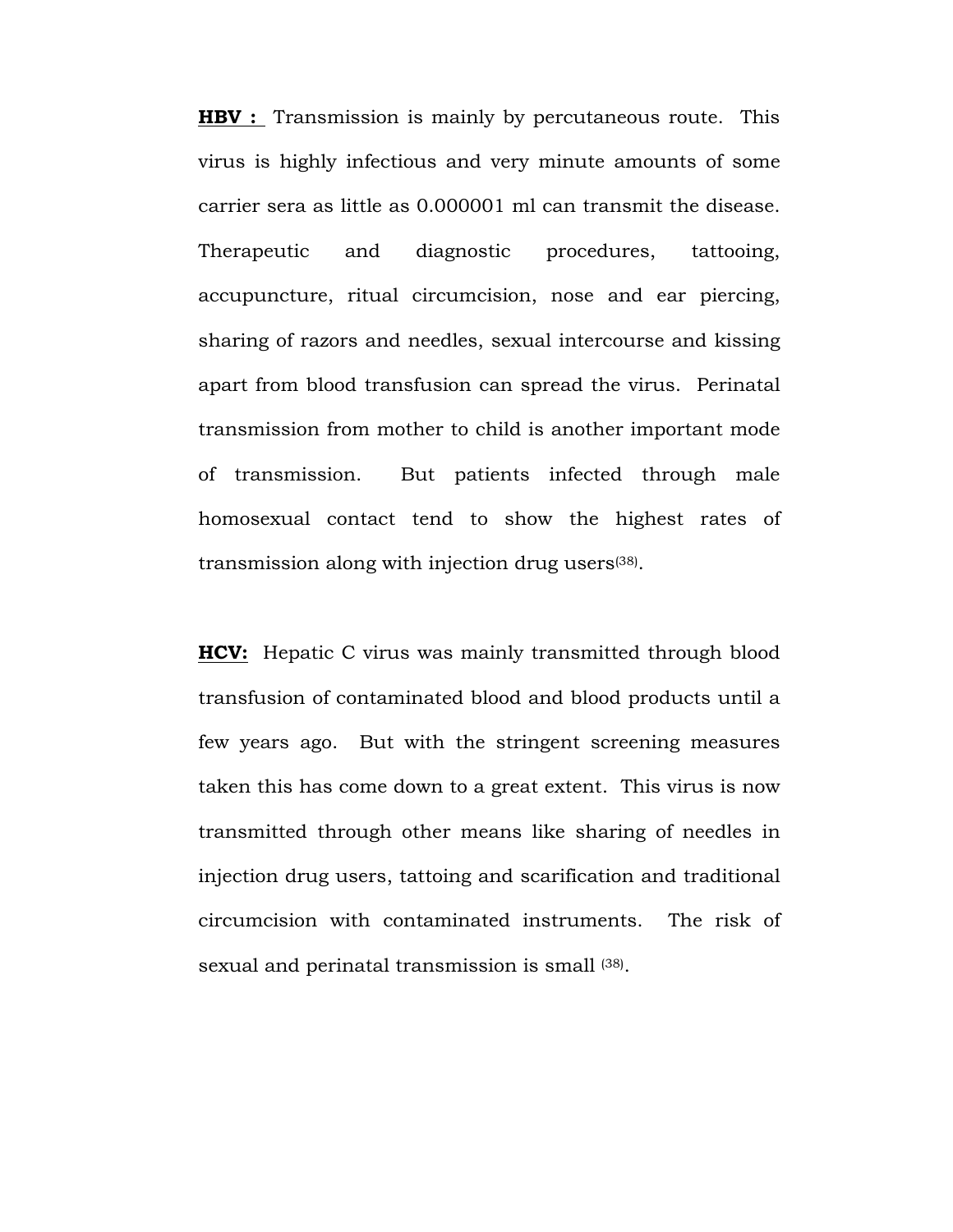**HBV :** Transmission is mainly by percutaneous route. This virus is highly infectious and very minute amounts of some carrier sera as little as 0.000001 ml can transmit the disease. Therapeutic and diagnostic procedures, tattooing, accupuncture, ritual circumcision, nose and ear piercing, sharing of razors and needles, sexual intercourse and kissing apart from blood transfusion can spread the virus. Perinatal transmission from mother to child is another important mode of transmission. But patients infected through male homosexual contact tend to show the highest rates of transmission along with injection drug users[38].

**HCV:** Hepatic C virus was mainly transmitted through blood transfusion of contaminated blood and blood products until a few years ago. But with the stringent screening measures taken this has come down to a great extent. This virus is now transmitted through other means like sharing of needles in injection drug users, tattoing and scarification and traditional circumcision with contaminated instruments. The risk of sexual and perinatal transmission is small [38].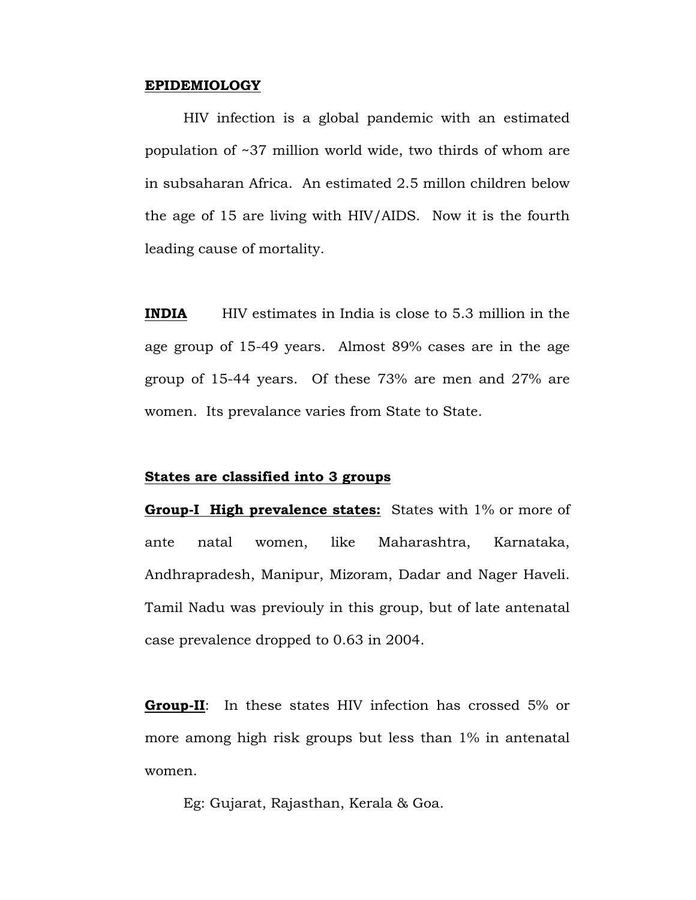## EPIDEMIOLOGY

HIV infection is a global pandemic with an estimated population of ~37 million world wide, two thirds of whom are in subsaharan Africa. An estimated 2.5 millon children below the age of 15 are living with HIV/AIDS. Now it is the fourth leading cause of mortality.

**INDIA** HIV estimates in India is close to 5.3 million in the age group of 15-49 years. Almost 89% cases are in the age group of 15-44 years. Of these 73% are men and 27% are women. Its prevalance varies from State to State.

### States are classified into 3 groups

**Group-I High prevalence states:** States with 1% or more of ante natal women, like Maharashtra, Karnataka, Andhrapradesh, Manipur, Mizoram, Dadar and Nager Haveli. Tamil Nadu was previouly in this group, but of late antenatal case prevalence dropped to 0.63 in 2004.

**Group-II**: In these states HIV infection has crossed 5% or more among high risk groups but less than 1% in antenatal women.

Eg: Gujarat, Rajasthan, Kerala & Goa.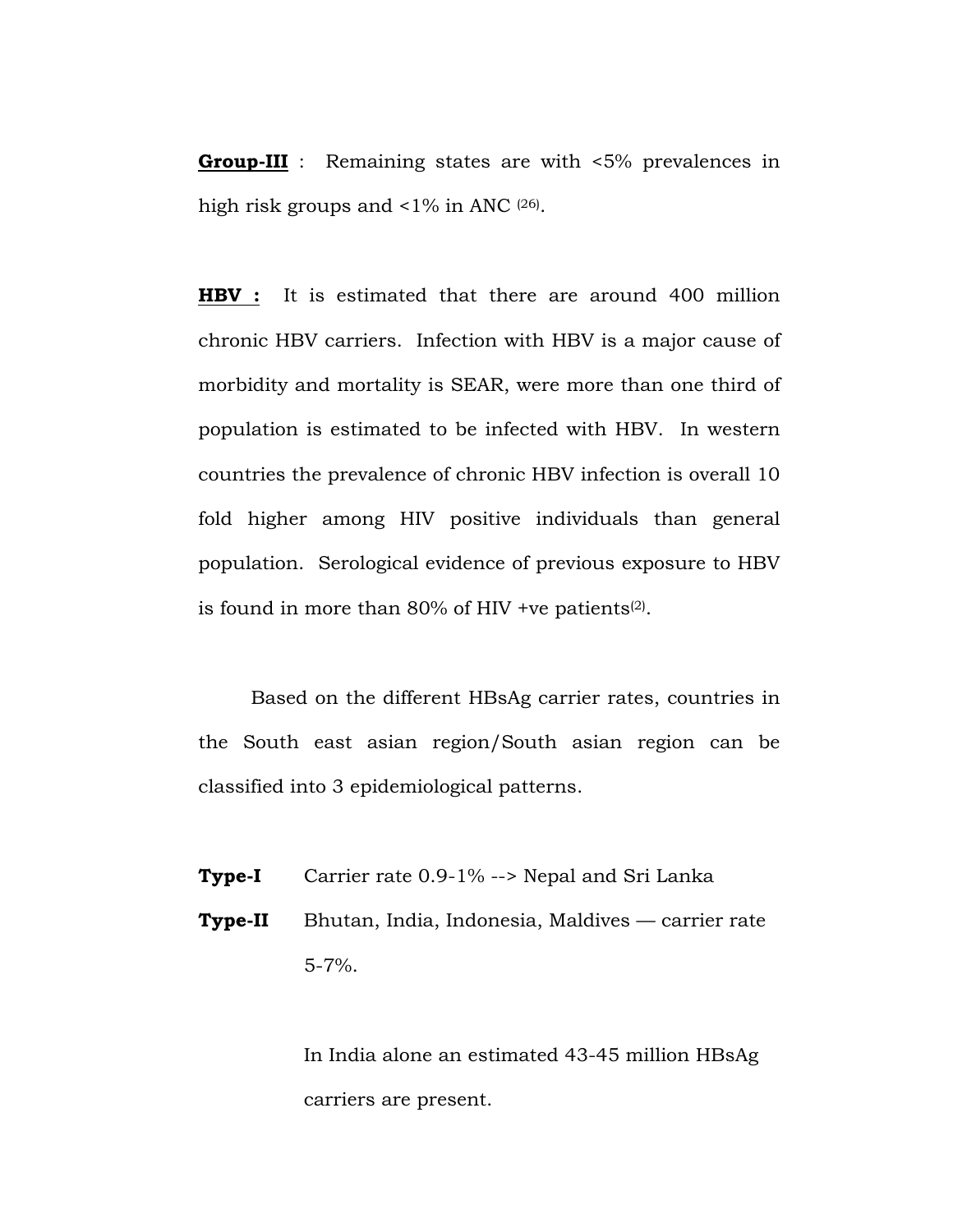**<u>Group-III</u>** : Remaining states are with <5% prevalences in high risk groups and <1% in ANC [26].

**<u>HBV :</u>** It is estimated that there are around 400 million chronic HBV carriers. Infection with HBV is a major cause of morbidity and mortality is SEAR, were more than one third of population is estimated to be infected with HBV. In western countries the prevalence of chronic HBV infection is overall 10 fold higher among HIV positive individuals than general population. Serological evidence of previous exposure to HBV is found in more than 80% of HIV +ve patients[2].

Based on the different HBsAg carrier rates, countries in the South east asian region/South asian region can be classified into 3 epidemiological patterns.

**Type-I** Carrier rate 0.9-1% --> Nepal and Sri Lanka

**Type-II** Bhutan, India, Indonesia, Maldives — carrier rate 5-7%.

In India alone an estimated 43-45 million HBsAg carriers are present.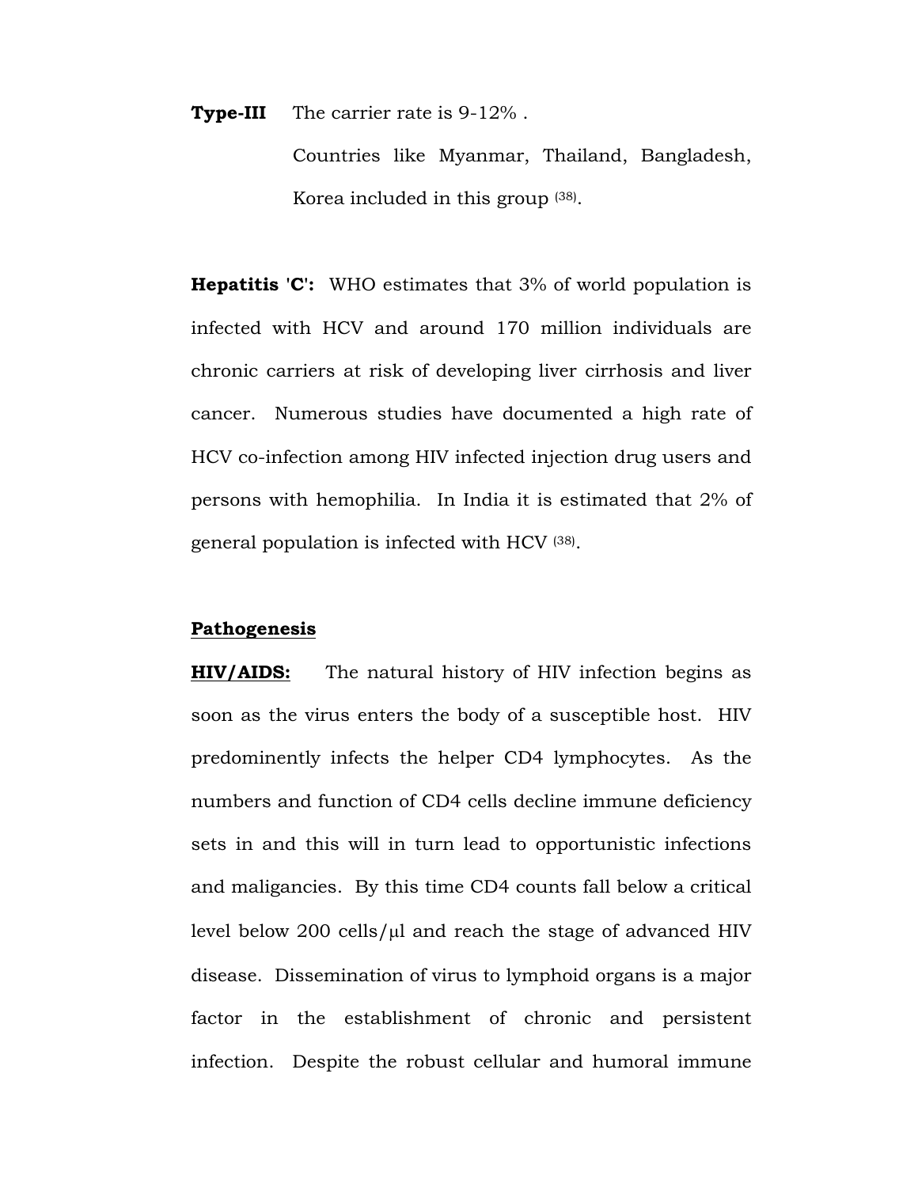**Type-III** The carrier rate is 9-12% .

Countries like Myanmar, Thailand, Bangladesh, Korea included in this group [38].

**Hepatitis 'C':** WHO estimates that 3% of world population is infected with HCV and around 170 million individuals are chronic carriers at risk of developing liver cirrhosis and liver cancer. Numerous studies have documented a high rate of HCV co-infection among HIV infected injection drug users and persons with hemophilia. In India it is estimated that 2% of general population is infected with HCV [38].

## Pathogenesis

**HIV/AIDS:** The natural history of HIV infection begins as soon as the virus enters the body of a susceptible host. HIV predominently infects the helper CD4 lymphocytes. As the numbers and function of CD4 cells decline immune deficiency sets in and this will in turn lead to opportunistic infections and maligancies. By this time CD4 counts fall below a critical level below 200 cells/μl and reach the stage of advanced HIV disease. Dissemination of virus to lymphoid organs is a major factor in the establishment of chronic and persistent infection. Despite the robust cellular and humoral immune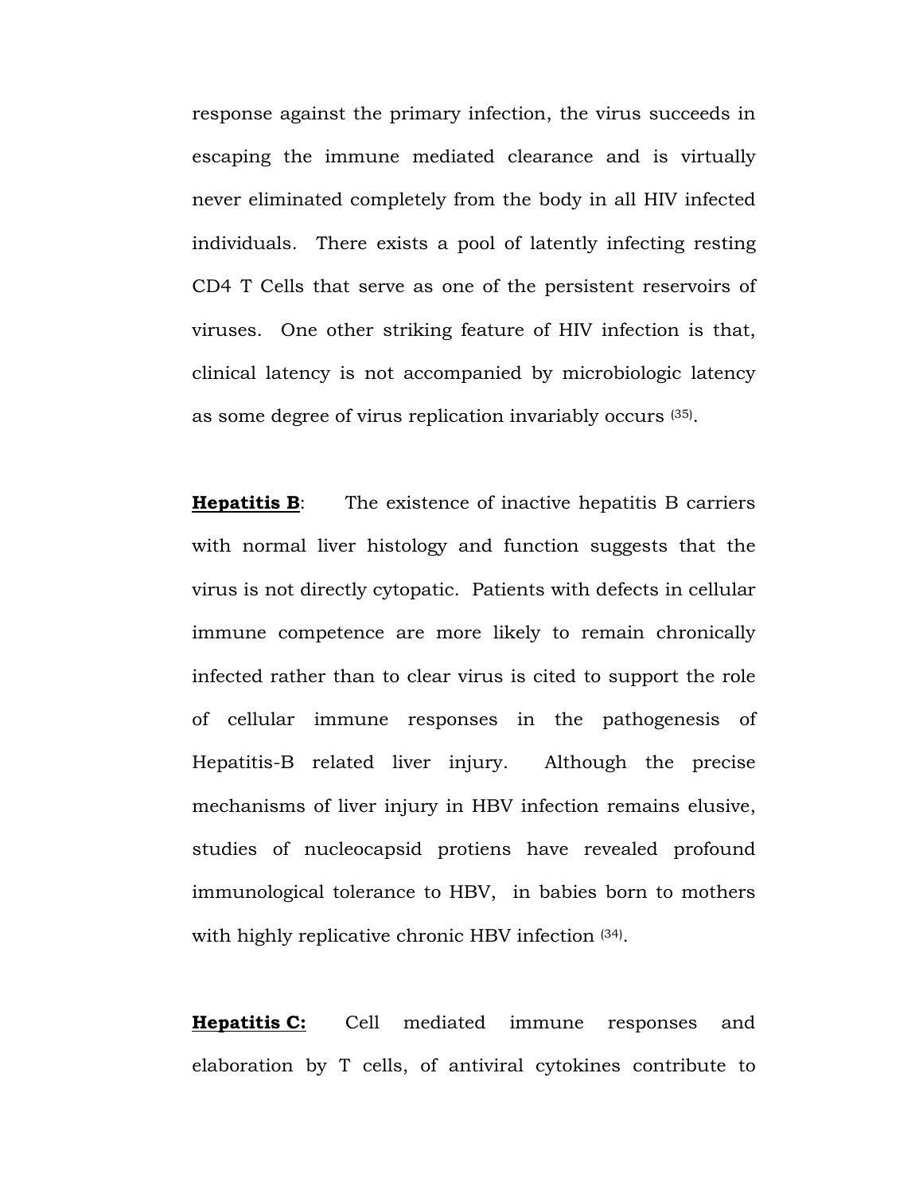response against the primary infection, the virus succeeds in escaping the immune mediated clearance and is virtually never eliminated completely from the body in all HIV infected individuals. There exists a pool of latently infecting resting CD4 T Cells that serve as one of the persistent reservoirs of viruses. One other striking feature of HIV infection is that, clinical latency is not accompanied by microbiologic latency as some degree of virus replication invariably occurs [35].

**Hepatitis B**: The existence of inactive hepatitis B carriers with normal liver histology and function suggests that the virus is not directly cytopatic. Patients with defects in cellular immune competence are more likely to remain chronically infected rather than to clear virus is cited to support the role of cellular immune responses in the pathogenesis of Hepatitis-B related liver injury. Although the precise mechanisms of liver injury in HBV infection remains elusive, studies of nucleocapsid protiens have revealed profound immunological tolerance to HBV, in babies born to mothers with highly replicative chronic HBV infection [34].

**Hepatitis C:** Cell mediated immune responses and elaboration by T cells, of antiviral cytokines contribute to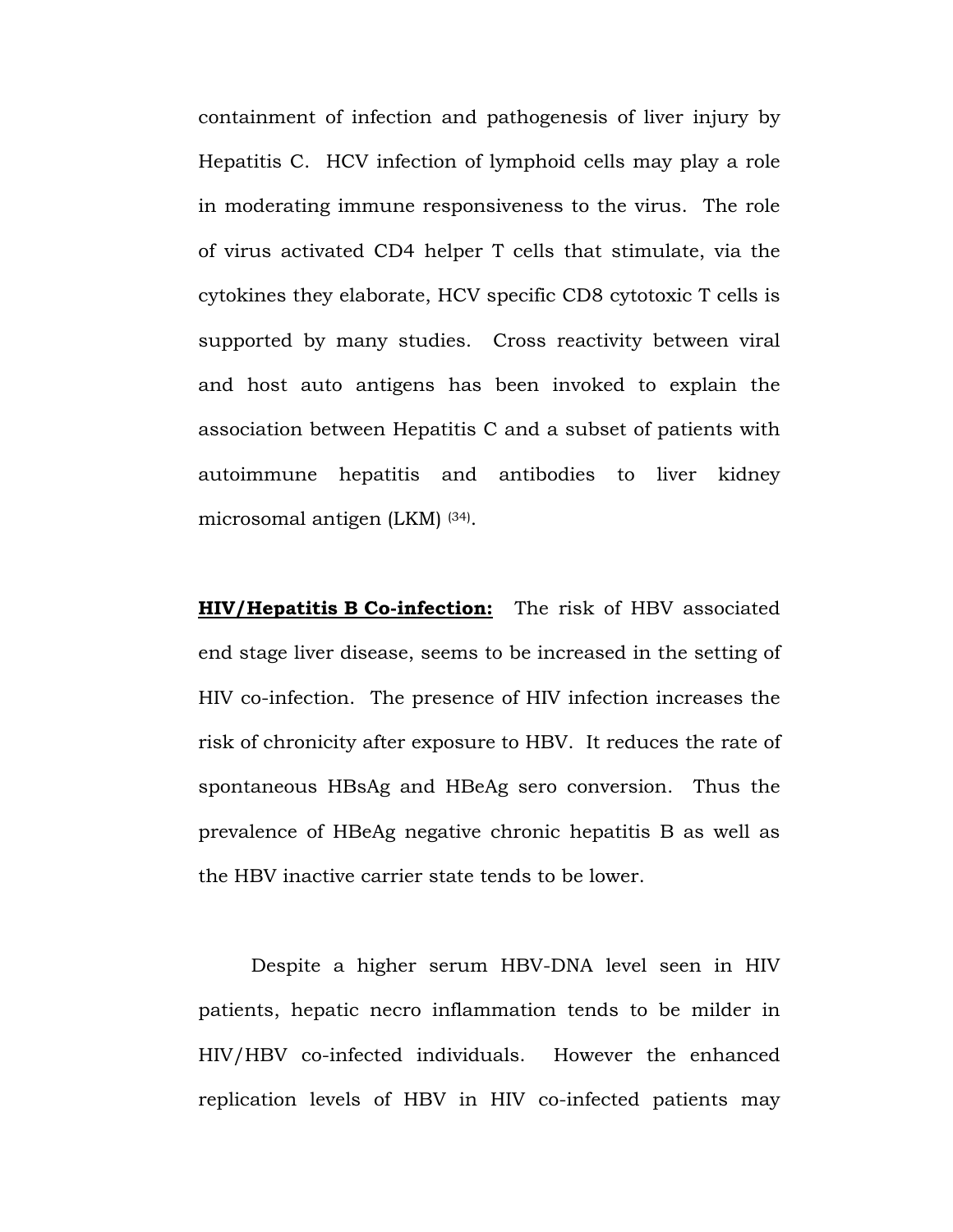containment of infection and pathogenesis of liver injury by Hepatitis C. HCV infection of lymphoid cells may play a role in moderating immune responsiveness to the virus. The role of virus activated CD4 helper T cells that stimulate, via the cytokines they elaborate, HCV specific CD8 cytotoxic T cells is supported by many studies. Cross reactivity between viral and host auto antigens has been invoked to explain the association between Hepatitis C and a subset of patients with autoimmune hepatitis and antibodies to liver kidney microsomal antigen (LKM) [34].

**HIV/Hepatitis B Co-infection:** The risk of HBV associated end stage liver disease, seems to be increased in the setting of HIV co-infection. The presence of HIV infection increases the risk of chronicity after exposure to HBV. It reduces the rate of spontaneous HBsAg and HBeAg sero conversion. Thus the prevalence of HBeAg negative chronic hepatitis B as well as the HBV inactive carrier state tends to be lower.

Despite a higher serum HBV-DNA level seen in HIV patients, hepatic necro inflammation tends to be milder in HIV/HBV co-infected individuals. However the enhanced replication levels of HBV in HIV co-infected patients may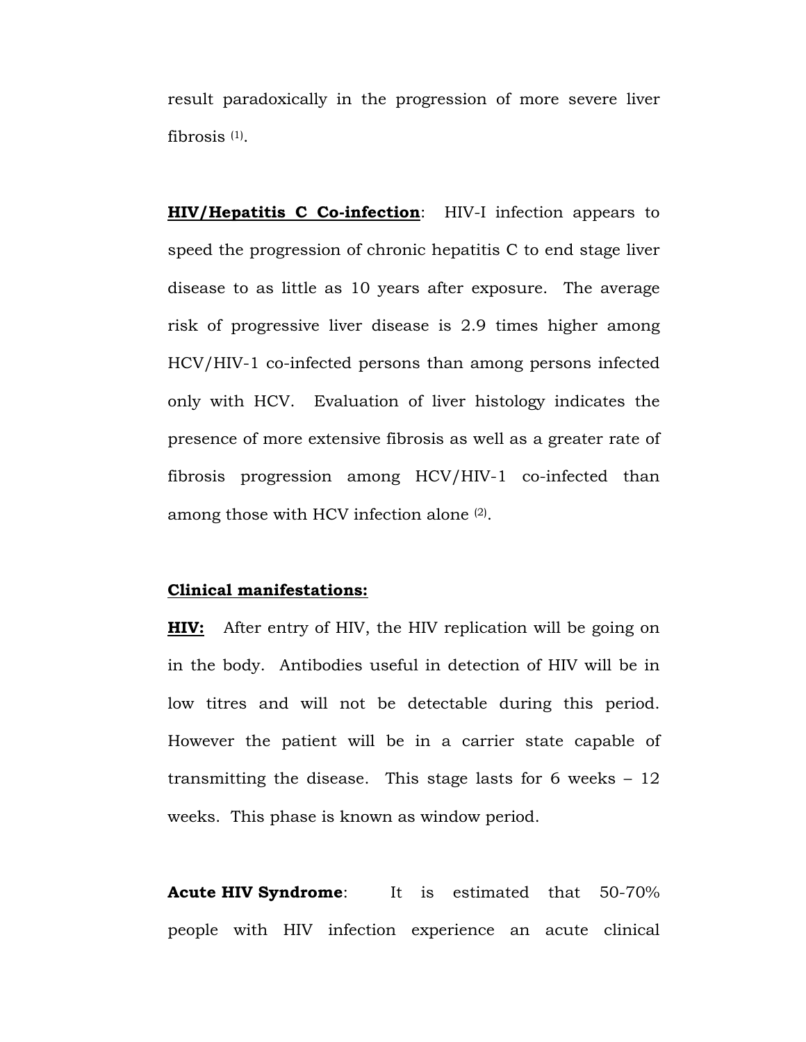result paradoxically in the progression of more severe liver fibrosis [1].

**HIV/Hepatitis C Co-infection**: HIV-I infection appears to speed the progression of chronic hepatitis C to end stage liver disease to as little as 10 years after exposure. The average risk of progressive liver disease is 2.9 times higher among HCV/HIV-1 co-infected persons than among persons infected only with HCV. Evaluation of liver histology indicates the presence of more extensive fibrosis as well as a greater rate of fibrosis progression among HCV/HIV-1 co-infected than among those with HCV infection alone [2].

**Clinical manifestations:**

**HIV:** After entry of HIV, the HIV replication will be going on in the body. Antibodies useful in detection of HIV will be in low titres and will not be detectable during this period. However the patient will be in a carrier state capable of transmitting the disease. This stage lasts for 6 weeks – 12 weeks. This phase is known as window period.

**Acute HIV Syndrome**: It is estimated that 50-70% people with HIV infection experience an acute clinical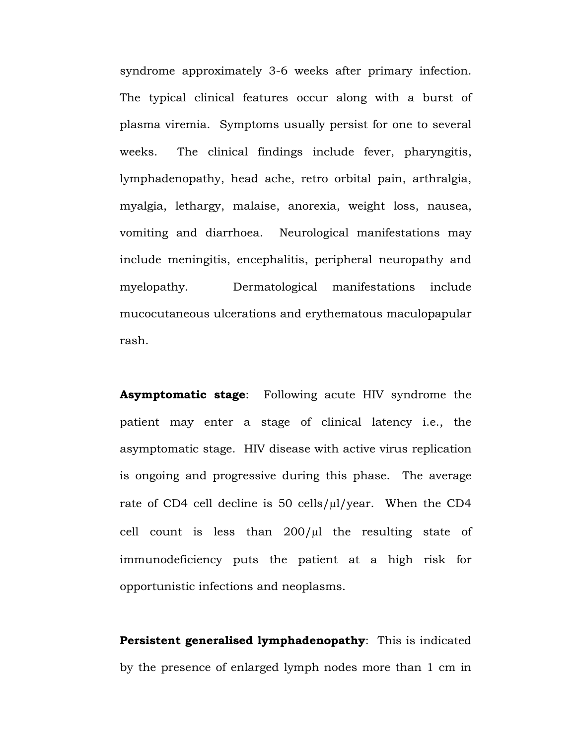syndrome approximately 3-6 weeks after primary infection. The typical clinical features occur along with a burst of plasma viremia. Symptoms usually persist for one to several weeks. The clinical findings include fever, pharyngitis, lymphadenopathy, head ache, retro orbital pain, arthralgia, myalgia, lethargy, malaise, anorexia, weight loss, nausea, vomiting and diarrhoea. Neurological manifestations may include meningitis, encephalitis, peripheral neuropathy and myelopathy. Dermatological manifestations include mucocutaneous ulcerations and erythematous maculopapular rash.

**Asymptomatic stage**: Following acute HIV syndrome the patient may enter a stage of clinical latency i.e., the asymptomatic stage. HIV disease with active virus replication is ongoing and progressive during this phase. The average rate of CD4 cell decline is 50 cells/μl/year. When the CD4 cell count is less than 200/μl the resulting state of immunodeficiency puts the patient at a high risk for opportunistic infections and neoplasms.

**Persistent generalised lymphadenopathy**: This is indicated by the presence of enlarged lymph nodes more than 1 cm in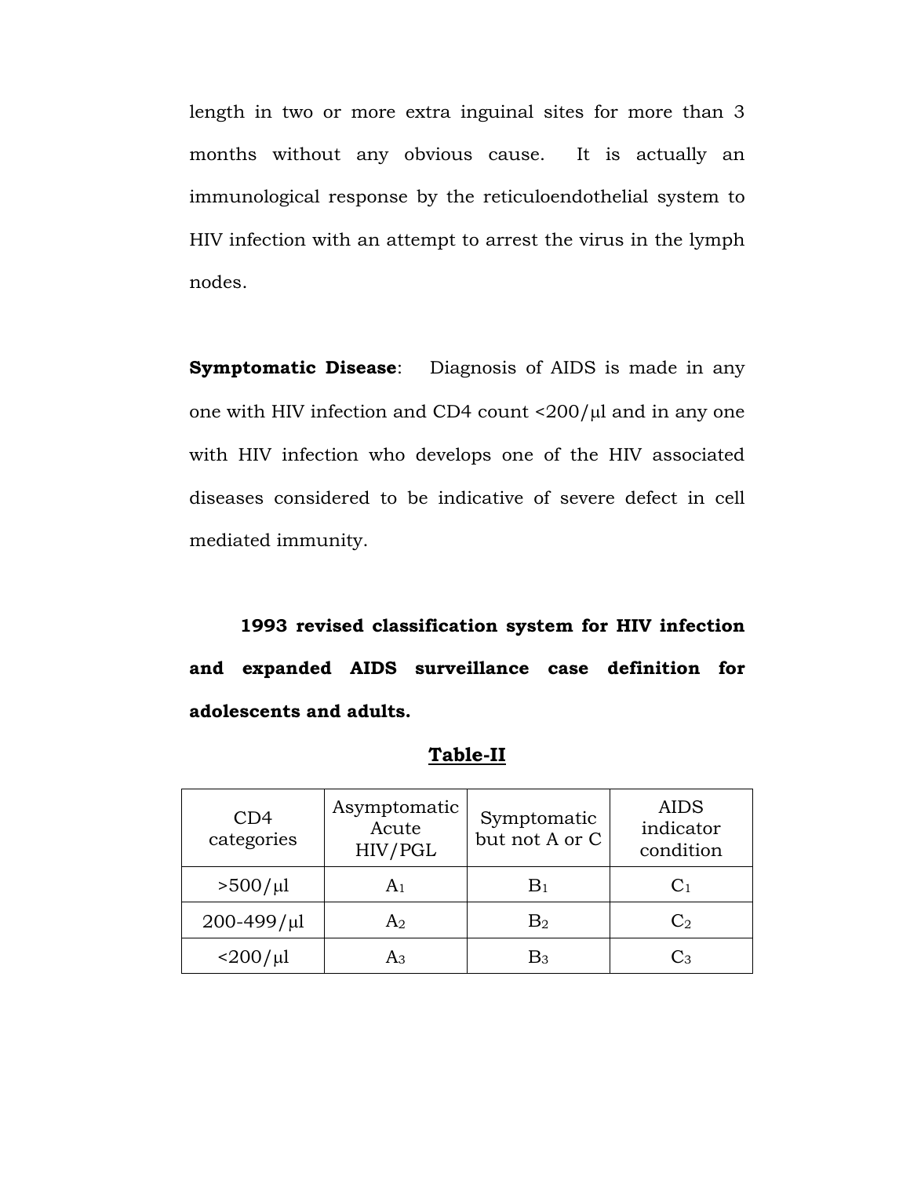length in two or more extra inguinal sites for more than 3 months without any obvious cause. It is actually an immunological response by the reticuloendothelial system to HIV infection with an attempt to arrest the virus in the lymph nodes.

**Symptomatic Disease**: Diagnosis of AIDS is made in any one with HIV infection and CD4 count <200/μl and in any one with HIV infection who develops one of the HIV associated diseases considered to be indicative of severe defect in cell mediated immunity.

**1993 revised classification system for HIV infection and expanded AIDS surveillance case definition for adolescents and adults.**

**Table-II**

| CD4 categories | Asymptomatic Acute HIV/PGL | Symptomatic but not A or C | AIDS indicator condition |
|---|---|---|---|
| >500/μl | $A_1$ | $B_1$ | $C_1$ |
| 200-499/μl | $A_2$ | $B_2$ | $C_2$ |
| <200/μl | $A_3$ | $B_3$ | $C_3$ |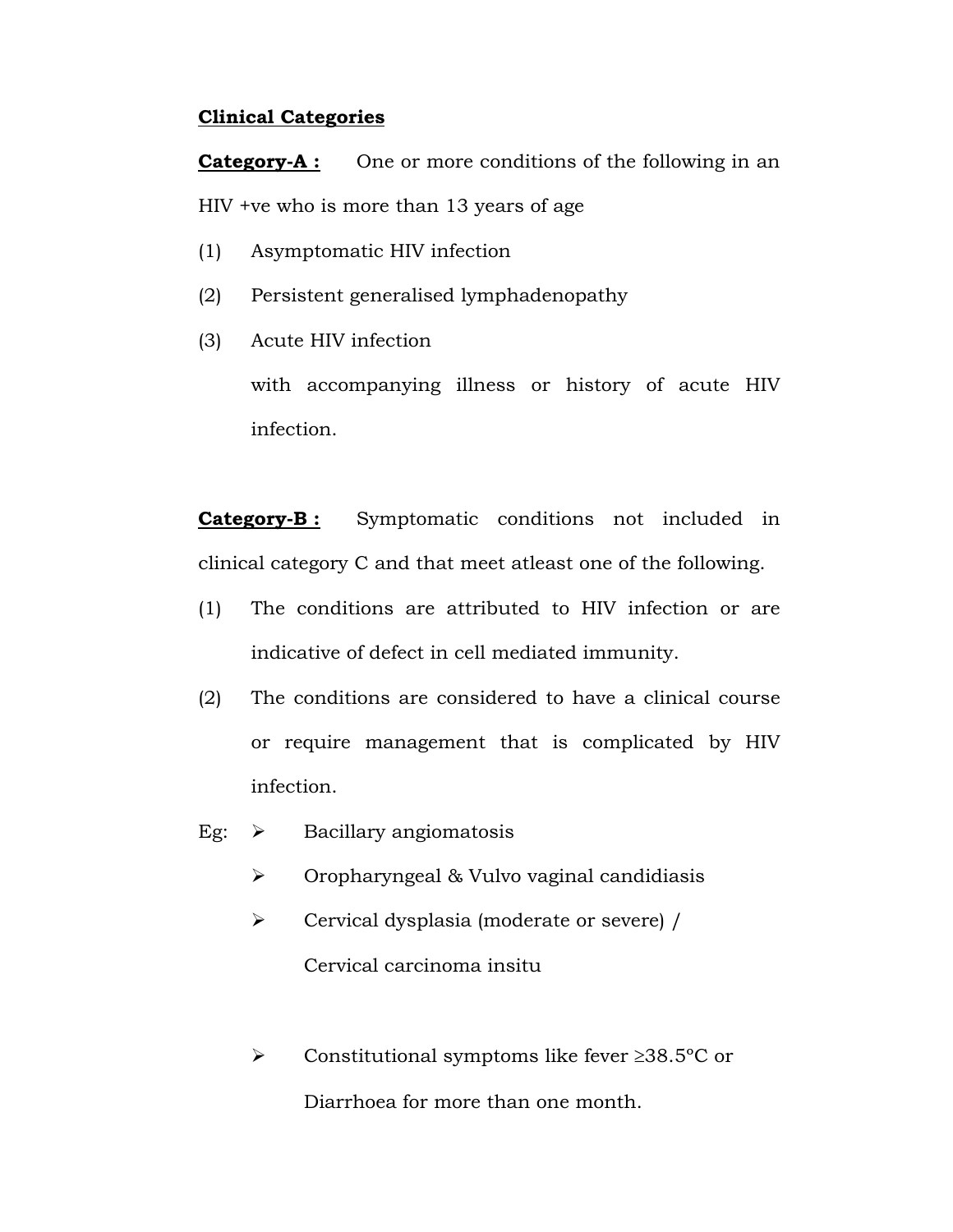## Clinical Categories

**Category-A :** One or more conditions of the following in an HIV +ve who is more than 13 years of age

(1) Asymptomatic HIV infection

(2) Persistent generalised lymphadenopathy

(3) Acute HIV infection

with accompanying illness or history of acute HIV infection.

**Category-B :** Symptomatic conditions not included in clinical category C and that meet atleast one of the following.

(1) The conditions are attributed to HIV infection or are indicative of defect in cell mediated immunity.

(2) The conditions are considered to have a clinical course or require management that is complicated by HIV infection.

Eg:

- Bacillary angiomatosis
- Oropharyngeal & Vulvo vaginal candidiasis
- Cervical dysplasia (moderate or severe) / Cervical carcinoma insitu
- Constitutional symptoms like fever ≥38.5°C or Diarrhoea for more than one month.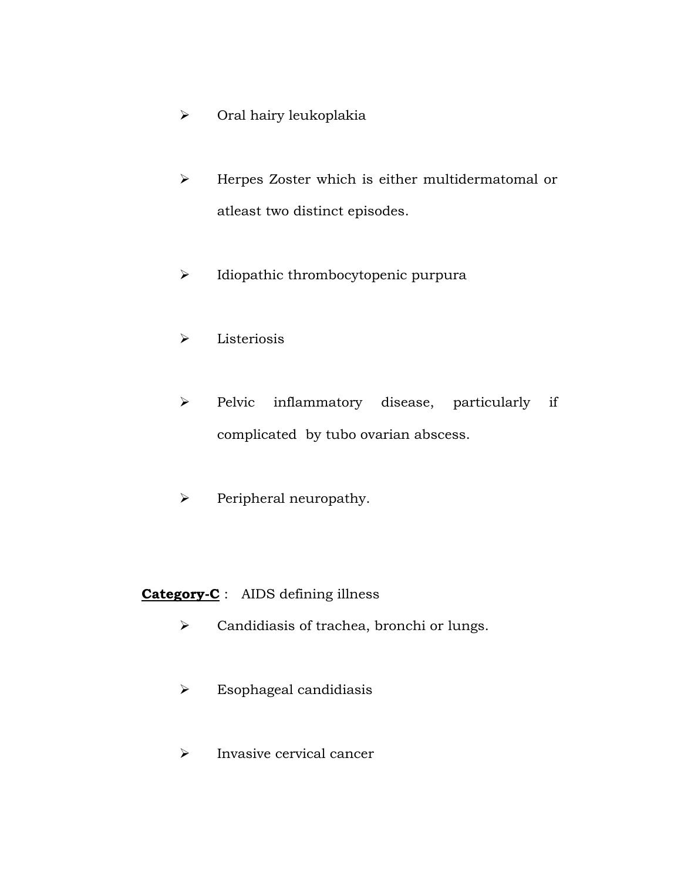- Oral hairy leukoplakia

- Herpes Zoster which is either multidermatomal or atleast two distinct episodes.

- Idiopathic thrombocytopenic purpura

- Listeriosis

- Pelvic inflammatory disease, particularly if complicated by tubo ovarian abscess.

- Peripheral neuropathy.

**<u>Category-C</u>** : AIDS defining illness

- Candidiasis of trachea, bronchi or lungs.

- Esophageal candidiasis

- Invasive cervical cancer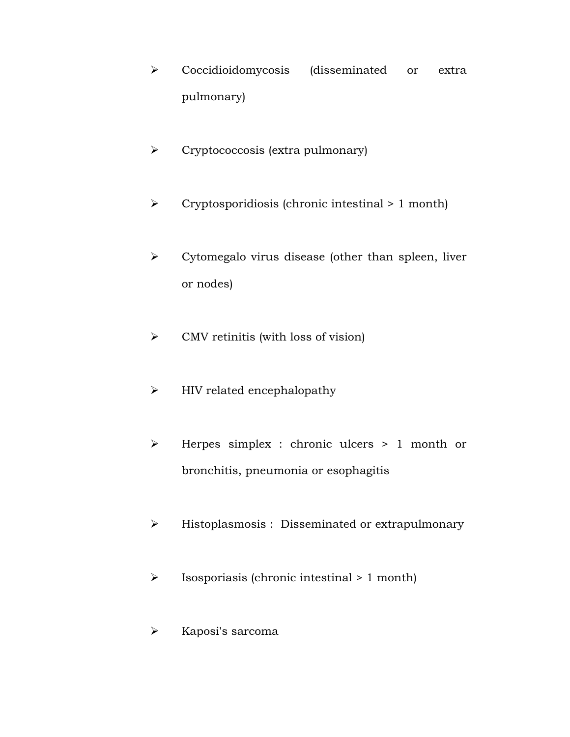- Coccidioidomycosis (disseminated or extra pulmonary)
- Cryptococcosis (extra pulmonary)
- Cryptosporidiosis (chronic intestinal > 1 month)
- Cytomegalo virus disease (other than spleen, liver or nodes)
- CMV retinitis (with loss of vision)
- HIV related encephalopathy
- Herpes simplex : chronic ulcers > 1 month or bronchitis, pneumonia or esophagitis
- Histoplasmosis : Disseminated or extrapulmonary
- Isosporiasis (chronic intestinal > 1 month)
- Kaposi's sarcoma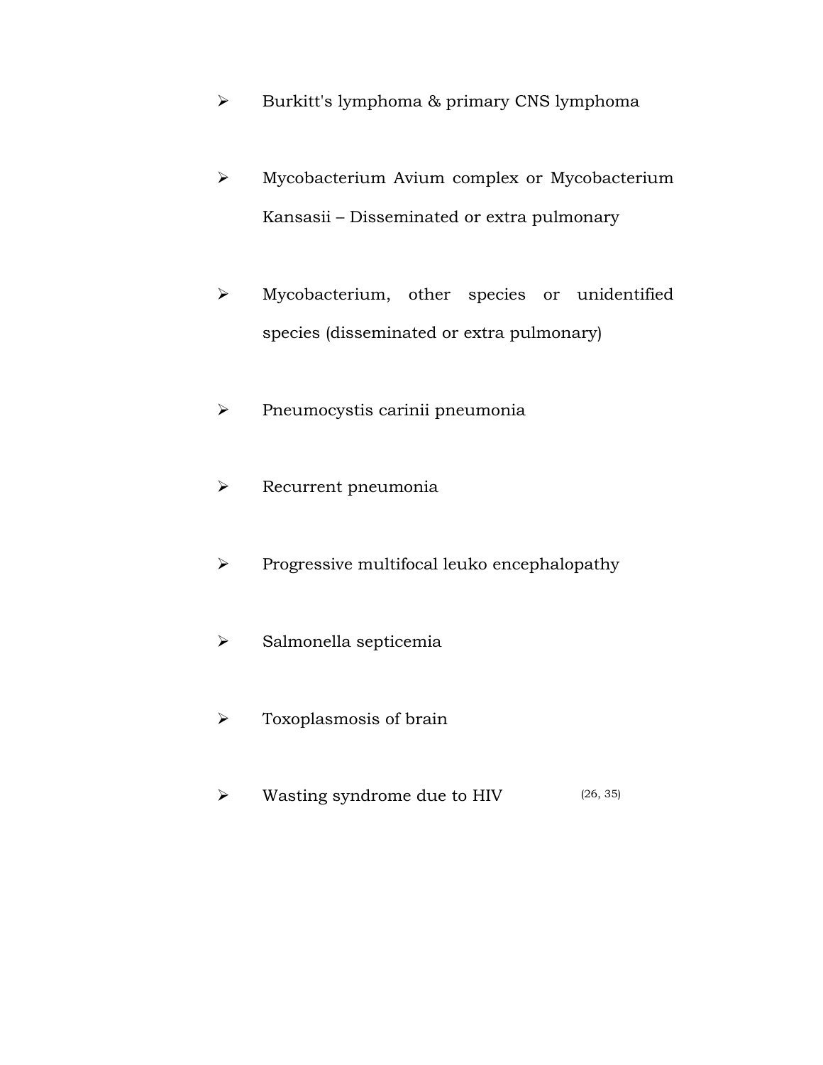- Burkitt's lymphoma & primary CNS lymphoma
- Mycobacterium Avium complex or Mycobacterium Kansasii – Disseminated or extra pulmonary
- Mycobacterium, other species or unidentified species (disseminated or extra pulmonary)
- Pneumocystis carinii pneumonia
- Recurrent pneumonia
- Progressive multifocal leuko encephalopathy
- Salmonella septicemia
- Toxoplasmosis of brain
- Wasting syndrome due to HIV (26, 35)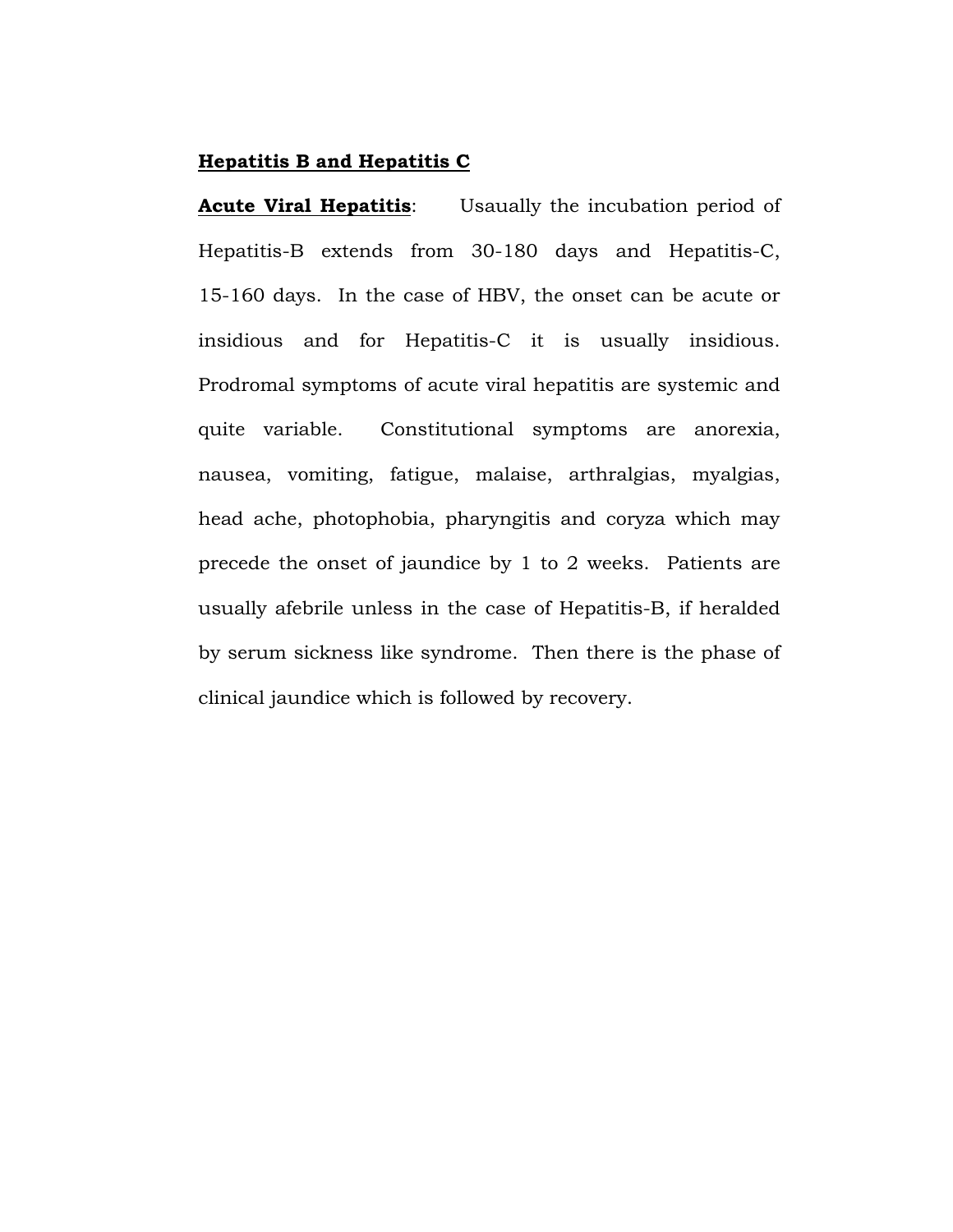**Hepatitis B and Hepatitis C**

**Acute Viral Hepatitis**: Usaually the incubation period of Hepatitis-B extends from 30-180 days and Hepatitis-C, 15-160 days. In the case of HBV, the onset can be acute or insidious and for Hepatitis-C it is usually insidious. Prodromal symptoms of acute viral hepatitis are systemic and quite variable. Constitutional symptoms are anorexia, nausea, vomiting, fatigue, malaise, arthralgias, myalgias, head ache, photophobia, pharyngitis and coryza which may precede the onset of jaundice by 1 to 2 weeks. Patients are usually afebrile unless in the case of Hepatitis-B, if heralded by serum sickness like syndrome. Then there is the phase of clinical jaundice which is followed by recovery.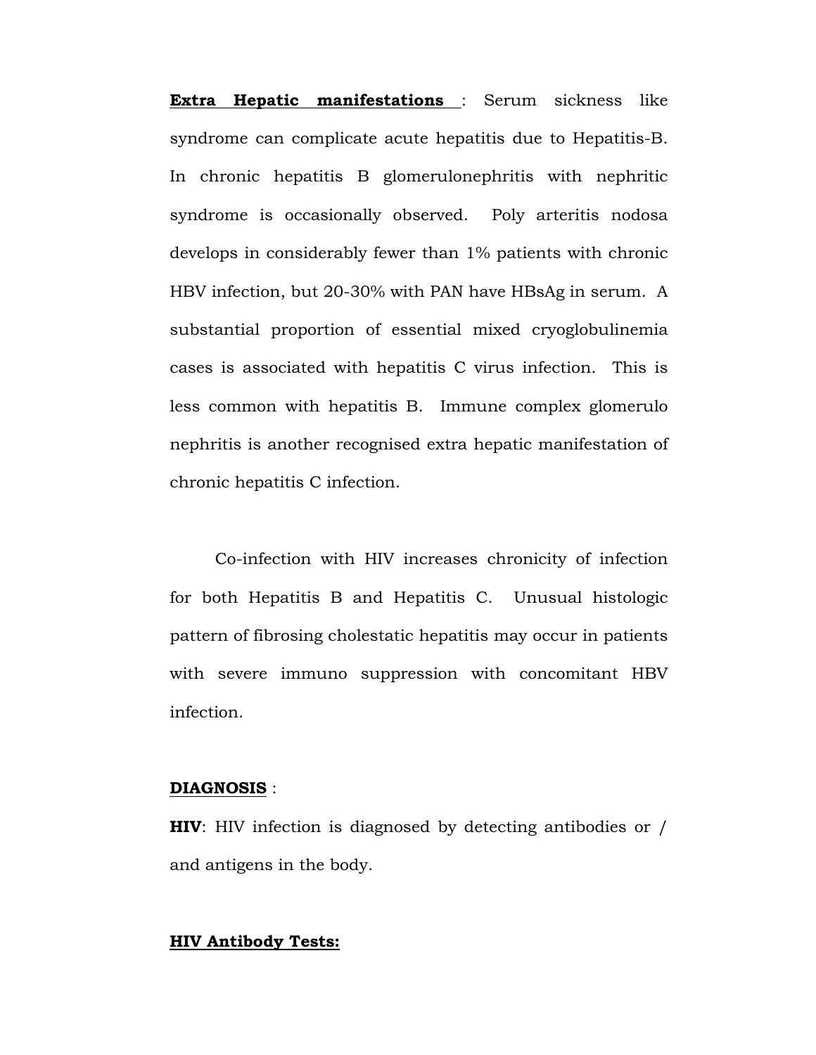**<u>Extra Hepatic manifestations</u>** : Serum sickness like syndrome can complicate acute hepatitis due to Hepatitis-B. In chronic hepatitis B glomerulonephritis with nephritic syndrome is occasionally observed. Poly arteritis nodosa develops in considerably fewer than 1% patients with chronic HBV infection, but 20-30% with PAN have HBsAg in serum. A substantial proportion of essential mixed cryoglobulinemia cases is associated with hepatitis C virus infection. This is less common with hepatitis B. Immune complex glomerulo nephritis is another recognised extra hepatic manifestation of chronic hepatitis C infection.

Co-infection with HIV increases chronicity of infection for both Hepatitis B and Hepatitis C. Unusual histologic pattern of fibrosing cholestatic hepatitis may occur in patients with severe immuno suppression with concomitant HBV infection.

**<u>DIAGNOSIS</u>** :

**HIV**: HIV infection is diagnosed by detecting antibodies or / and antigens in the body.

**<u>HIV Antibody Tests:</u>**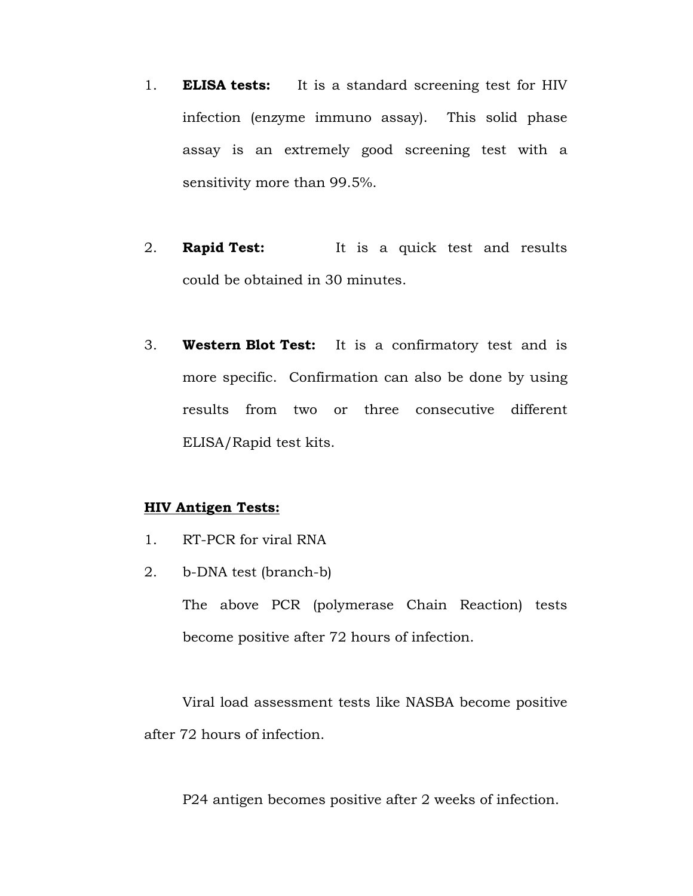1. **ELISA tests:** It is a standard screening test for HIV infection (enzyme immuno assay). This solid phase assay is an extremely good screening test with a sensitivity more than 99.5%.

2. **Rapid Test:** It is a quick test and results could be obtained in 30 minutes.

3. **Western Blot Test:** It is a confirmatory test and is more specific. Confirmation can also be done by using results from two or three consecutive different ELISA/Rapid test kits.

**<u>HIV Antigen Tests:</u>**

1. RT-PCR for viral RNA
2. b-DNA test (branch-b)

   The above PCR (polymerase Chain Reaction) tests become positive after 72 hours of infection.

Viral load assessment tests like NASBA become positive after 72 hours of infection.

P24 antigen becomes positive after 2 weeks of infection.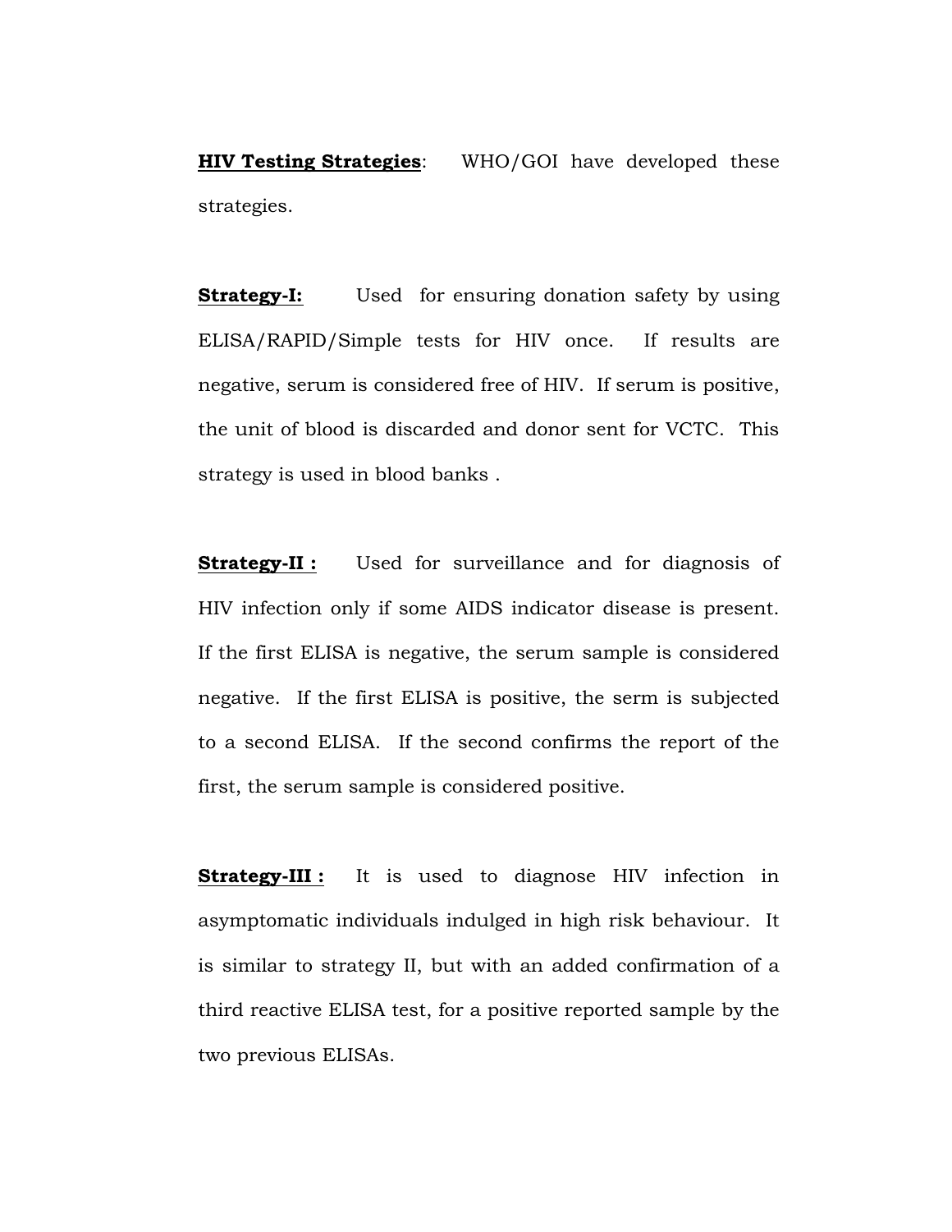**HIV Testing Strategies**: WHO/GOI have developed these strategies.

**Strategy-I:** Used for ensuring donation safety by using ELISA/RAPID/Simple tests for HIV once. If results are negative, serum is considered free of HIV. If serum is positive, the unit of blood is discarded and donor sent for VCTC. This strategy is used in blood banks .

**Strategy-II :** Used for surveillance and for diagnosis of HIV infection only if some AIDS indicator disease is present. If the first ELISA is negative, the serum sample is considered negative. If the first ELISA is positive, the serm is subjected to a second ELISA. If the second confirms the report of the first, the serum sample is considered positive.

**Strategy-III :** It is used to diagnose HIV infection in asymptomatic individuals indulged in high risk behaviour. It is similar to strategy II, but with an added confirmation of a third reactive ELISA test, for a positive reported sample by the two previous ELISAs.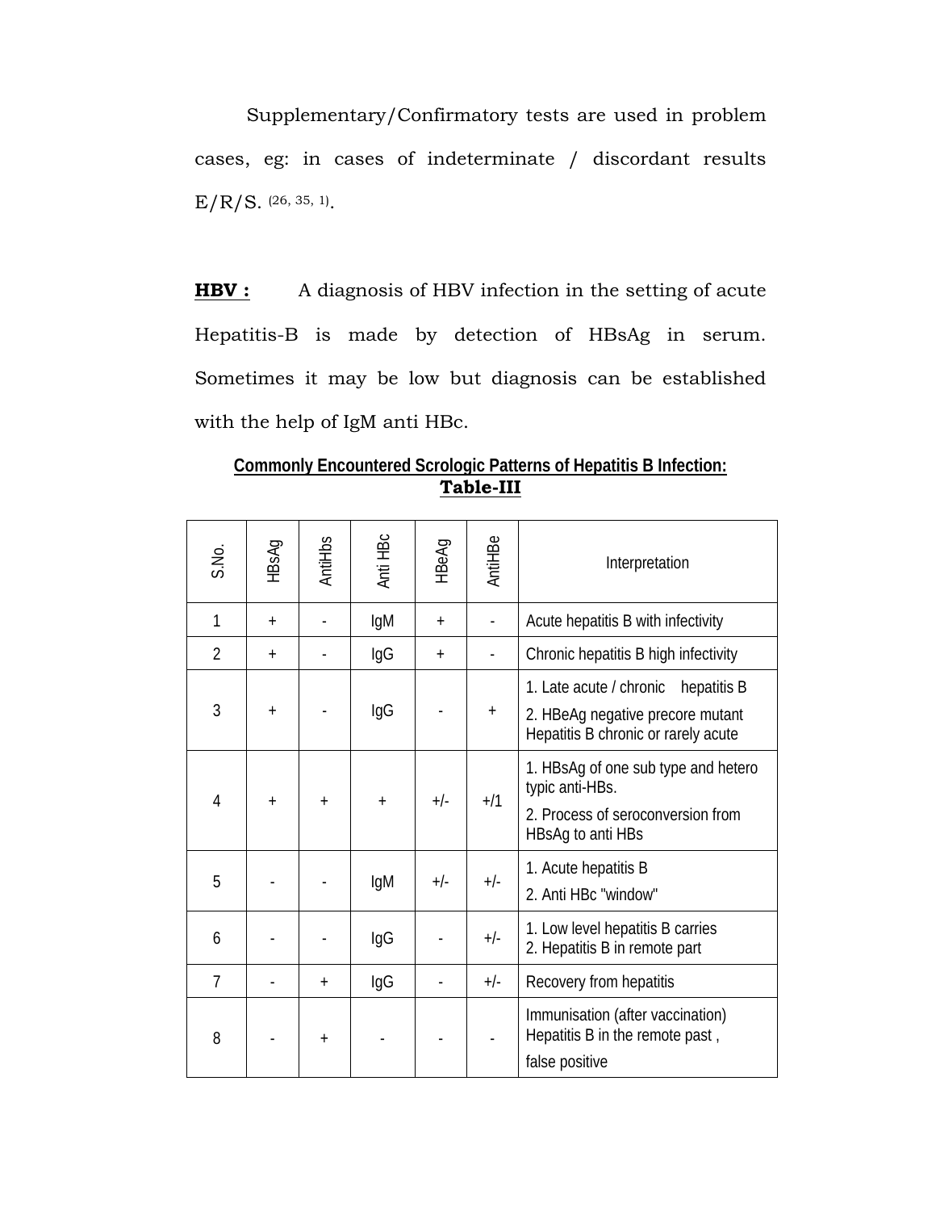Supplementary/Confirmatory tests are used in problem cases, eg: in cases of indeterminate / discordant results E/R/S. (26, 35, 1).

**HBV :** A diagnosis of HBV infection in the setting of acute Hepatitis-B is made by detection of HBsAg in serum. Sometimes it may be low but diagnosis can be established with the help of IgM anti HBc.

**Commonly Encountered Scrologic Patterns of Hepatitis B Infection:**
**Table-III**

| S.No. | HBsAg | AntiHbs | Anti HBc | HBeAg | AntiHBe | Interpretation |
|---|---|---|---|---|---|---|
| 1 | + | - | IgM | + | - | Acute hepatitis B with infectivity |
| 2 | + | - | IgG | + | - | Chronic hepatitis B high infectivity |
| 3 | + | - | IgG | - | + | 1. Late acute / chronic hepatitis B<br>2. HBeAg negative precore mutant Hepatitis B chronic or rarely acute |
| 4 | + | + | + | +/- | +/1 | 1. HBsAg of one sub type and hetero typic anti-HBs.<br>2. Process of seroconversion from HBsAg to anti HBs |
| 5 | - | - | IgM | +/- | +/- | 1. Acute hepatitis B<br>2. Anti HBc "window" |
| 6 | - | - | IgG | - | +/- | 1. Low level hepatitis B carries<br>2. Hepatitis B in remote part |
| 7 | - | + | IgG | - | +/- | Recovery from hepatitis |
| 8 | - | + | - | - | - | Immunisation (after vaccination) Hepatitis B in the remote past ,<br>false positive |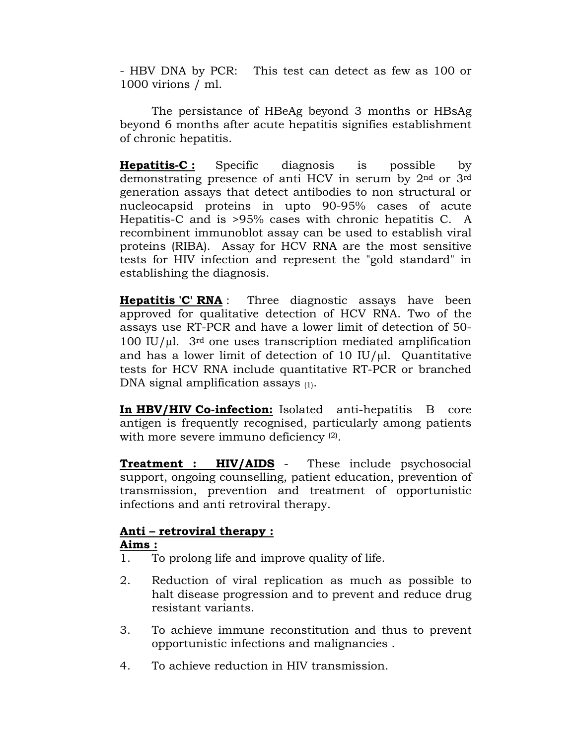- HBV DNA by PCR: This test can detect as few as 100 or 1000 virions / ml.

The persistance of HBeAg beyond 3 months or HBsAg beyond 6 months after acute hepatitis signifies establishment of chronic hepatitis.

**Hepatitis-C :** Specific diagnosis is possible by demonstrating presence of anti HCV in serum by 2nd or 3rd generation assays that detect antibodies to non structural or nucleocapsid proteins in upto 90-95% cases of acute Hepatitis-C and is >95% cases with chronic hepatitis C. A recombinent immunoblot assay can be used to establish viral proteins (RIBA). Assay for HCV RNA are the most sensitive tests for HIV infection and represent the "gold standard" in establishing the diagnosis.

**Hepatitis 'C' RNA** : Three diagnostic assays have been approved for qualitative detection of HCV RNA. Two of the assays use RT-PCR and have a lower limit of detection of 50-100 IU/μl. 3rd one uses transcription mediated amplification and has a lower limit of detection of 10 IU/μl. Quantitative tests for HCV RNA include quantitative RT-PCR or branched DNA signal amplification assays (1).

**In HBV/HIV Co-infection:** Isolated anti-hepatitis B core antigen is frequently recognised, particularly among patients with more severe immuno deficiency [2].

**Treatment : HIV/AIDS** - These include psychosocial support, ongoing counselling, patient education, prevention of transmission, prevention and treatment of opportunistic infections and anti retroviral therapy.

**Anti – retroviral therapy :**

**Aims :**

1. To prolong life and improve quality of life.
2. Reduction of viral replication as much as possible to halt disease progression and to prevent and reduce drug resistant variants.
3. To achieve immune reconstitution and thus to prevent opportunistic infections and malignancies .
4. To achieve reduction in HIV transmission.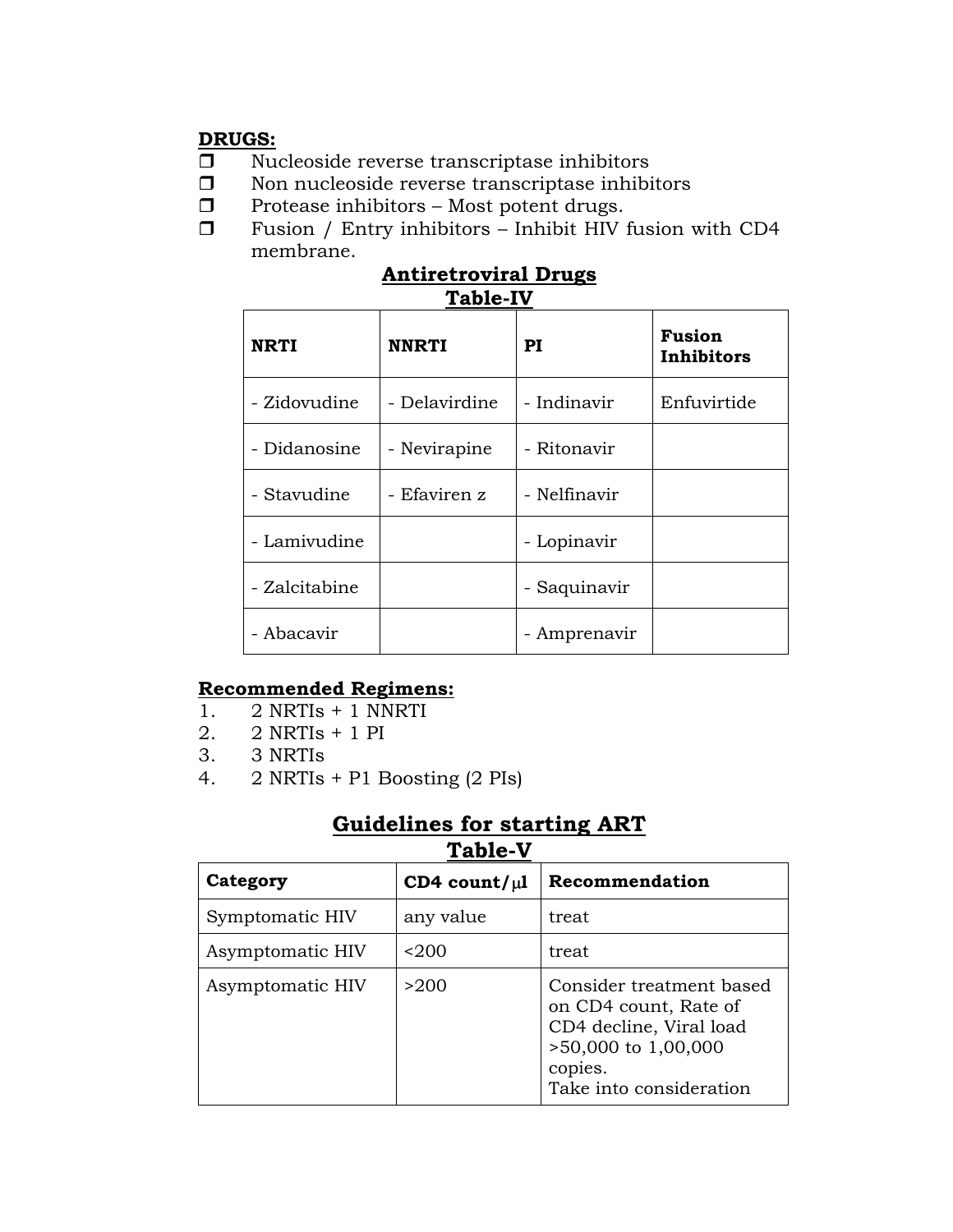**DRUGS:**

- Nucleoside reverse transcriptase inhibitors
- Non nucleoside reverse transcriptase inhibitors
- Protease inhibitors – Most potent drugs.
- Fusion / Entry inhibitors – Inhibit HIV fusion with CD4 membrane.

**Antiretroviral Drugs**
**Table-IV**

| NRTI | NNRTI | PI | Fusion Inhibitors |
|---|---|---|---|
| - Zidovudine | - Delavirdine | - Indinavir | Enfuvirtide |
| - Didanosine | - Nevirapine | - Ritonavir | |
| - Stavudine | - Efaviren z | - Nelfinavir | |
| - Lamivudine | | - Lopinavir | |
| - Zalcitabine | | - Saquinavir | |
| - Abacavir | | - Amprenavir | |

**Recommended Regimens:**

1. 2 NRTIs + 1 NNRTI
2. 2 NRTIs + 1 PI
3. 3 NRTIs
4. 2 NRTIs + P1 Boosting (2 PIs)

## Guidelines for starting ART
**Table-V**

| Category | CD4 count/μl | Recommendation |
|---|---|---|
| Symptomatic HIV | any value | treat |
| Asymptomatic HIV | <200 | treat |
| Asymptomatic HIV | >200 | Consider treatment based on CD4 count, Rate of CD4 decline, Viral load >50,000 to 1,00,000 copies. Take into consideration |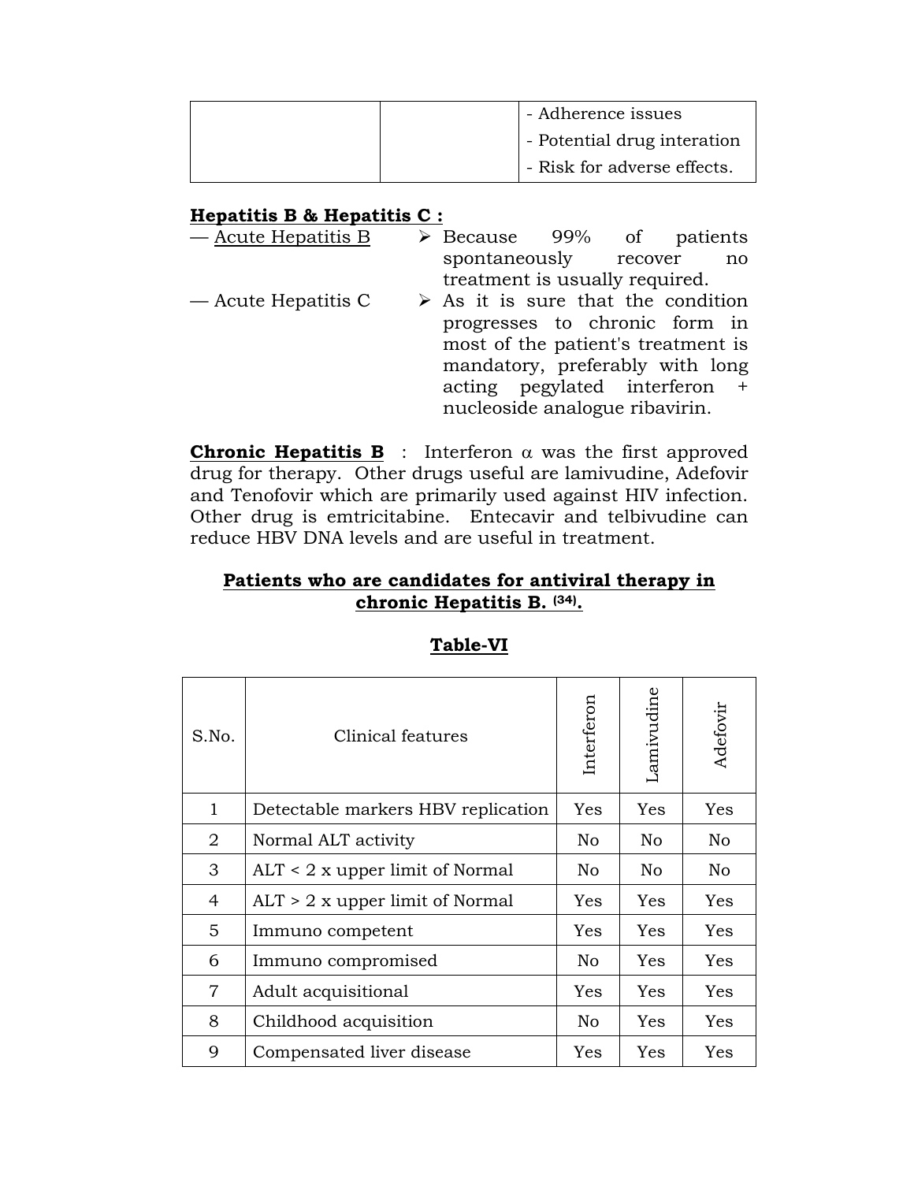| | | - Adherence issues<br>- Potential drug interation<br>- Risk for adverse effects. |
|---|---|---|

**<u>Hepatitis B & Hepatitis C :</u>**

— <u>Acute Hepatitis B</u> ➢ Because 99% of patients spontaneously recover no treatment is usually required.

— Acute Hepatitis C ➢ As it is sure that the condition progresses to chronic form in most of the patient's treatment is mandatory, preferably with long acting pegylated interferon + nucleoside analogue ribavirin.

**<u>Chronic Hepatitis B</u>** : Interferon α was the first approved drug for therapy. Other drugs useful are lamivudine, Adefovir and Tenofovir which are primarily used against HIV infection. Other drug is emtricitabine. Entecavir and telbivudine can reduce HBV DNA levels and are useful in treatment.

**<u>Patients who are candidates for antiviral therapy in chronic Hepatitis B. [34].</u>**

**<u>Table-VI</u>**

| S.No. | Clinical features | Interferon | Lamivudine | Adefovir |
|---|---|---|---|---|
| 1 | Detectable markers HBV replication | Yes | Yes | Yes |
| 2 | Normal ALT activity | No | No | No |
| 3 | ALT < 2 x upper limit of Normal | No | No | No |
| 4 | ALT > 2 x upper limit of Normal | Yes | Yes | Yes |
| 5 | Immuno competent | Yes | Yes | Yes |
| 6 | Immuno compromised | No | Yes | Yes |
| 7 | Adult acquisitional | Yes | Yes | Yes |
| 8 | Childhood acquisition | No | Yes | Yes |
| 9 | Compensated liver disease | Yes | Yes | Yes |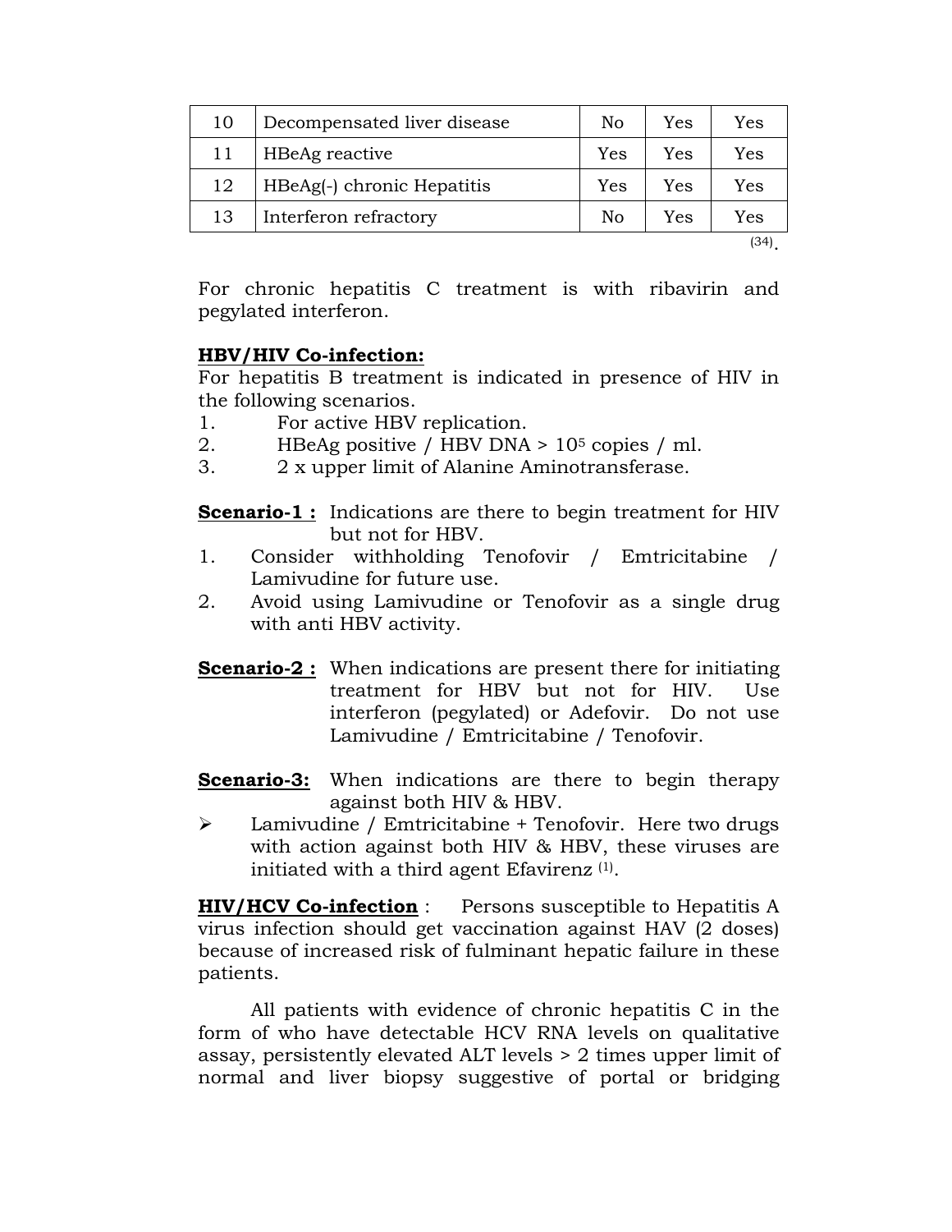| 10 | Decompensated liver disease | No | Yes | Yes |
|---|---|---|---|---|
| 11 | HBeAg reactive | Yes | Yes | Yes |
| 12 | HBeAg(-) chronic Hepatitis | Yes | Yes | Yes |
| 13 | Interferon refractory | No | Yes | Yes |

[34].

For chronic hepatitis C treatment is with ribavirin and pegylated interferon.

**HBV/HIV Co-infection:**

For hepatitis B treatment is indicated in presence of HIV in the following scenarios.

1. For active HBV replication.
2. HBeAg positive / HBV DNA > $10^5$ copies / ml.
3. 2 x upper limit of Alanine Aminotransferase.

**Scenario-1 :** Indications are there to begin treatment for HIV but not for HBV.

1. Consider withholding Tenofovir / Emtricitabine / Lamivudine for future use.
2. Avoid using Lamivudine or Tenofovir as a single drug with anti HBV activity.

**Scenario-2 :** When indications are present there for initiating treatment for HBV but not for HIV. Use interferon (pegylated) or Adefovir. Do not use Lamivudine / Emtricitabine / Tenofovir.

**Scenario-3:** When indications are there to begin therapy against both HIV & HBV.

- Lamivudine / Emtricitabine + Tenofovir. Here two drugs with action against both HIV & HBV, these viruses are initiated with a third agent Efavirenz [1].

**HIV/HCV Co-infection** : Persons susceptible to Hepatitis A virus infection should get vaccination against HAV (2 doses) because of increased risk of fulminant hepatic failure in these patients.

All patients with evidence of chronic hepatitis C in the form of who have detectable HCV RNA levels on qualitative assay, persistently elevated ALT levels > 2 times upper limit of normal and liver biopsy suggestive of portal or bridging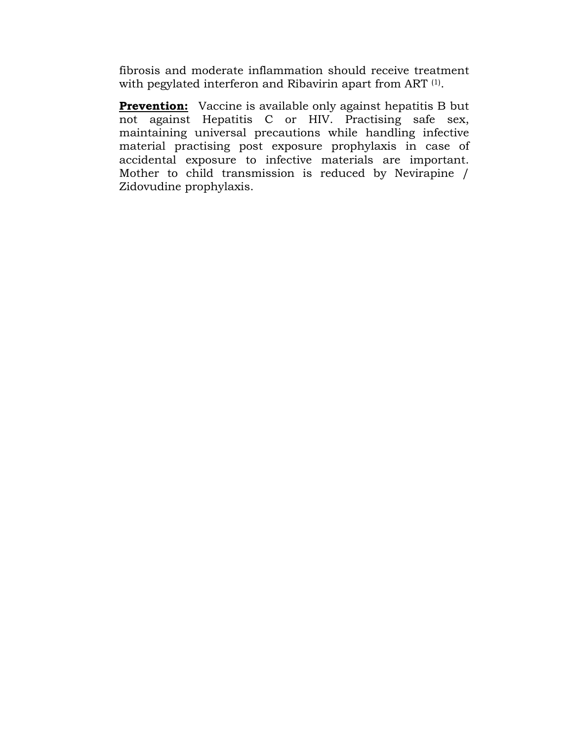fibrosis and moderate inflammation should receive treatment with pegylated interferon and Ribavirin apart from ART [1].

**<u>Prevention:</u>** Vaccine is available only against hepatitis B but not against Hepatitis C or HIV. Practising safe sex, maintaining universal precautions while handling infective material practising post exposure prophylaxis in case of accidental exposure to infective materials are important. Mother to child transmission is reduced by Nevirapine / Zidovudine prophylaxis.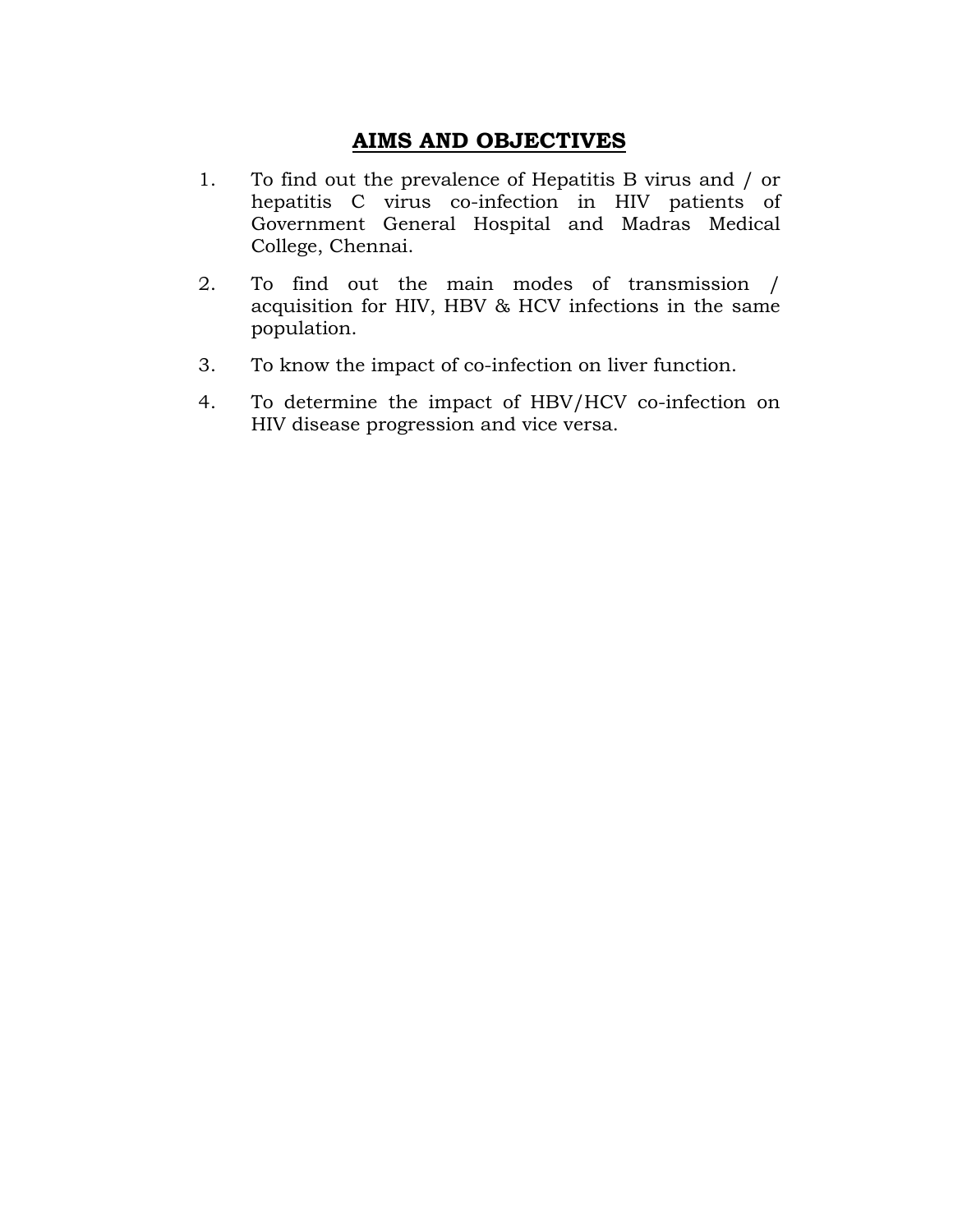# AIMS AND OBJECTIVES

1. To find out the prevalence of Hepatitis B virus and / or hepatitis C virus co-infection in HIV patients of Government General Hospital and Madras Medical College, Chennai.

2. To find out the main modes of transmission / acquisition for HIV, HBV & HCV infections in the same population.

3. To know the impact of co-infection on liver function.

4. To determine the impact of HBV/HCV co-infection on HIV disease progression and vice versa.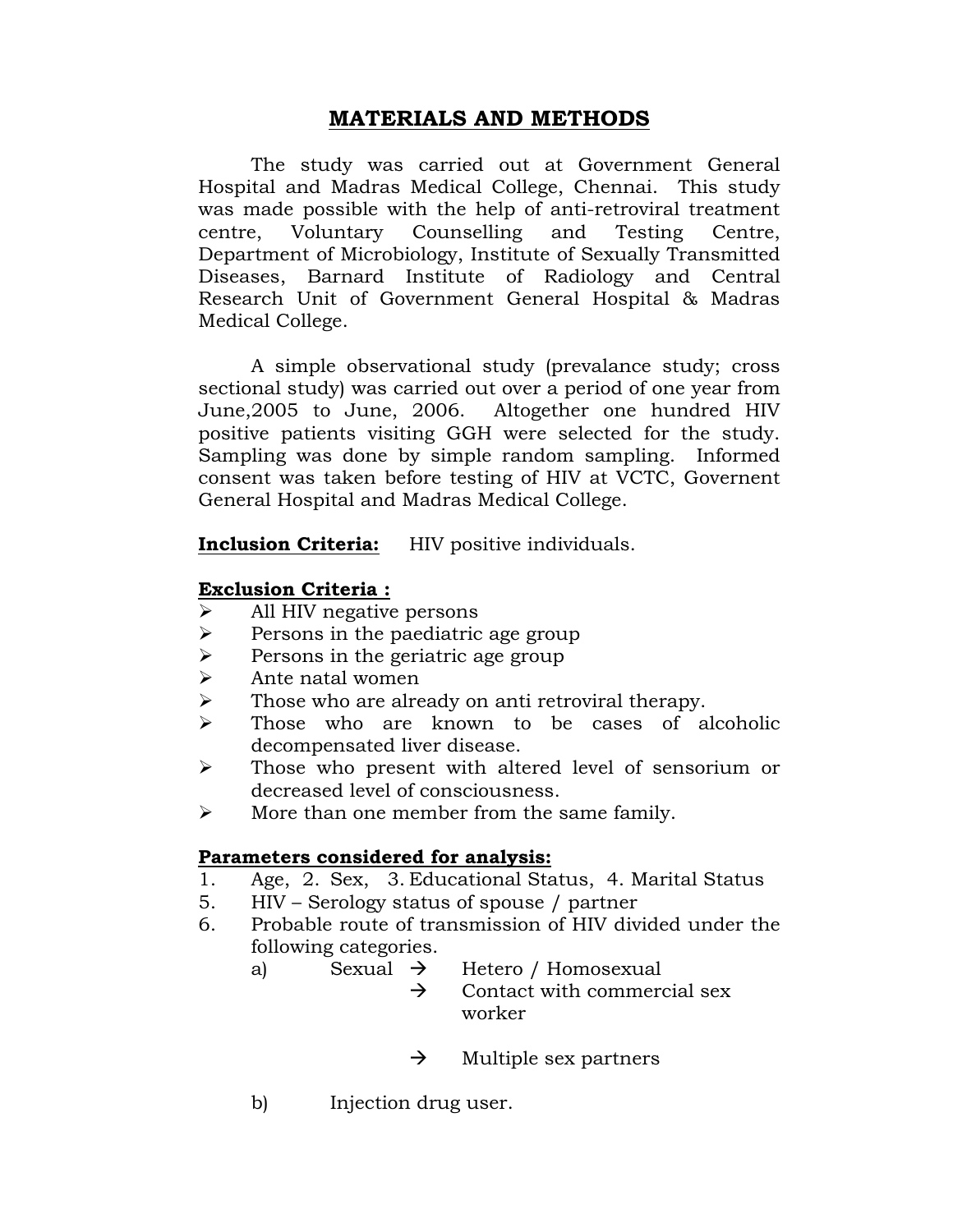# MATERIALS AND METHODS

The study was carried out at Government General Hospital and Madras Medical College, Chennai. This study was made possible with the help of anti-retroviral treatment centre, Voluntary Counselling and Testing Centre, Department of Microbiology, Institute of Sexually Transmitted Diseases, Barnard Institute of Radiology and Central Research Unit of Government General Hospital & Madras Medical College.

A simple observational study (prevalance study; cross sectional study) was carried out over a period of one year from June,2005 to June, 2006. Altogether one hundred HIV positive patients visiting GGH were selected for the study. Sampling was done by simple random sampling. Informed consent was taken before testing of HIV at VCTC, Governent General Hospital and Madras Medical College.

**Inclusion Criteria:** HIV positive individuals.

**Exclusion Criteria :**

- All HIV negative persons
- Persons in the paediatric age group
- Persons in the geriatric age group
- Ante natal women
- Those who are already on anti retroviral therapy.
- Those who are known to be cases of alcoholic decompensated liver disease.
- Those who present with altered level of sensorium or decreased level of consciousness.
- More than one member from the same family.

**Parameters considered for analysis:**

1. Age, 2. Sex, 3. Educational Status, 4. Marital Status
5. HIV – Serology status of spouse / partner
6. Probable route of transmission of HIV divided under the following categories.
   - a) Sexual → Hetero / Homosexual
     - → Contact with commercial sex worker
     - → Multiple sex partners
   - b) Injection drug user.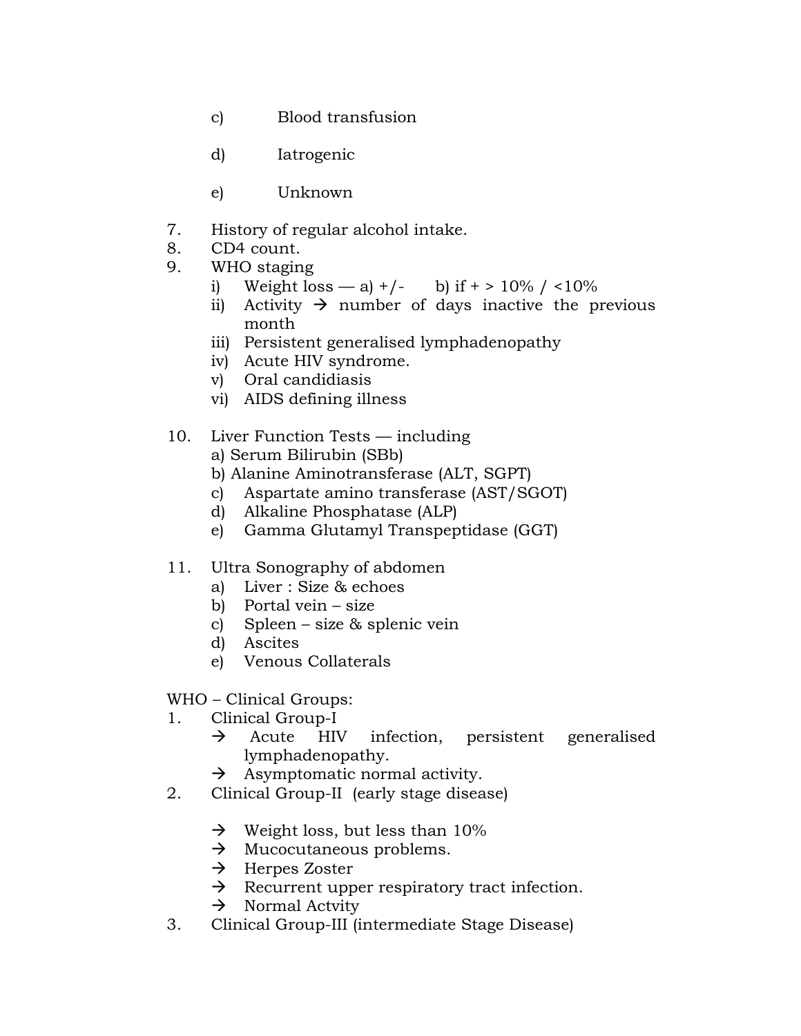c) Blood transfusion

d) Iatrogenic

e) Unknown

7. History of regular alcohol intake.
8. CD4 count.
9. WHO staging
   i) Weight loss — a) +/- b) if + > 10% / <10%
   ii) Activity → number of days inactive the previous month
   iii) Persistent generalised lymphadenopathy
   iv) Acute HIV syndrome.
   v) Oral candidiasis
   vi) AIDS defining illness

10. Liver Function Tests — including
    a) Serum Bilirubin (SBb)
    b) Alanine Aminotransferase (ALT, SGPT)
    c) Aspartate amino transferase (AST/SGOT)
    d) Alkaline Phosphatase (ALP)
    e) Gamma Glutamyl Transpeptidase (GGT)

11. Ultra Sonography of abdomen
    a) Liver : Size & echoes
    b) Portal vein – size
    c) Spleen – size & splenic vein
    d) Ascites
    e) Venous Collaterals

WHO – Clinical Groups:

1. Clinical Group-I
   → Acute HIV infection, persistent generalised lymphadenopathy.
   → Asymptomatic normal activity.
2. Clinical Group-II (early stage disease)

   → Weight loss, but less than 10%
   → Mucocutaneous problems.
   → Herpes Zoster
   → Recurrent upper respiratory tract infection.
   → Normal Actvity
3. Clinical Group-III (intermediate Stage Disease)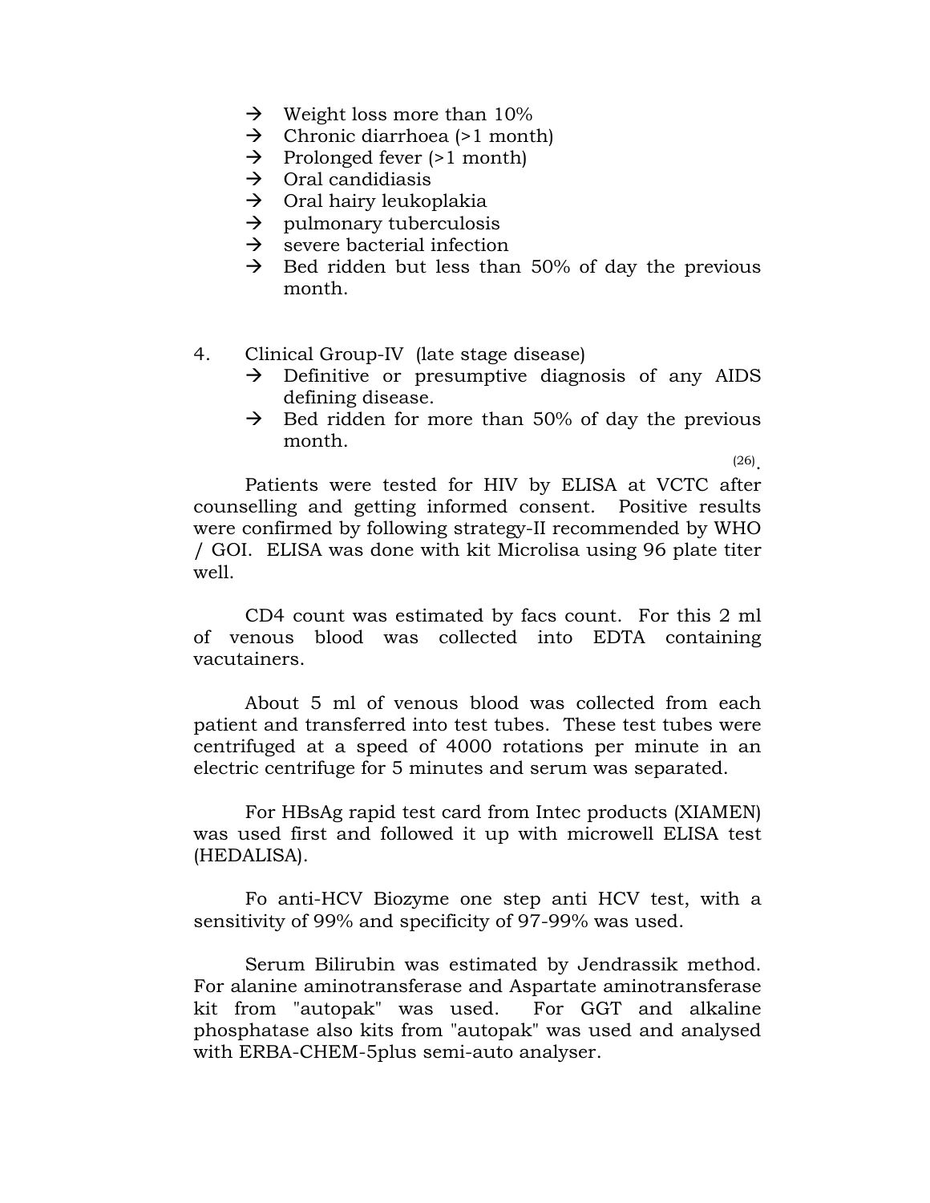- → Weight loss more than 10%
- → Chronic diarrhoea (>1 month)
- → Prolonged fever (>1 month)
- → Oral candidiasis
- → Oral hairy leukoplakia
- → pulmonary tuberculosis
- → severe bacterial infection
- → Bed ridden but less than 50% of day the previous month.

4. Clinical Group-IV (late stage disease)
   - → Definitive or presumptive diagnosis of any AIDS defining disease.
   - → Bed ridden for more than 50% of day the previous month.

[26].

Patients were tested for HIV by ELISA at VCTC after counselling and getting informed consent. Positive results were confirmed by following strategy-II recommended by WHO / GOI. ELISA was done with kit Microlisa using 96 plate titer well.

CD4 count was estimated by facs count. For this 2 ml of venous blood was collected into EDTA containing vacutainers.

About 5 ml of venous blood was collected from each patient and transferred into test tubes. These test tubes were centrifuged at a speed of 4000 rotations per minute in an electric centrifuge for 5 minutes and serum was separated.

For HBsAg rapid test card from Intec products (XIAMEN) was used first and followed it up with microwell ELISA test (HEDALISA).

Fo anti-HCV Biozyme one step anti HCV test, with a sensitivity of 99% and specificity of 97-99% was used.

Serum Bilirubin was estimated by Jendrassik method. For alanine aminotransferase and Aspartate aminotransferase kit from "autopak" was used. For GGT and alkaline phosphatase also kits from "autopak" was used and analysed with ERBA-CHEM-5plus semi-auto analyser.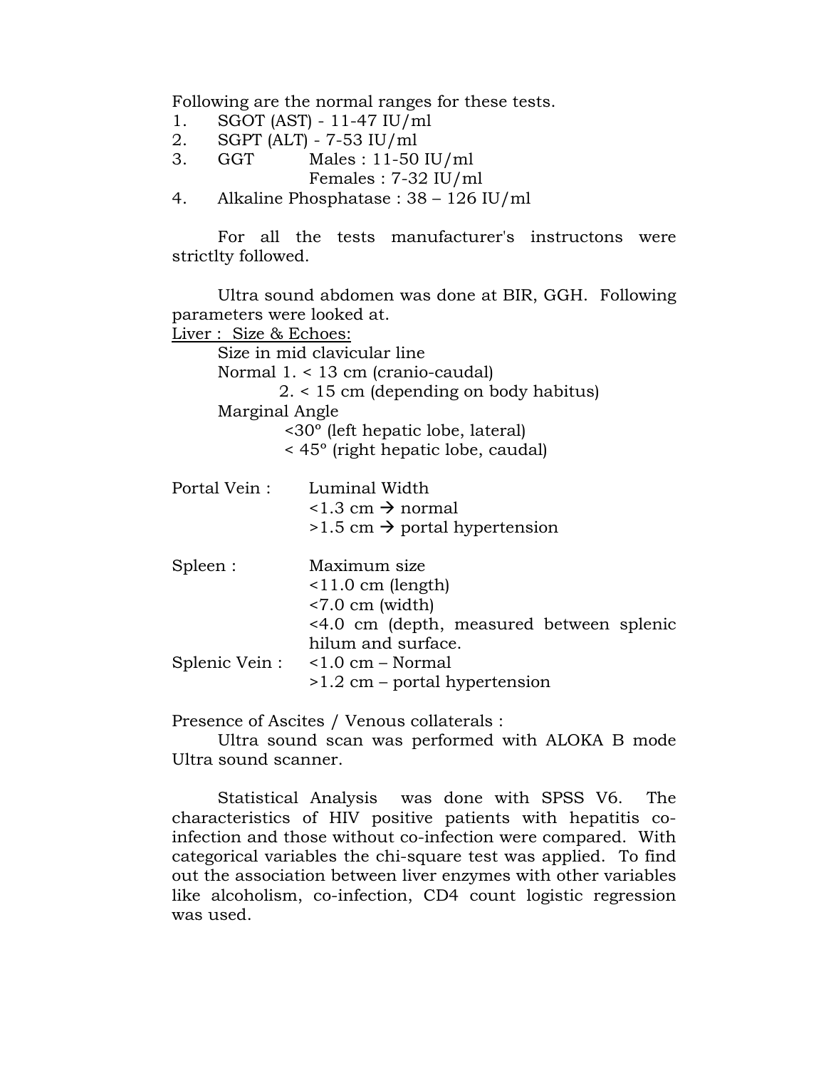Following are the normal ranges for these tests.

1. SGOT (AST) - 11-47 IU/ml
2. SGPT (ALT) - 7-53 IU/ml
3. GGT Males : 11-50 IU/ml
   Females : 7-32 IU/ml
4. Alkaline Phosphatase : 38 – 126 IU/ml

For all the tests manufacturer's instructons were strictlty followed.

Ultra sound abdomen was done at BIR, GGH. Following parameters were looked at.

<u>Liver : Size & Echoes:</u>

Size in mid clavicular line

Normal 1. < 13 cm (cranio-caudal)

2. < 15 cm (depending on body habitus)

Marginal Angle

<30º (left hepatic lobe, lateral)

< 45º (right hepatic lobe, caudal)

Portal Vein : Luminal Width

<1.3 cm → normal

>1.5 cm → portal hypertension

Spleen : Maximum size

<11.0 cm (length)

<7.0 cm (width)

<4.0 cm (depth, measured between splenic hilum and surface.

Splenic Vein : <1.0 cm – Normal

>1.2 cm – portal hypertension

Presence of Ascites / Venous collaterals :

Ultra sound scan was performed with ALOKA B mode Ultra sound scanner.

Statistical Analysis was done with SPSS V6. The characteristics of HIV positive patients with hepatitis co-infection and those without co-infection were compared. With categorical variables the chi-square test was applied. To find out the association between liver enzymes with other variables like alcoholism, co-infection, CD4 count logistic regression was used.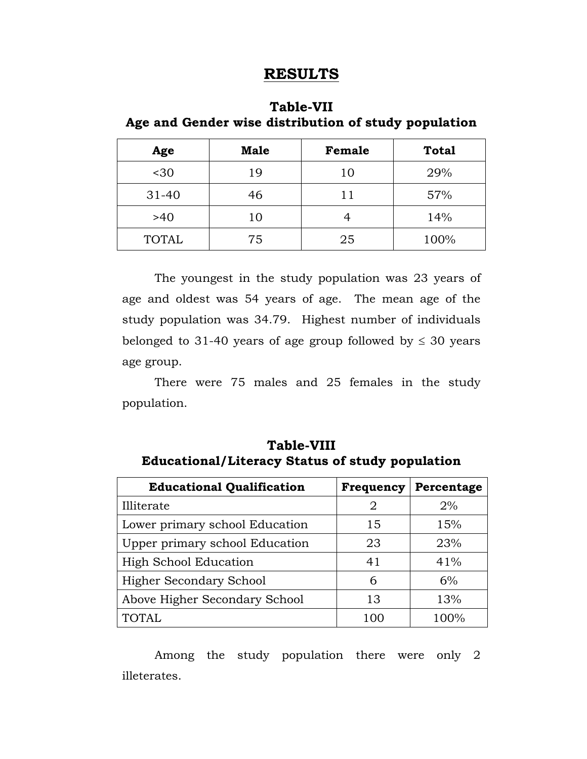# RESULTS

## Table-VII
**Age and Gender wise distribution of study population**

| Age | Male | Female | Total |
|---|---|---|---|
| <30 | 19 | 10 | 29% |
| 31-40 | 46 | 11 | 57% |
| >40 | 10 | 4 | 14% |
| TOTAL | 75 | 25 | 100% |

The youngest in the study population was 23 years of age and oldest was 54 years of age. The mean age of the study population was 34.79. Highest number of individuals belonged to 31-40 years of age group followed by ≤ 30 years age group.

There were 75 males and 25 females in the study population.

## Table-VIII
**Educational/Literacy Status of study population**

| Educational Qualification | Frequency | Percentage |
|---|---|---|
| Illiterate | 2 | 2% |
| Lower primary school Education | 15 | 15% |
| Upper primary school Education | 23 | 23% |
| High School Education | 41 | 41% |
| Higher Secondary School | 6 | 6% |
| Above Higher Secondary School | 13 | 13% |
| TOTAL | 100 | 100% |

Among the study population there were only 2 illeterates.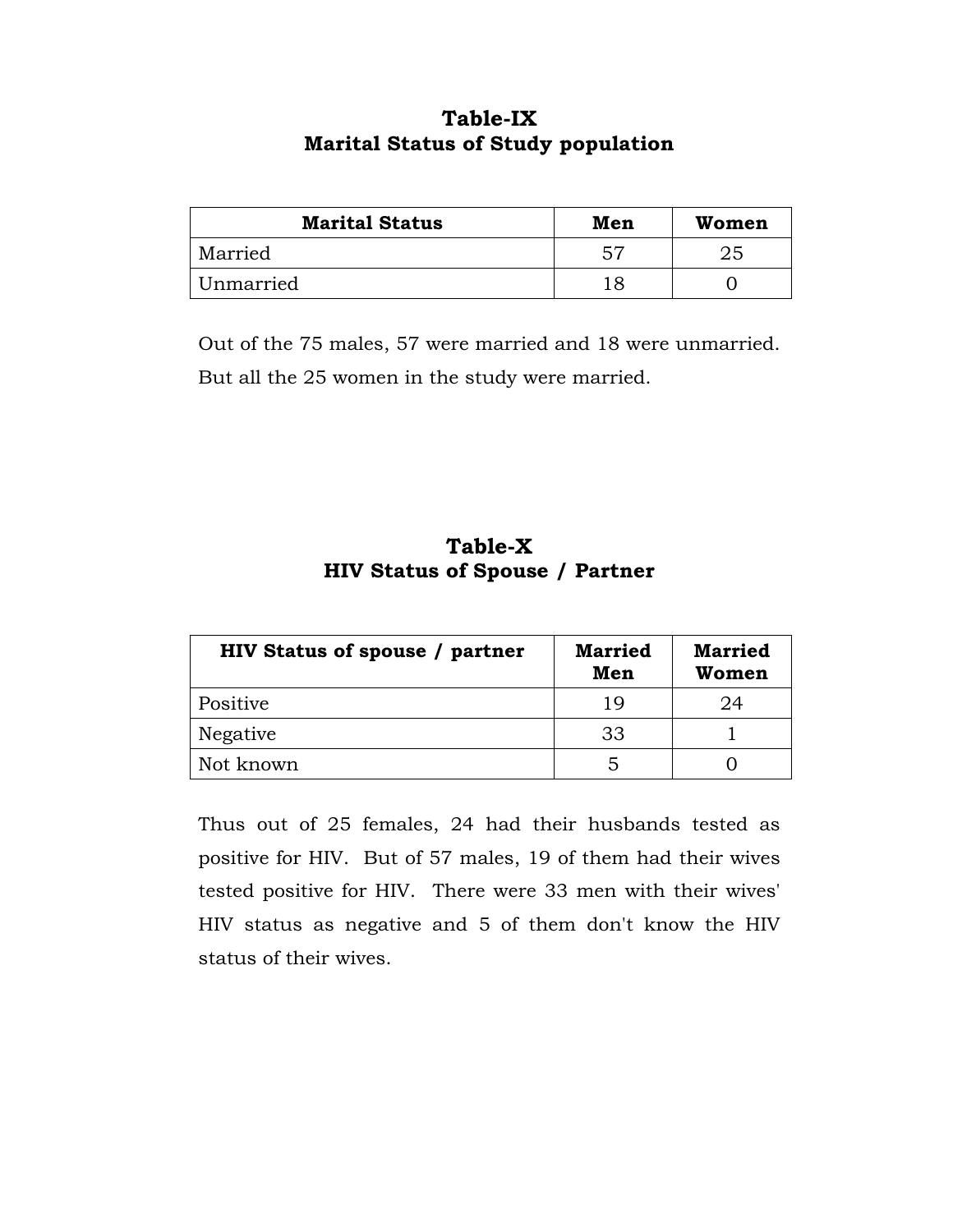## Table-IX
## Marital Status of Study population

| Marital Status | Men | Women |
|---|---|---|
| Married | 57 | 25 |
| Unmarried | 18 | 0 |

Out of the 75 males, 57 were married and 18 were unmarried. But all the 25 women in the study were married.

## Table-X
## HIV Status of Spouse / Partner

| HIV Status of spouse / partner | Married Men | Married Women |
|---|---|---|
| Positive | 19 | 24 |
| Negative | 33 | 1 |
| Not known | 5 | 0 |

Thus out of 25 females, 24 had their husbands tested as positive for HIV. But of 57 males, 19 of them had their wives tested positive for HIV. There were 33 men with their wives' HIV status as negative and 5 of them don't know the HIV status of their wives.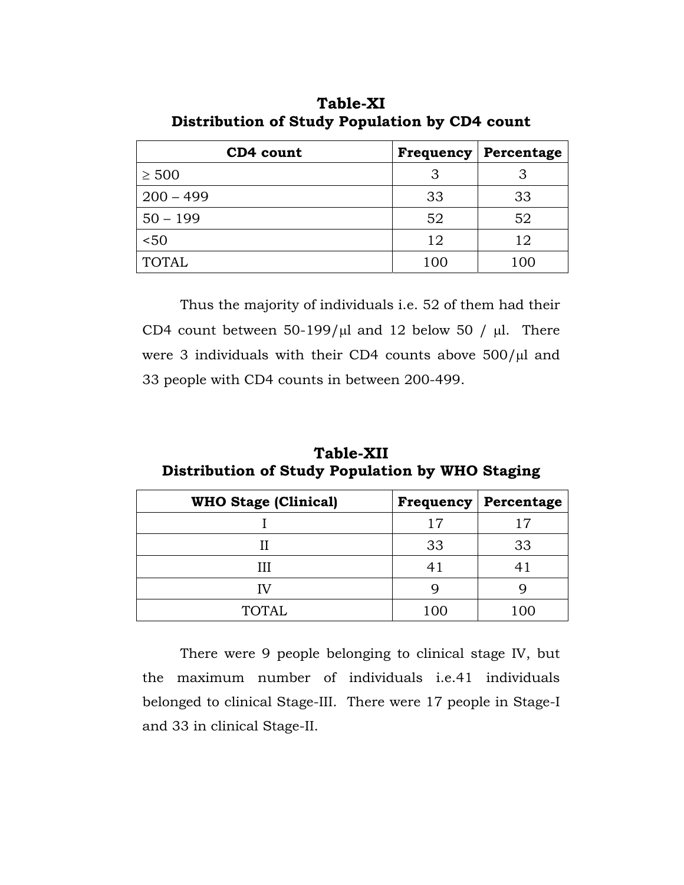**Table-XI**
**Distribution of Study Population by CD4 count**

| CD4 count | Frequency | Percentage |
|---|---|---|
| ≥ 500 | 3 | 3 |
| 200 – 499 | 33 | 33 |
| 50 – 199 | 52 | 52 |
| <50 | 12 | 12 |
| TOTAL | 100 | 100 |

Thus the majority of individuals i.e. 52 of them had their CD4 count between 50-199/μl and 12 below 50 / μl. There were 3 individuals with their CD4 counts above 500/μl and 33 people with CD4 counts in between 200-499.

**Table-XII**
**Distribution of Study Population by WHO Staging**

| WHO Stage (Clinical) | Frequency | Percentage |
|---|---|---|
| I | 17 | 17 |
| II | 33 | 33 |
| III | 41 | 41 |
| IV | 9 | 9 |
| TOTAL | 100 | 100 |

There were 9 people belonging to clinical stage IV, but the maximum number of individuals i.e.41 individuals belonged to clinical Stage-III. There were 17 people in Stage-I and 33 in clinical Stage-II.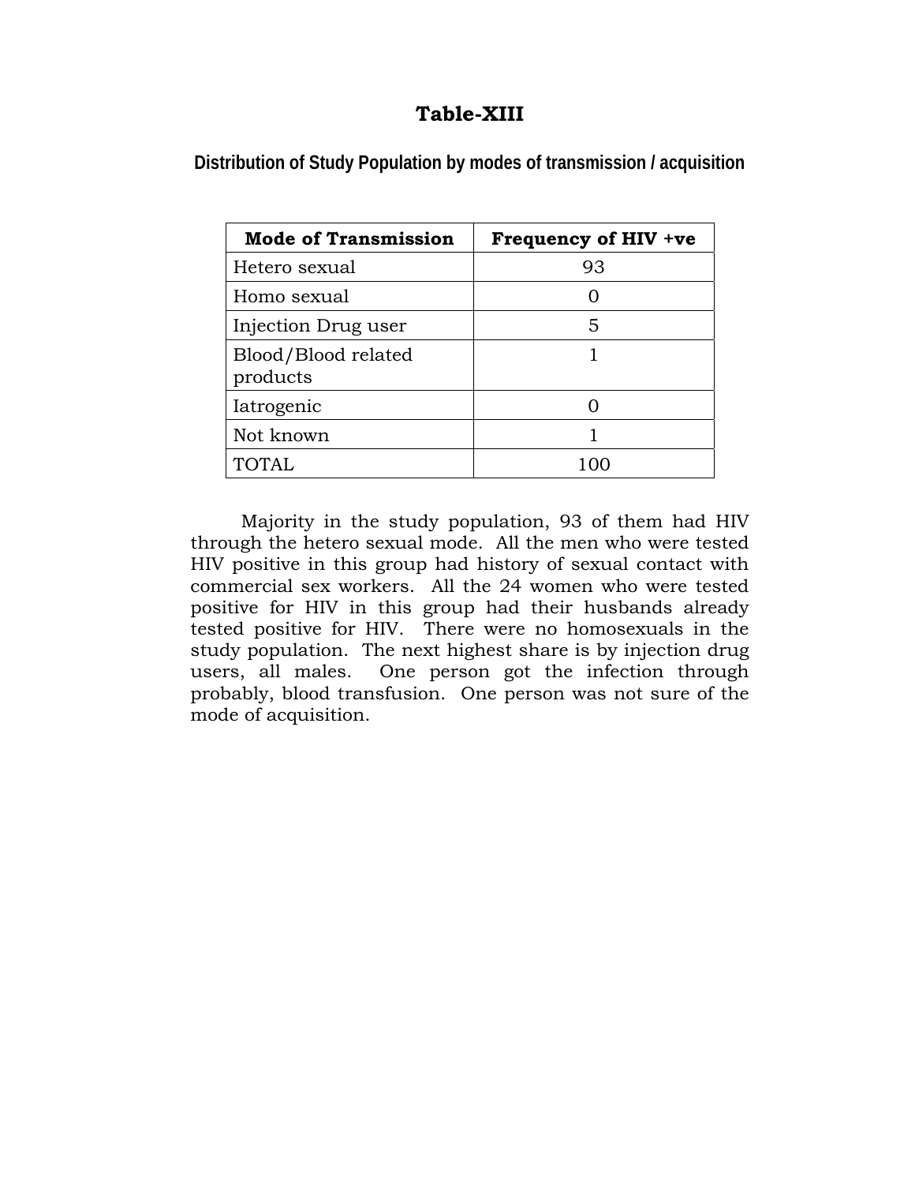# Table-XIII

## Distribution of Study Population by modes of transmission / acquisition

| Mode of Transmission | Frequency of HIV +ve |
|---|---|
| Hetero sexual | 93 |
| Homo sexual | 0 |
| Injection Drug user | 5 |
| Blood/Blood related products | 1 |
| Iatrogenic | 0 |
| Not known | 1 |
| TOTAL | 100 |

Majority in the study population, 93 of them had HIV through the hetero sexual mode. All the men who were tested HIV positive in this group had history of sexual contact with commercial sex workers. All the 24 women who were tested positive for HIV in this group had their husbands already tested positive for HIV. There were no homosexuals in the study population. The next highest share is by injection drug users, all males. One person got the infection through probably, blood transfusion. One person was not sure of the mode of acquisition.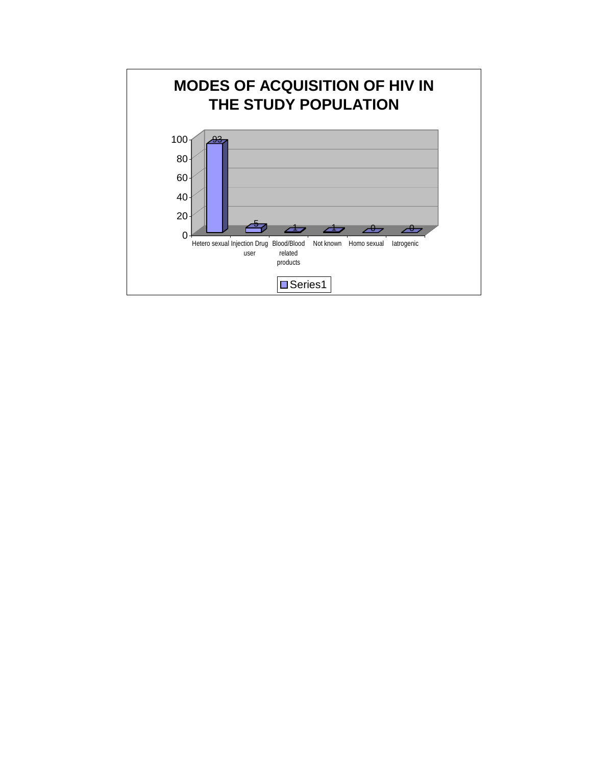**MODES OF ACQUISITION OF HIV IN THE STUDY POPULATION**

| Mode | Series1 |
|---|---|
| Hetero sexual | 93 |
| Injection Drug user | 5 |
| Blood/Blood related products | 1 |
| Not known | 1 |
| Homo sexual | 0 |
| Iatrogenic | 0 |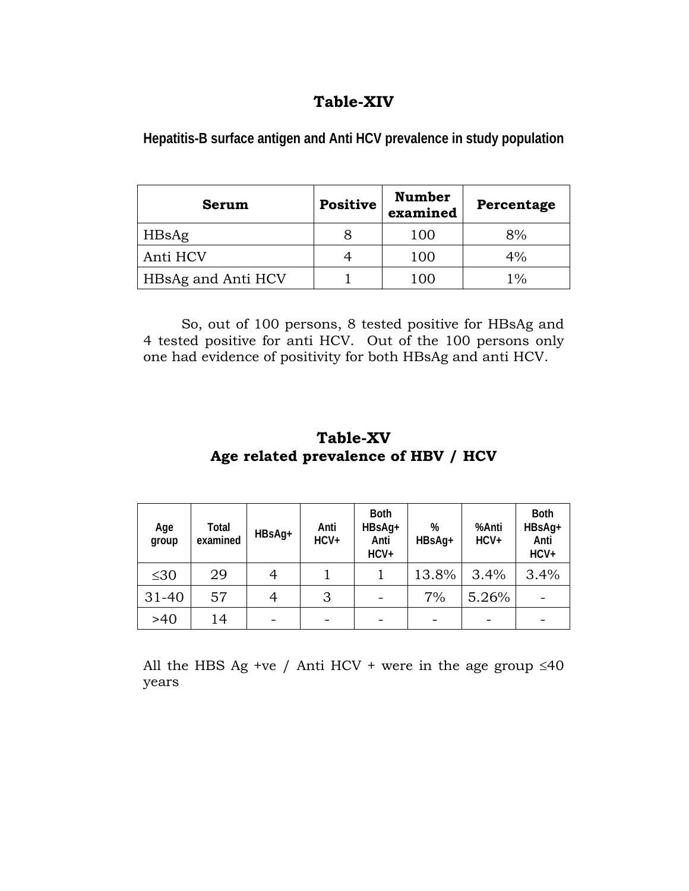## Table-XIV

**Hepatitis-B surface antigen and Anti HCV prevalence in study population**

| Serum | Positive | Number examined | Percentage |
|---|---|---|---|
| HBsAg | 8 | 100 | 8% |
| Anti HCV | 4 | 100 | 4% |
| HBsAg and Anti HCV | 1 | 100 | 1% |

So, out of 100 persons, 8 tested positive for HBsAg and 4 tested positive for anti HCV. Out of the 100 persons only one had evidence of positivity for both HBsAg and anti HCV.

## Table-XV
## Age related prevalence of HBV / HCV

| Age group | Total examined | HBsAg+ | Anti HCV+ | Both HBsAg+ Anti HCV+ | % HBsAg+ | %Anti HCV+ | Both HBsAg+ Anti HCV+ |
|---|---|---|---|---|---|---|---|
| ≤30 | 29 | 4 | 1 | 1 | 13.8% | 3.4% | 3.4% |
| 31-40 | 57 | 4 | 3 | - | 7% | 5.26% | - |
| >40 | 14 | - | - | - | - | - | - |

All the HBS Ag +ve / Anti HCV + were in the age group ≤40 years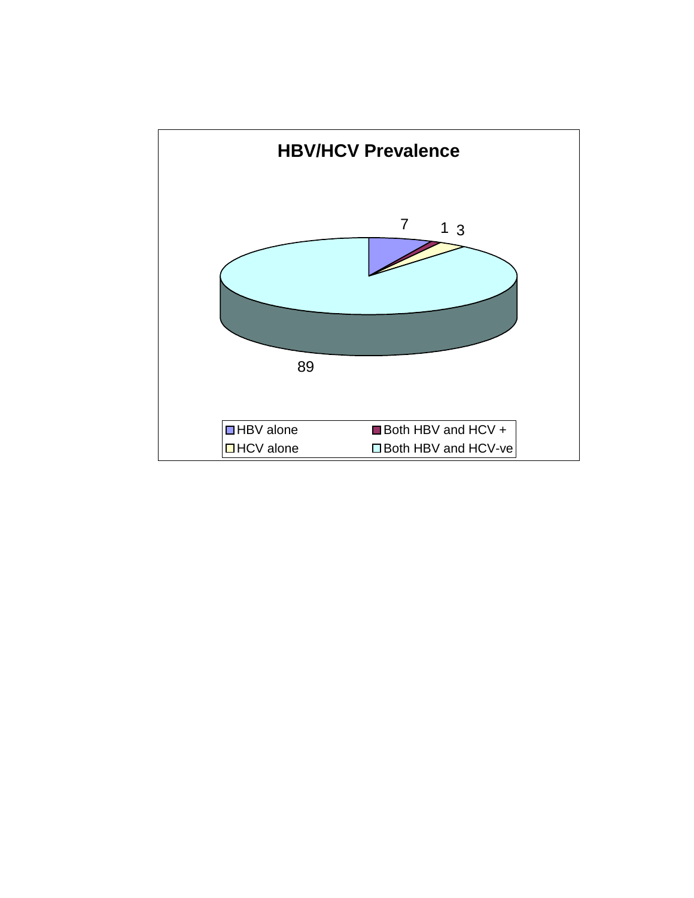**HBV/HCV Prevalence**

7 1 3

89

HBV alone
Both HBV and HCV +
HCV alone
Both HBV and HCV-ve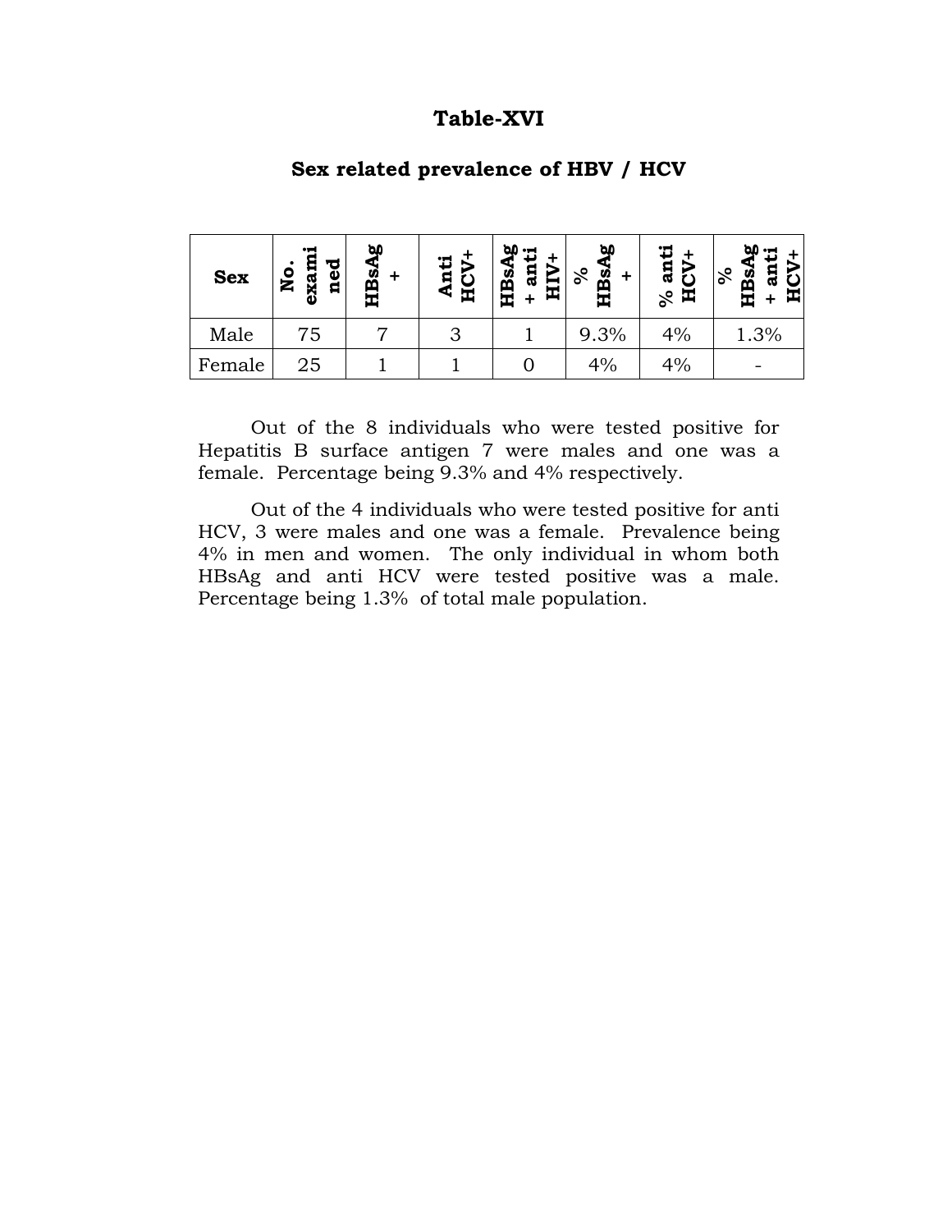# Table-XVI

## Sex related prevalence of HBV / HCV

| Sex | No. examined | HBsAg + | Anti HCV+ | HBsAg + anti HIV+ | % HBsAg + | % anti HCV+ | % HBsAg + anti HCV+ |
|---|---|---|---|---|---|---|---|
| Male | 75 | 7 | 3 | 1 | 9.3% | 4% | 1.3% |
| Female | 25 | 1 | 1 | 0 | 4% | 4% | - |

Out of the 8 individuals who were tested positive for Hepatitis B surface antigen 7 were males and one was a female. Percentage being 9.3% and 4% respectively.

Out of the 4 individuals who were tested positive for anti HCV, 3 were males and one was a female. Prevalence being 4% in men and women. The only individual in whom both HBsAg and anti HCV were tested positive was a male. Percentage being 1.3% of total male population.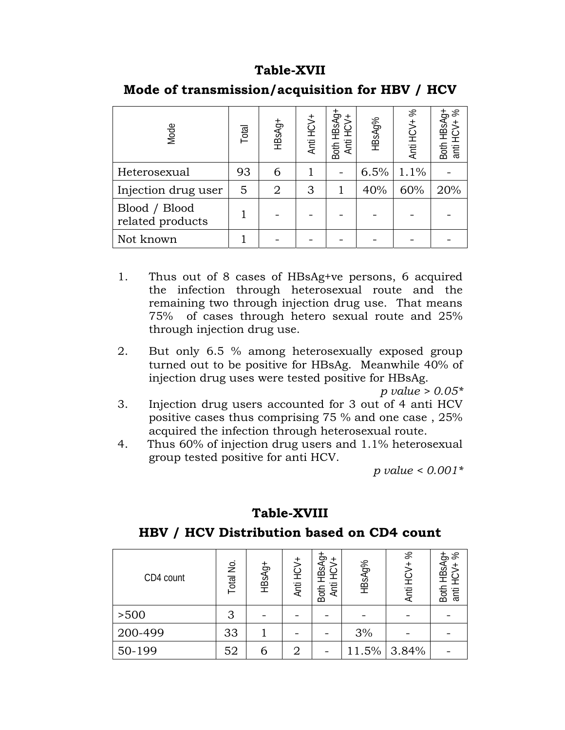## Table-XVII

## Mode of transmission/acquisition for HBV / HCV

| Mode | Total | HBsAg+ | Anti HCV+ | Both HBsAg+ Anti HCV+ | HBsAg% | Anti HCV+ % | Both HBsAg+ anti HCV+ % |
|---|---|---|---|---|---|---|---|
| Heterosexual | 93 | 6 | 1 | - | 6.5% | 1.1% | - |
| Injection drug user | 5 | 2 | 3 | 1 | 40% | 60% | 20% |
| Blood / Blood related products | 1 | - | - | - | - | - | - |
| Not known | 1 | - | - | - | - | - | - |

1. Thus out of 8 cases of HBsAg+ve persons, 6 acquired the infection through heterosexual route and the remaining two through injection drug use. That means 75% of cases through hetero sexual route and 25% through injection drug use.
2. But only 6.5 % among heterosexually exposed group turned out to be positive for HBsAg. Meanwhile 40% of injection drug uses were tested positive for HBsAg.

   *p value > 0.05**
3. Injection drug users accounted for 3 out of 4 anti HCV positive cases thus comprising 75 % and one case , 25% acquired the infection through heterosexual route.
4. Thus 60% of injection drug users and 1.1% heterosexual group tested positive for anti HCV.

   *p value < 0.001**

## Table-XVIII

## HBV / HCV Distribution based on CD4 count

| CD4 count | Total No. | HBsAg+ | Anti HCV+ | Both HBsAg+ Anti HCV+ | HBsAg% | Anti HCV+ % | Both HBsAg+ anti HCV+ % |
|---|---|---|---|---|---|---|---|
| >500 | 3 | - | - | - | - | - | - |
| 200-499 | 33 | 1 | - | - | 3% | - | - |
| 50-199 | 52 | 6 | 2 | - | 11.5% | 3.84% | - |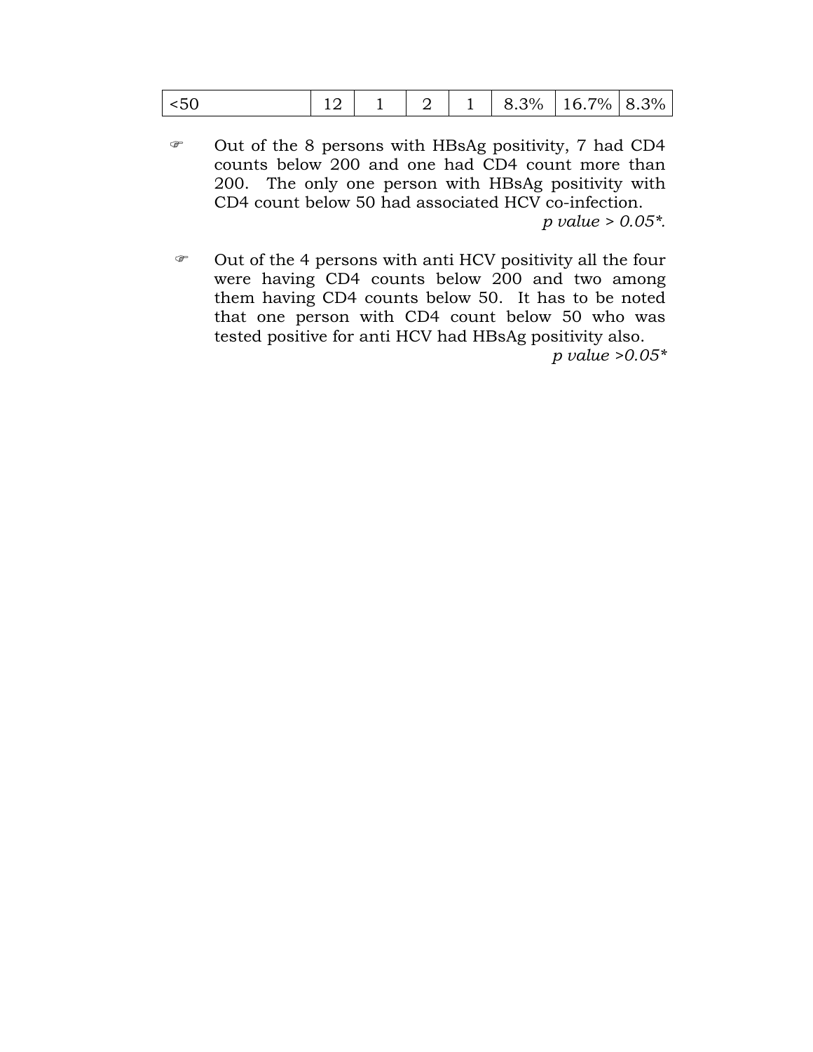| <50 | 12 | 1 | 2 | 1 | 8.3% | 16.7% | 8.3% |
|---|---|---|---|---|---|---|---|

- Out of the 8 persons with HBsAg positivity, 7 had CD4 counts below 200 and one had CD4 count more than 200. The only one person with HBsAg positivity with CD4 count below 50 had associated HCV co-infection.

  *p value > 0.05*.*

- Out of the 4 persons with anti HCV positivity all the four were having CD4 counts below 200 and two among them having CD4 counts below 50. It has to be noted that one person with CD4 count below 50 who was tested positive for anti HCV had HBsAg positivity also.

  *p value >0.05**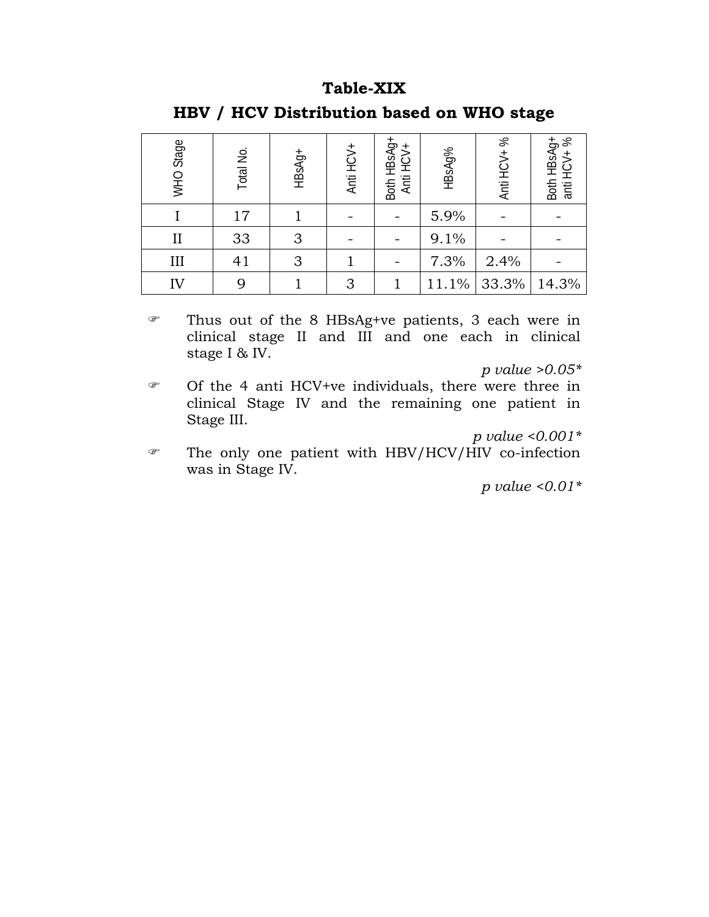## Table-XIX

## HBV / HCV Distribution based on WHO stage

| WHO Stage | Total No. | HBsAg+ | Anti HCV+ | Both HBsAg+ Anti HCV+ | HBsAg% | Anti HCV+ % | Both HBsAg+ anti HCV+ % |
|---|---|---|---|---|---|---|---|
| I | 17 | 1 | - | - | 5.9% | - | - |
| II | 33 | 3 | - | - | 9.1% | - | - |
| III | 41 | 3 | 1 | - | 7.3% | 2.4% | - |
| IV | 9 | 1 | 3 | 1 | 11.1% | 33.3% | 14.3% |

- Thus out of the 8 HBsAg+ve patients, 3 each were in clinical stage II and III and one each in clinical stage I & IV.

  *p value >0.05**

- Of the 4 anti HCV+ve individuals, there were three in clinical Stage IV and the remaining one patient in Stage III.

  *p value <0.001**

- The only one patient with HBV/HCV/HIV co-infection was in Stage IV.

  *p value <0.01**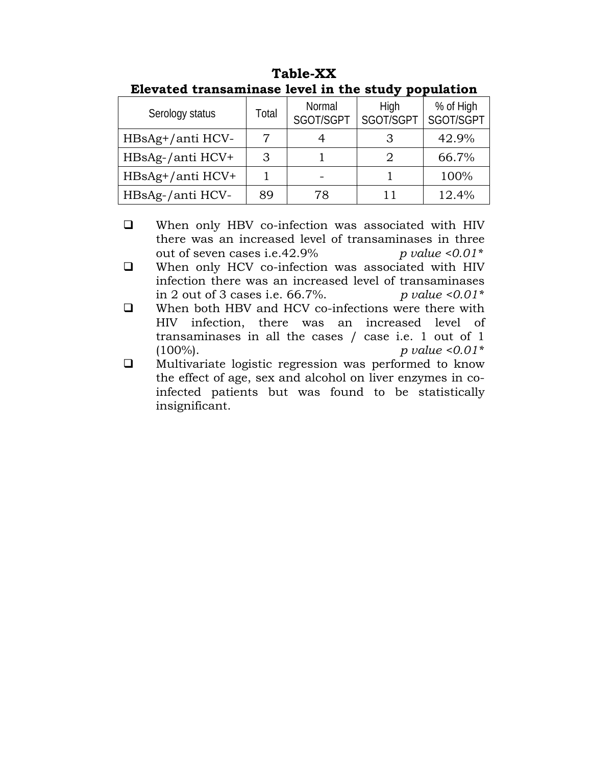## Table-XX

### Elevated transaminase level in the study population

| Serology status | Total | Normal SGOT/SGPT | High SGOT/SGPT | % of High SGOT/SGPT |
|---|---|---|---|---|
| HBsAg+/anti HCV- | 7 | 4 | 3 | 42.9% |
| HBsAg-/anti HCV+ | 3 | 1 | 2 | 66.7% |
| HBsAg+/anti HCV+ | 1 | - | 1 | 100% |
| HBsAg-/anti HCV- | 89 | 78 | 11 | 12.4% |

- When only HBV co-infection was associated with HIV there was an increased level of transaminases in three out of seven cases i.e.42.9% *p value <0.01**
- When only HCV co-infection was associated with HIV infection there was an increased level of transaminases in 2 out of 3 cases i.e. 66.7%. *p value <0.01**
- When both HBV and HCV co-infections were there with HIV infection, there was an increased level of transaminases in all the cases / case i.e. 1 out of 1 (100%). *p value <0.01**
- Multivariate logistic regression was performed to know the effect of age, sex and alcohol on liver enzymes in co-infected patients but was found to be statistically insignificant.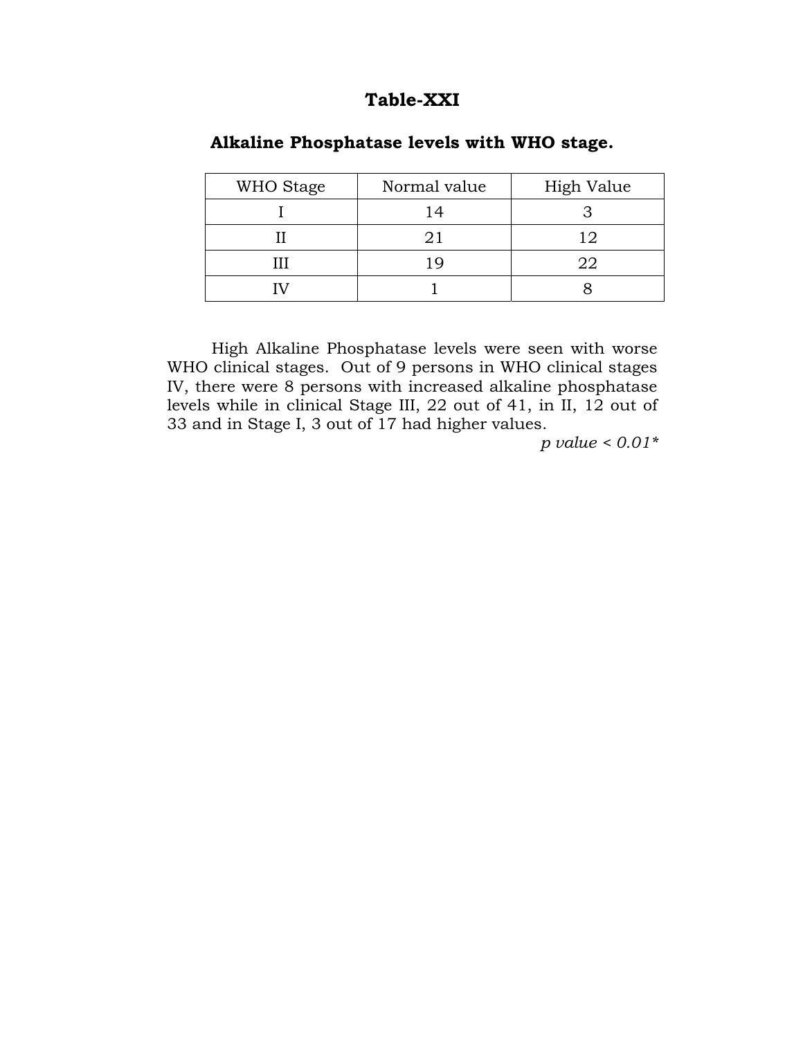## Table-XXI

### Alkaline Phosphatase levels with WHO stage.

| WHO Stage | Normal value | High Value |
|---|---|---|
| I | 14 | 3 |
| II | 21 | 12 |
| III | 19 | 22 |
| IV | 1 | 8 |

High Alkaline Phosphatase levels were seen with worse WHO clinical stages. Out of 9 persons in WHO clinical stages IV, there were 8 persons with increased alkaline phosphatase levels while in clinical Stage III, 22 out of 41, in II, 12 out of 33 and in Stage I, 3 out of 17 had higher values.

*p value < 0.01**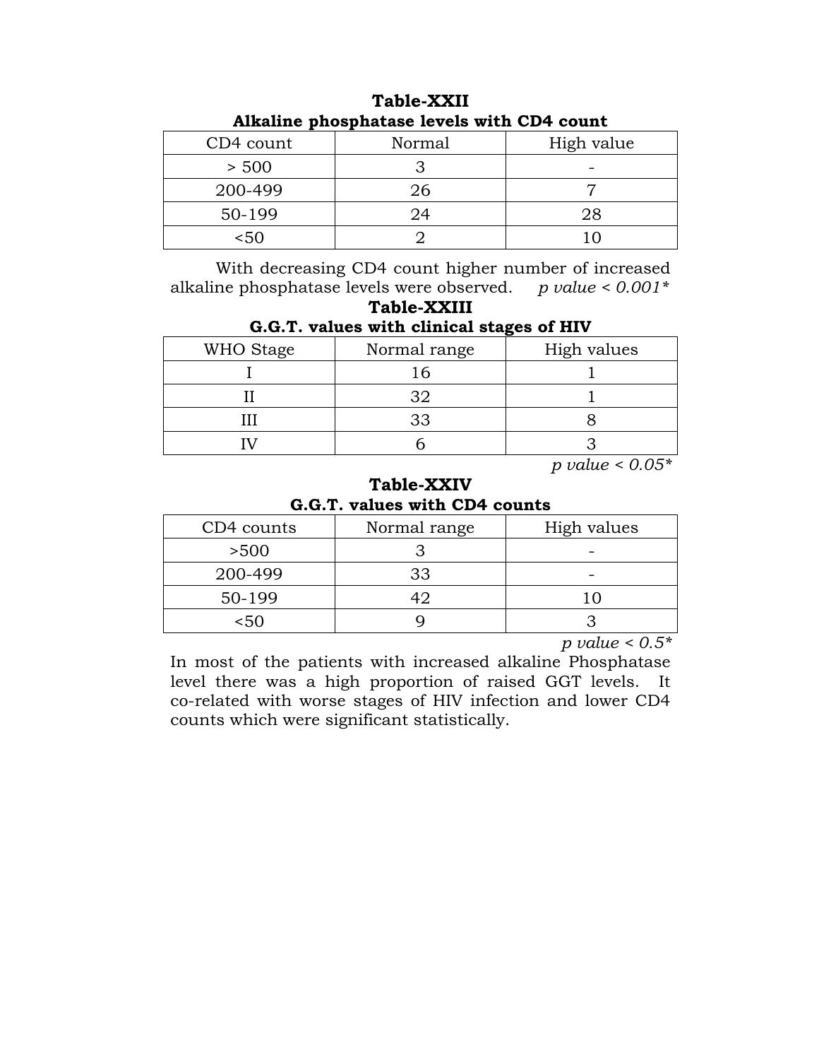**Table-XXII**

**Alkaline phosphatase levels with CD4 count**

| CD4 count | Normal | High value |
|---|---|---|
| > 500 | 3 | - |
| 200-499 | 26 | 7 |
| 50-199 | 24 | 28 |
| <50 | 2 | 10 |

With decreasing CD4 count higher number of increased alkaline phosphatase levels were observed. *p value < 0.001**

**Table-XXIII**

**G.G.T. values with clinical stages of HIV**

| WHO Stage | Normal range | High values |
|---|---|---|
| I | 16 | 1 |
| II | 32 | 1 |
| III | 33 | 8 |
| IV | 6 | 3 |

*p value < 0.05**

**Table-XXIV**

**G.G.T. values with CD4 counts**

| CD4 counts | Normal range | High values |
|---|---|---|
| >500 | 3 | - |
| 200-499 | 33 | - |
| 50-199 | 42 | 10 |
| <50 | 9 | 3 |

*p value < 0.5**

In most of the patients with increased alkaline Phosphatase level there was a high proportion of raised GGT levels. It co-related with worse stages of HIV infection and lower CD4 counts which were significant statistically.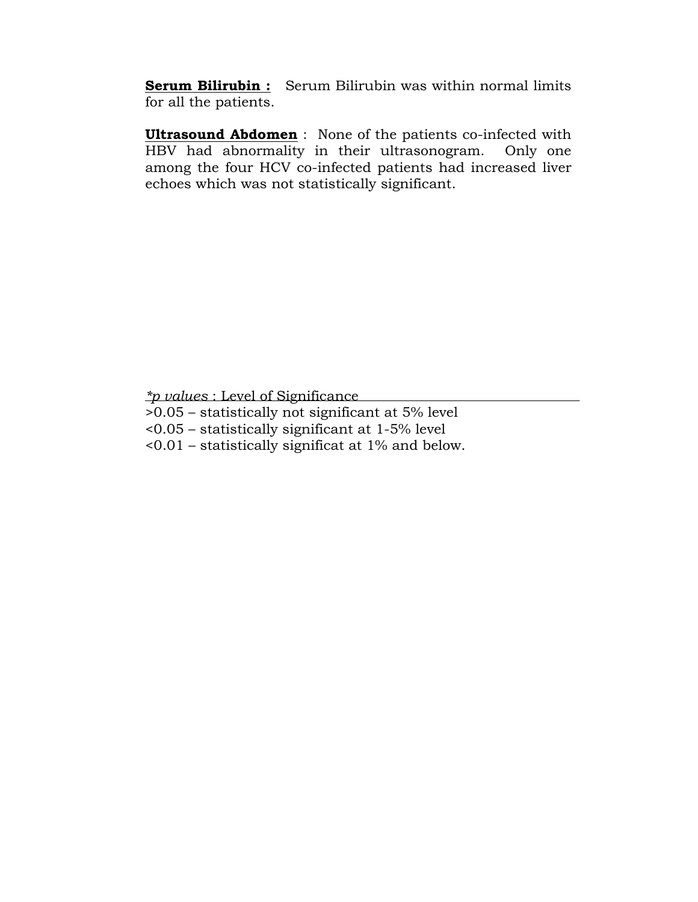**<u>Serum Bilirubin :</u>** Serum Bilirubin was within normal limits for all the patients.

**<u>Ultrasound Abdomen</u>** : None of the patients co-infected with HBV had abnormality in their ultrasonogram. Only one among the four HCV co-infected patients had increased liver echoes which was not statistically significant.

*\*p values* : Level of Significance

>0.05 – statistically not significant at 5% level

<0.05 – statistically significant at 1-5% level

<0.01 – statistically significat at 1% and below.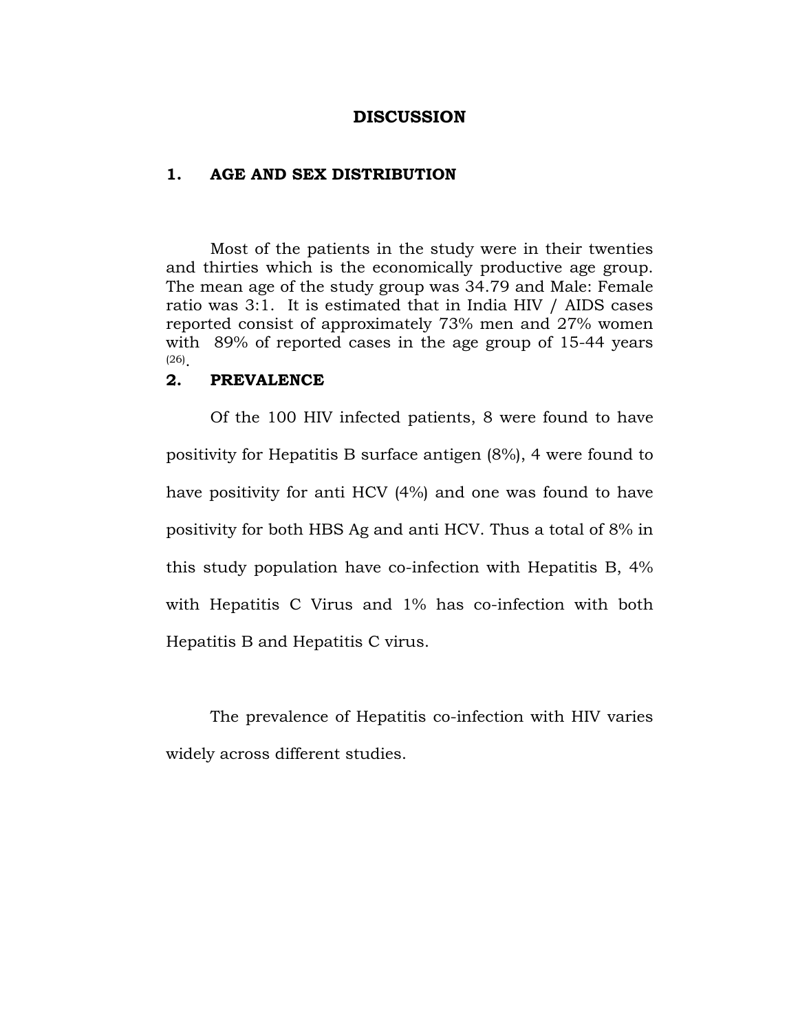# DISCUSSION

## 1. AGE AND SEX DISTRIBUTION

Most of the patients in the study were in their twenties and thirties which is the economically productive age group. The mean age of the study group was 34.79 and Male: Female ratio was 3:1. It is estimated that in India HIV / AIDS cases reported consist of approximately 73% men and 27% women with 89% of reported cases in the age group of 15-44 years [26].

## 2. PREVALENCE

Of the 100 HIV infected patients, 8 were found to have positivity for Hepatitis B surface antigen (8%), 4 were found to have positivity for anti HCV (4%) and one was found to have positivity for both HBS Ag and anti HCV. Thus a total of 8% in this study population have co-infection with Hepatitis B, 4% with Hepatitis C Virus and 1% has co-infection with both Hepatitis B and Hepatitis C virus.

The prevalence of Hepatitis co-infection with HIV varies widely across different studies.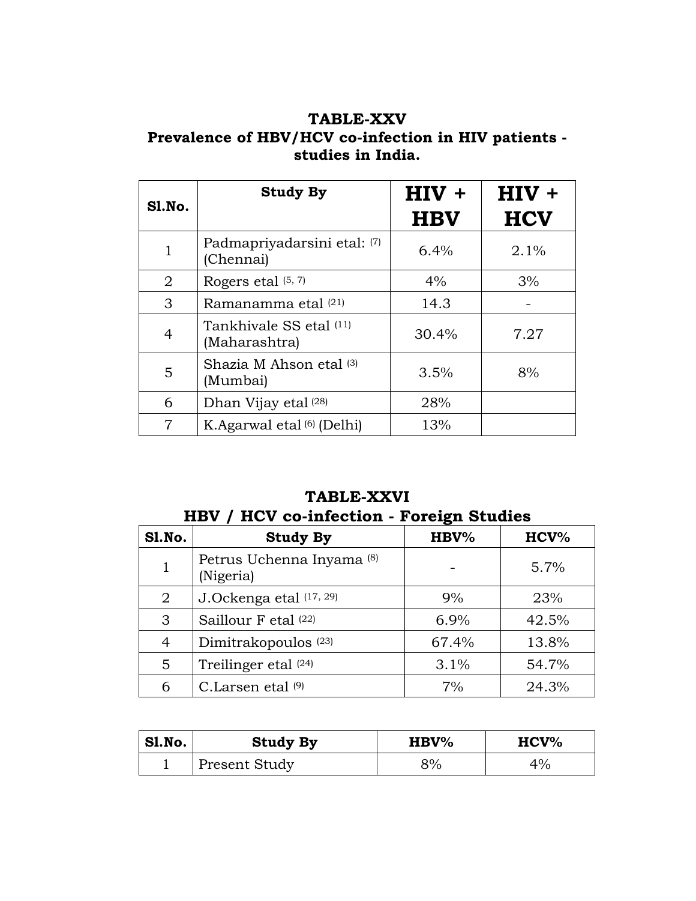## TABLE-XXV

### Prevalence of HBV/HCV co-infection in HIV patients - studies in India.

| Sl.No. | Study By | HIV + HBV | HIV + HCV |
|---|---|---|---|
| 1 | Padmapriyadarsini etal: [7] (Chennai) | 6.4% | 2.1% |
| 2 | Rogers etal [5, 7] | 4% | 3% |
| 3 | Ramanamma etal [21] | 14.3 | - |
| 4 | Tankhivale SS etal [11] (Maharashtra) | 30.4% | 7.27 |
| 5 | Shazia M Ahson etal [3] (Mumbai) | 3.5% | 8% |
| 6 | Dhan Vijay etal [28] | 28% | |
| 7 | K.Agarwal etal [6] (Delhi) | 13% | |

## TABLE-XXVI

### HBV / HCV co-infection - Foreign Studies

| Sl.No. | Study By | HBV% | HCV% |
|---|---|---|---|
| 1 | Petrus Uchenna Inyama [8] (Nigeria) | - | 5.7% |
| 2 | J.Ockenga etal [17, 29] | 9% | 23% |
| 3 | Saillour F etal [22] | 6.9% | 42.5% |
| 4 | Dimitrakopoulos [23] | 67.4% | 13.8% |
| 5 | Treilinger etal [24] | 3.1% | 54.7% |
| 6 | C.Larsen etal [9] | 7% | 24.3% |

| Sl.No. | Study By | HBV% | HCV% |
|---|---|---|---|
| 1 | Present Study | 8% | 4% |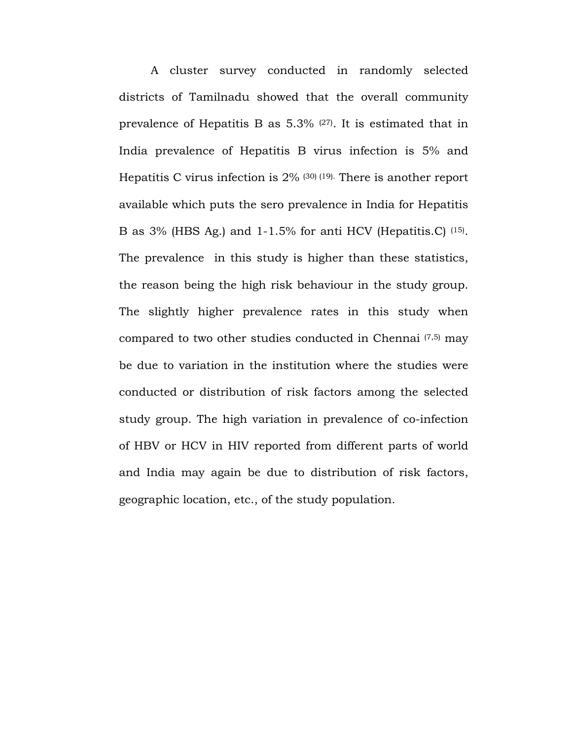A cluster survey conducted in randomly selected districts of Tamilnadu showed that the overall community prevalence of Hepatitis B as 5.3% [27]. It is estimated that in India prevalence of Hepatitis B virus infection is 5% and Hepatitis C virus infection is 2% [30] [19]. There is another report available which puts the sero prevalence in India for Hepatitis B as 3% (HBS Ag.) and 1-1.5% for anti HCV (Hepatitis.C) [15]. The prevalence in this study is higher than these statistics, the reason being the high risk behaviour in the study group. The slightly higher prevalence rates in this study when compared to two other studies conducted in Chennai [7,5] may be due to variation in the institution where the studies were conducted or distribution of risk factors among the selected study group. The high variation in prevalence of co-infection of HBV or HCV in HIV reported from different parts of world and India may again be due to distribution of risk factors, geographic location, etc., of the study population.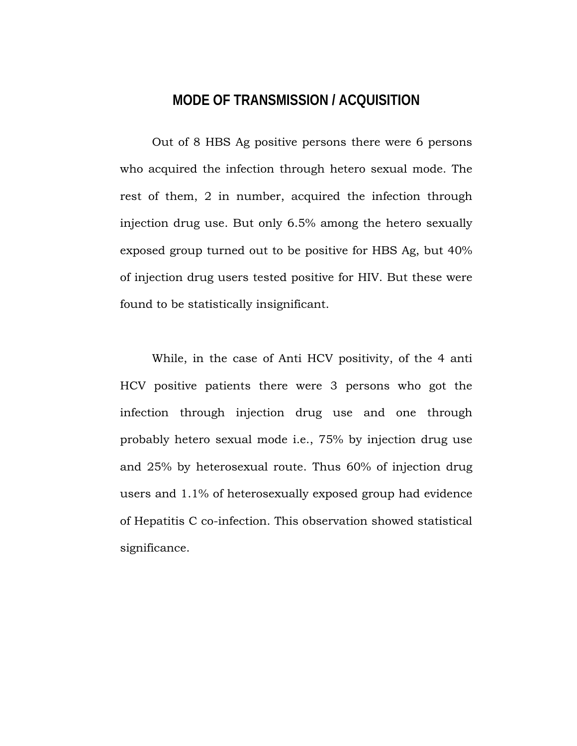## MODE OF TRANSMISSION / ACQUISITION

Out of 8 HBS Ag positive persons there were 6 persons who acquired the infection through hetero sexual mode. The rest of them, 2 in number, acquired the infection through injection drug use. But only 6.5% among the hetero sexually exposed group turned out to be positive for HBS Ag, but 40% of injection drug users tested positive for HIV. But these were found to be statistically insignificant.

While, in the case of Anti HCV positivity, of the 4 anti HCV positive patients there were 3 persons who got the infection through injection drug use and one through probably hetero sexual mode i.e., 75% by injection drug use and 25% by heterosexual route. Thus 60% of injection drug users and 1.1% of heterosexually exposed group had evidence of Hepatitis C co-infection. This observation showed statistical significance.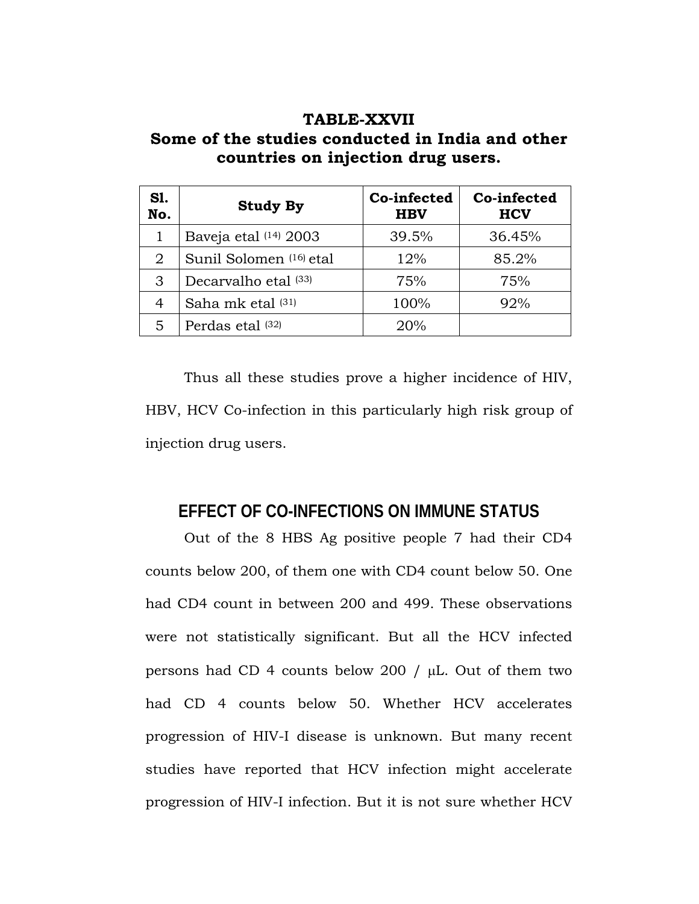**TABLE-XXVII**

**Some of the studies conducted in India and other countries on injection drug users.**

| Sl. No. | Study By | Co-infected HBV | Co-infected HCV |
|---|---|---|---|
| 1 | Baveja etal [14] 2003 | 39.5% | 36.45% |
| 2 | Sunil Solomen [16] etal | 12% | 85.2% |
| 3 | Decarvalho etal [33] | 75% | 75% |
| 4 | Saha mk etal [31] | 100% | 92% |
| 5 | Perdas etal [32] | 20% | |

Thus all these studies prove a higher incidence of HIV, HBV, HCV Co-infection in this particularly high risk group of injection drug users.

## EFFECT OF CO-INFECTIONS ON IMMUNE STATUS

Out of the 8 HBS Ag positive people 7 had their CD4 counts below 200, of them one with CD4 count below 50. One had CD4 count in between 200 and 499. These observations were not statistically significant. But all the HCV infected persons had CD 4 counts below 200 / μL. Out of them two had CD 4 counts below 50. Whether HCV accelerates progression of HIV-I disease is unknown. But many recent studies have reported that HCV infection might accelerate progression of HIV-I infection. But it is not sure whether HCV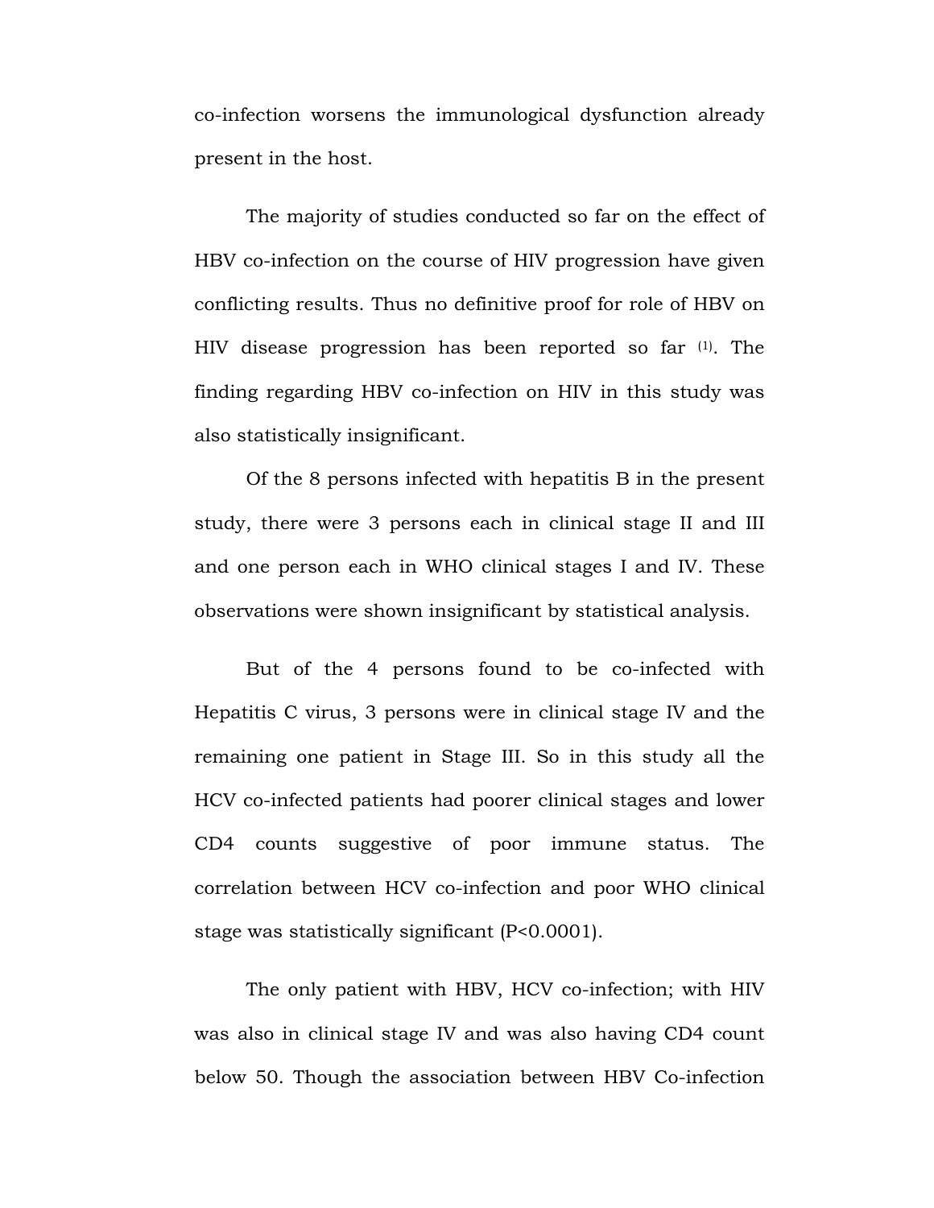co-infection worsens the immunological dysfunction already present in the host.

The majority of studies conducted so far on the effect of HBV co-infection on the course of HIV progression have given conflicting results. Thus no definitive proof for role of HBV on HIV disease progression has been reported so far [1]. The finding regarding HBV co-infection on HIV in this study was also statistically insignificant.

Of the 8 persons infected with hepatitis B in the present study, there were 3 persons each in clinical stage II and III and one person each in WHO clinical stages I and IV. These observations were shown insignificant by statistical analysis.

But of the 4 persons found to be co-infected with Hepatitis C virus, 3 persons were in clinical stage IV and the remaining one patient in Stage III. So in this study all the HCV co-infected patients had poorer clinical stages and lower CD4 counts suggestive of poor immune status. The correlation between HCV co-infection and poor WHO clinical stage was statistically significant ($P<0.0001$).

The only patient with HBV, HCV co-infection; with HIV was also in clinical stage IV and was also having CD4 count below 50. Though the association between HBV Co-infection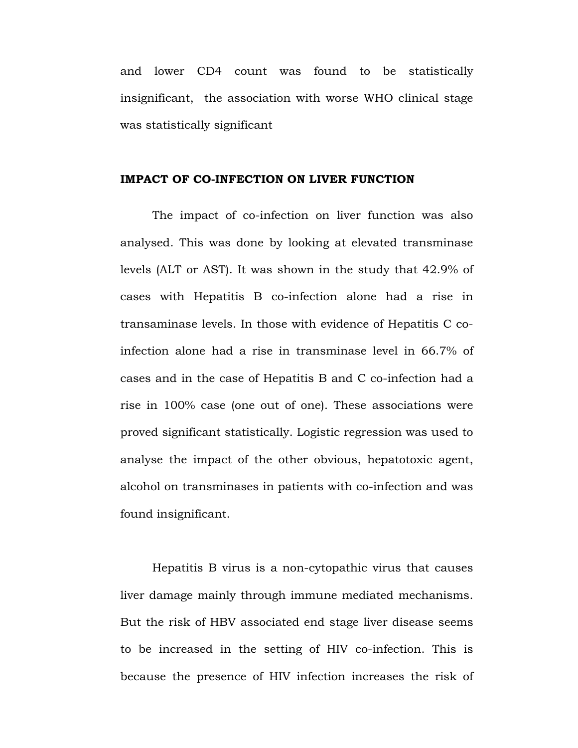and lower CD4 count was found to be statistically insignificant, the association with worse WHO clinical stage was statistically significant

## IMPACT OF CO-INFECTION ON LIVER FUNCTION

The impact of co-infection on liver function was also analysed. This was done by looking at elevated transminase levels (ALT or AST). It was shown in the study that 42.9% of cases with Hepatitis B co-infection alone had a rise in transaminase levels. In those with evidence of Hepatitis C co-infection alone had a rise in transminase level in 66.7% of cases and in the case of Hepatitis B and C co-infection had a rise in 100% case (one out of one). These associations were proved significant statistically. Logistic regression was used to analyse the impact of the other obvious, hepatotoxic agent, alcohol on transminases in patients with co-infection and was found insignificant.

Hepatitis B virus is a non-cytopathic virus that causes liver damage mainly through immune mediated mechanisms. But the risk of HBV associated end stage liver disease seems to be increased in the setting of HIV co-infection. This is because the presence of HIV infection increases the risk of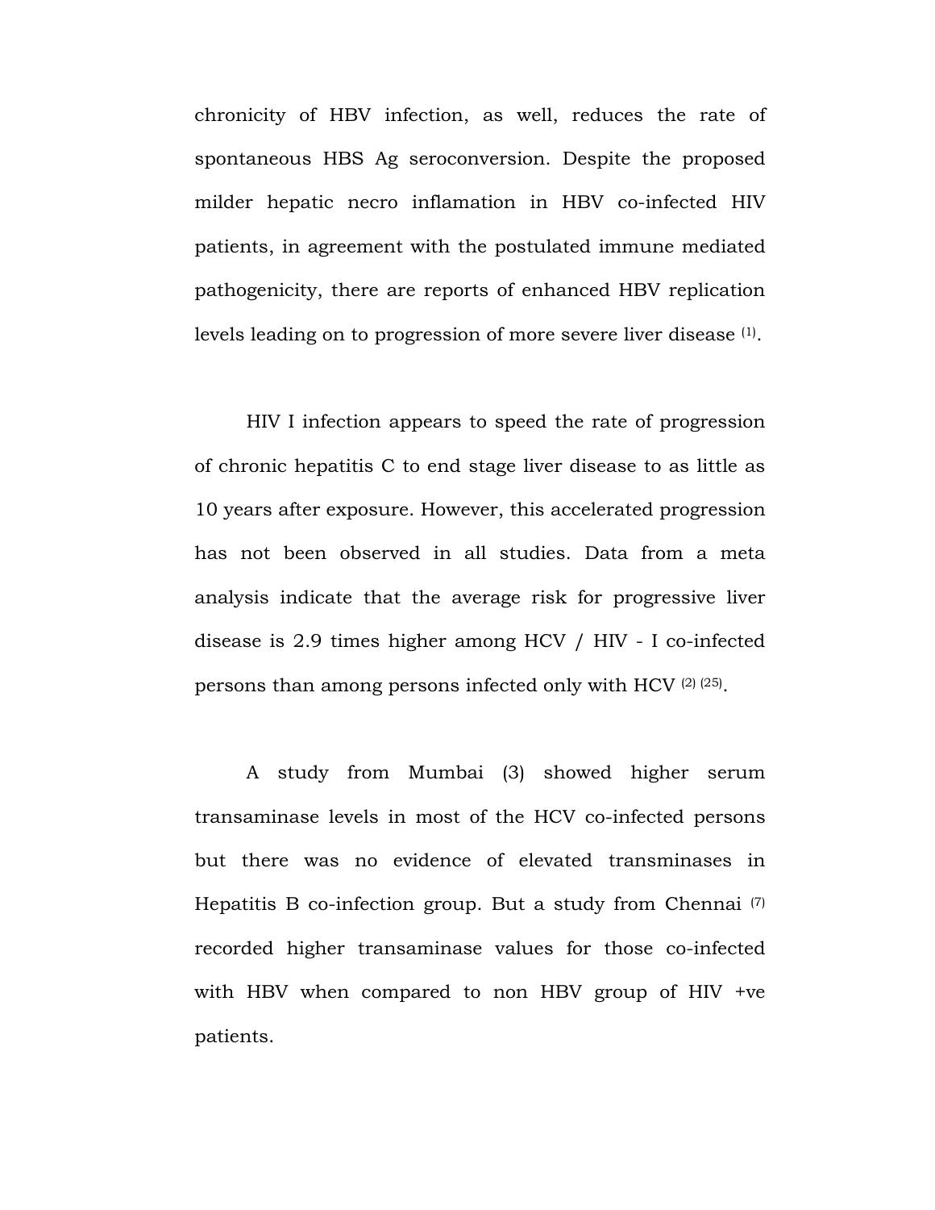chronicity of HBV infection, as well, reduces the rate of spontaneous HBS Ag seroconversion. Despite the proposed milder hepatic necro inflamation in HBV co-infected HIV patients, in agreement with the postulated immune mediated pathogenicity, there are reports of enhanced HBV replication levels leading on to progression of more severe liver disease [1].

HIV I infection appears to speed the rate of progression of chronic hepatitis C to end stage liver disease to as little as 10 years after exposure. However, this accelerated progression has not been observed in all studies. Data from a meta analysis indicate that the average risk for progressive liver disease is 2.9 times higher among HCV / HIV - I co-infected persons than among persons infected only with HCV [2] [25].

A study from Mumbai (3) showed higher serum transaminase levels in most of the HCV co-infected persons but there was no evidence of elevated transminases in Hepatitis B co-infection group. But a study from Chennai [7] recorded higher transaminase values for those co-infected with HBV when compared to non HBV group of HIV +ve patients.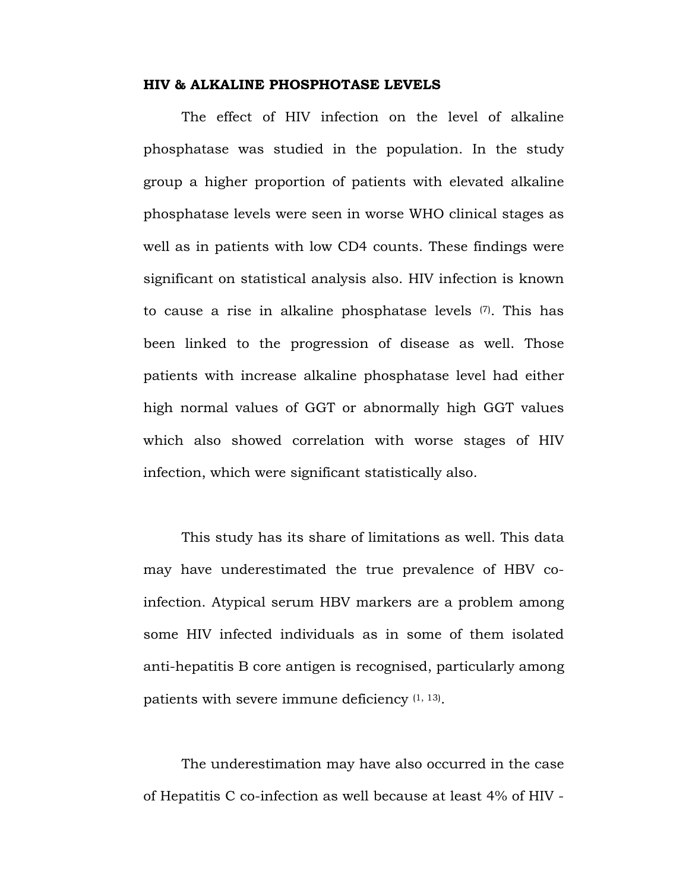**HIV & ALKALINE PHOSPHOTASE LEVELS**

The effect of HIV infection on the level of alkaline phosphatase was studied in the population. In the study group a higher proportion of patients with elevated alkaline phosphatase levels were seen in worse WHO clinical stages as well as in patients with low CD4 counts. These findings were significant on statistical analysis also. HIV infection is known to cause a rise in alkaline phosphatase levels [7]. This has been linked to the progression of disease as well. Those patients with increase alkaline phosphatase level had either high normal values of GGT or abnormally high GGT values which also showed correlation with worse stages of HIV infection, which were significant statistically also.

This study has its share of limitations as well. This data may have underestimated the true prevalence of HBV co-infection. Atypical serum HBV markers are a problem among some HIV infected individuals as in some of them isolated anti-hepatitis B core antigen is recognised, particularly among patients with severe immune deficiency [1, 13].

The underestimation may have also occurred in the case of Hepatitis C co-infection as well because at least 4% of HIV -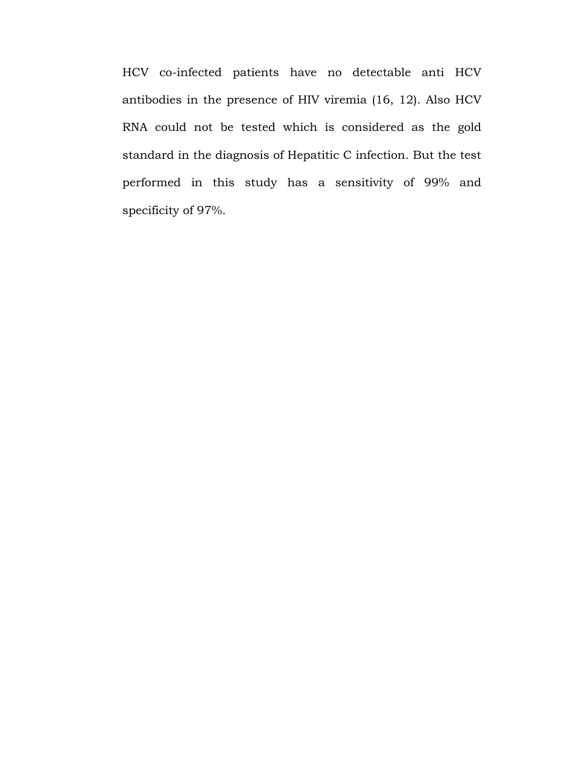HCV co-infected patients have no detectable anti HCV antibodies in the presence of HIV viremia (16, 12). Also HCV RNA could not be tested which is considered as the gold standard in the diagnosis of Hepatitic C infection. But the test performed in this study has a sensitivity of 99% and specificity of 97%.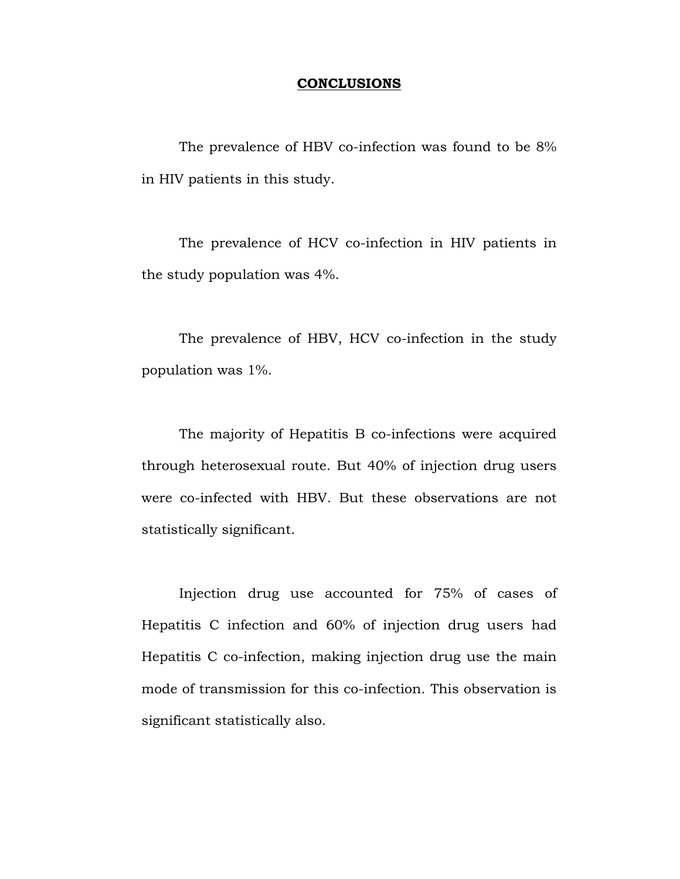# CONCLUSIONS

The prevalence of HBV co-infection was found to be 8% in HIV patients in this study.

The prevalence of HCV co-infection in HIV patients in the study population was 4%.

The prevalence of HBV, HCV co-infection in the study population was 1%.

The majority of Hepatitis B co-infections were acquired through heterosexual route. But 40% of injection drug users were co-infected with HBV. But these observations are not statistically significant.

Injection drug use accounted for 75% of cases of Hepatitis C infection and 60% of injection drug users had Hepatitis C co-infection, making injection drug use the main mode of transmission for this co-infection. This observation is significant statistically also.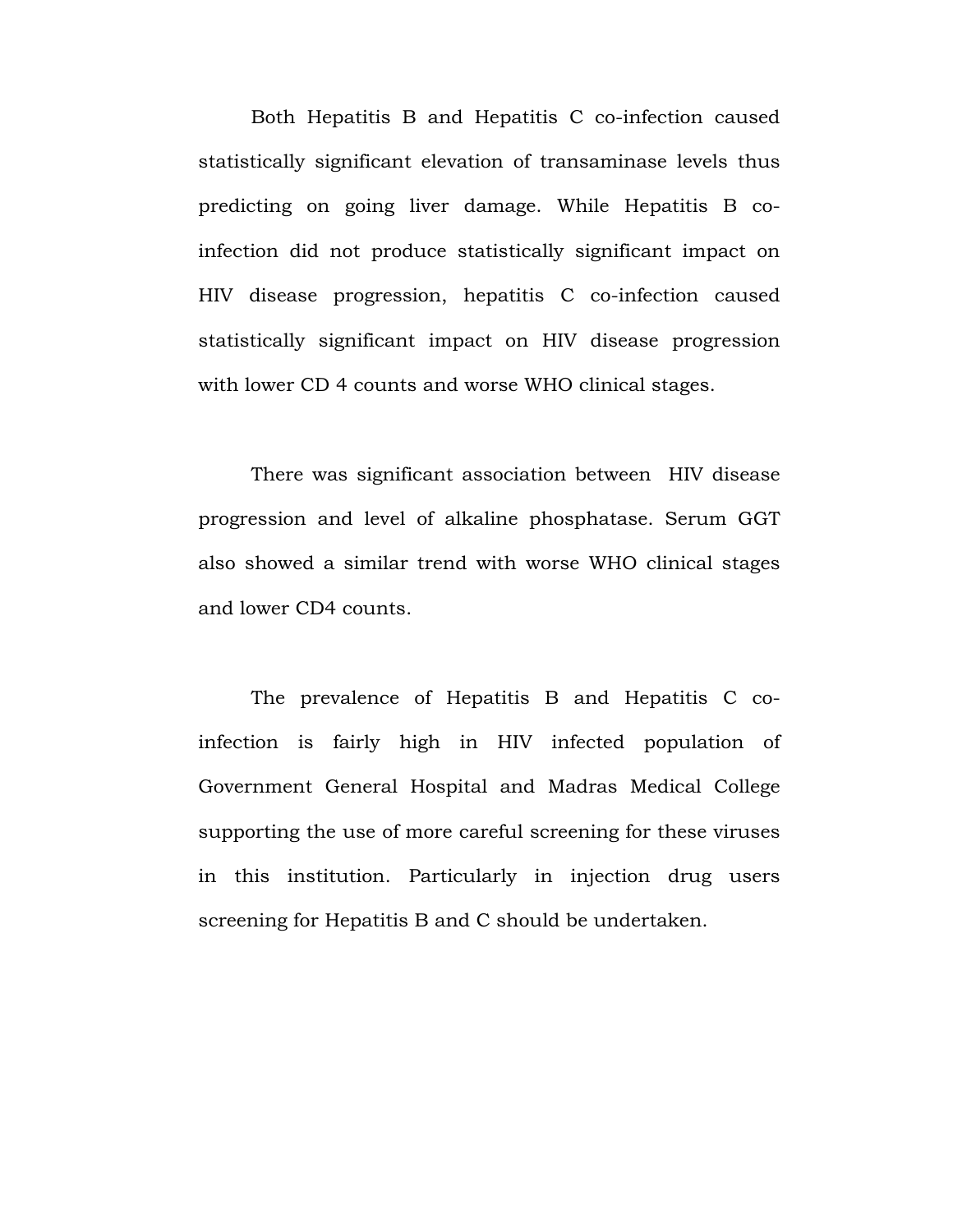Both Hepatitis B and Hepatitis C co-infection caused statistically significant elevation of transaminase levels thus predicting on going liver damage. While Hepatitis B co-infection did not produce statistically significant impact on HIV disease progression, hepatitis C co-infection caused statistically significant impact on HIV disease progression with lower CD 4 counts and worse WHO clinical stages.

There was significant association between HIV disease progression and level of alkaline phosphatase. Serum GGT also showed a similar trend with worse WHO clinical stages and lower CD4 counts.

The prevalence of Hepatitis B and Hepatitis C co-infection is fairly high in HIV infected population of Government General Hospital and Madras Medical College supporting the use of more careful screening for these viruses in this institution. Particularly in injection drug users screening for Hepatitis B and C should be undertaken.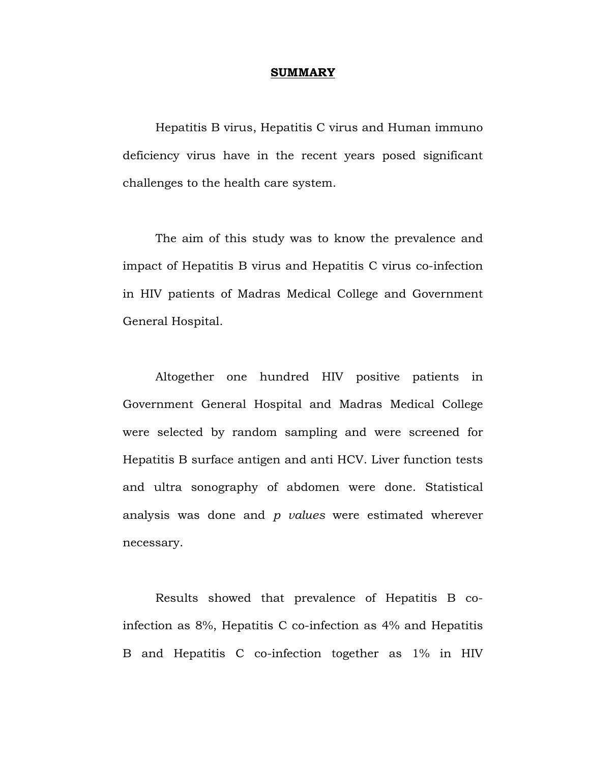# SUMMARY

Hepatitis B virus, Hepatitis C virus and Human immuno deficiency virus have in the recent years posed significant challenges to the health care system.

The aim of this study was to know the prevalence and impact of Hepatitis B virus and Hepatitis C virus co-infection in HIV patients of Madras Medical College and Government General Hospital.

Altogether one hundred HIV positive patients in Government General Hospital and Madras Medical College were selected by random sampling and were screened for Hepatitis B surface antigen and anti HCV. Liver function tests and ultra sonography of abdomen were done. Statistical analysis was done and *p values* were estimated wherever necessary.

Results showed that prevalence of Hepatitis B co-infection as 8%, Hepatitis C co-infection as 4% and Hepatitis B and Hepatitis C co-infection together as 1% in HIV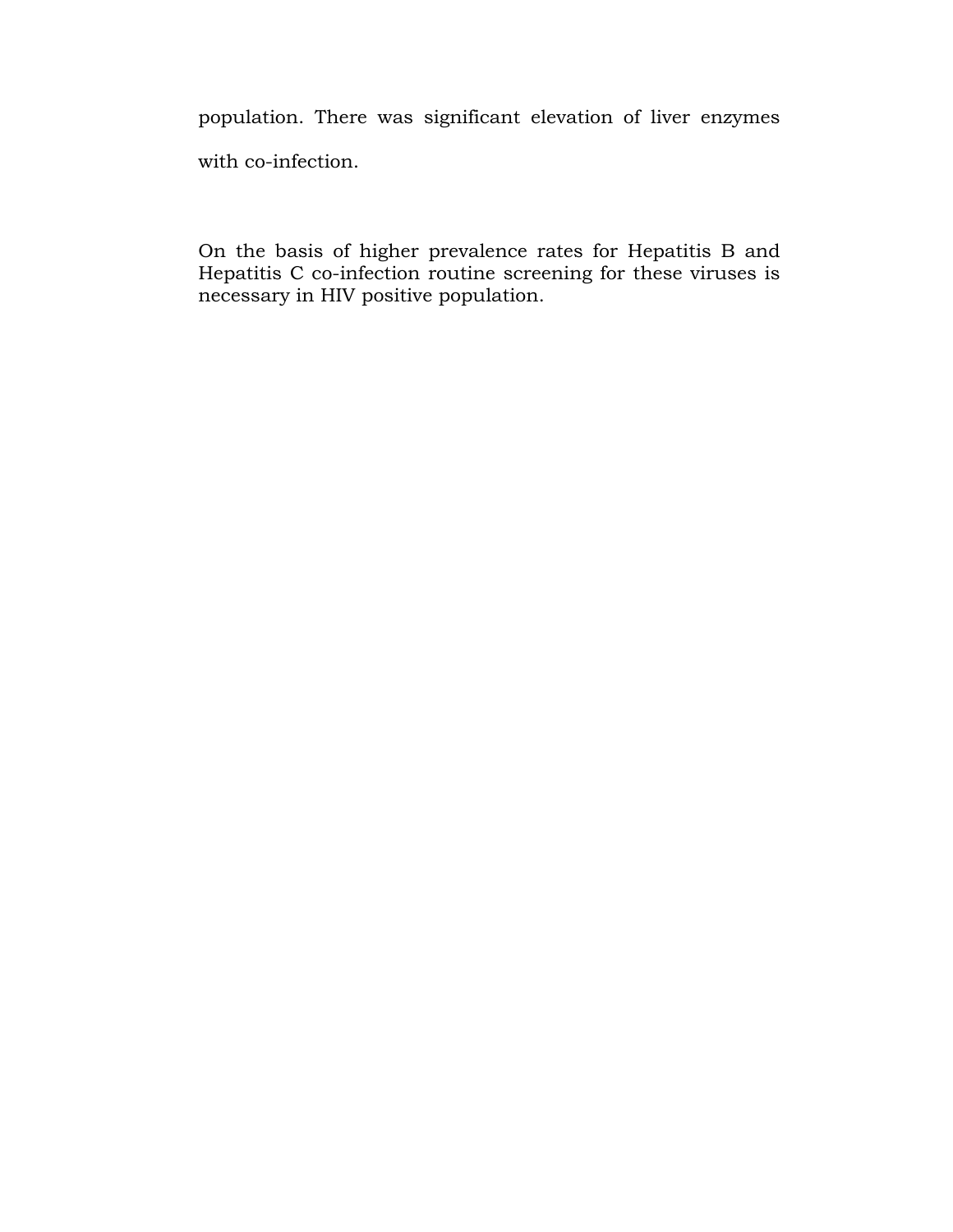population. There was significant elevation of liver enzymes with co-infection.

On the basis of higher prevalence rates for Hepatitis B and Hepatitis C co-infection routine screening for these viruses is necessary in HIV positive population.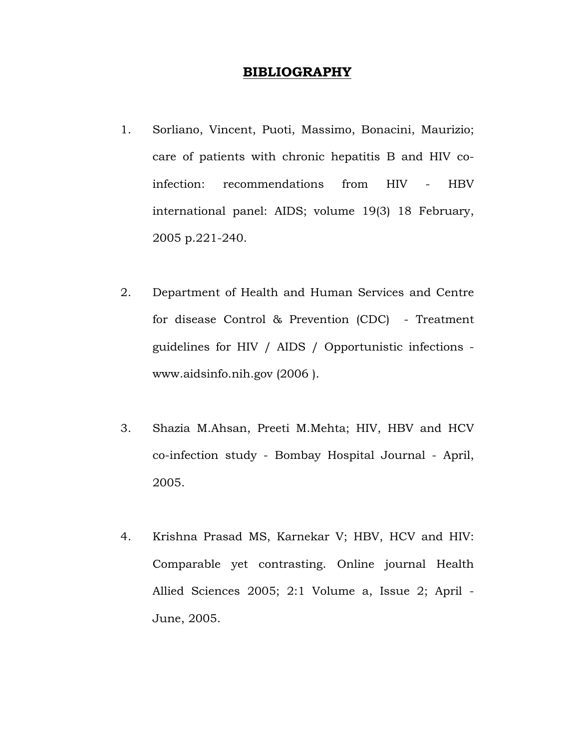# BIBLIOGRAPHY

1. Sorliano, Vincent, Puoti, Massimo, Bonacini, Maurizio; care of patients with chronic hepatitis B and HIV co-infection: recommendations from HIV - HBV international panel: AIDS; volume 19(3) 18 February, 2005 p.221-240.

2. Department of Health and Human Services and Centre for disease Control & Prevention (CDC) - Treatment guidelines for HIV / AIDS / Opportunistic infections - www.aidsinfo.nih.gov (2006 ).

3. Shazia M.Ahsan, Preeti M.Mehta; HIV, HBV and HCV co-infection study - Bombay Hospital Journal - April, 2005.

4. Krishna Prasad MS, Karnekar V; HBV, HCV and HIV: Comparable yet contrasting. Online journal Health Allied Sciences 2005; 2:1 Volume a, Issue 2; April - June, 2005.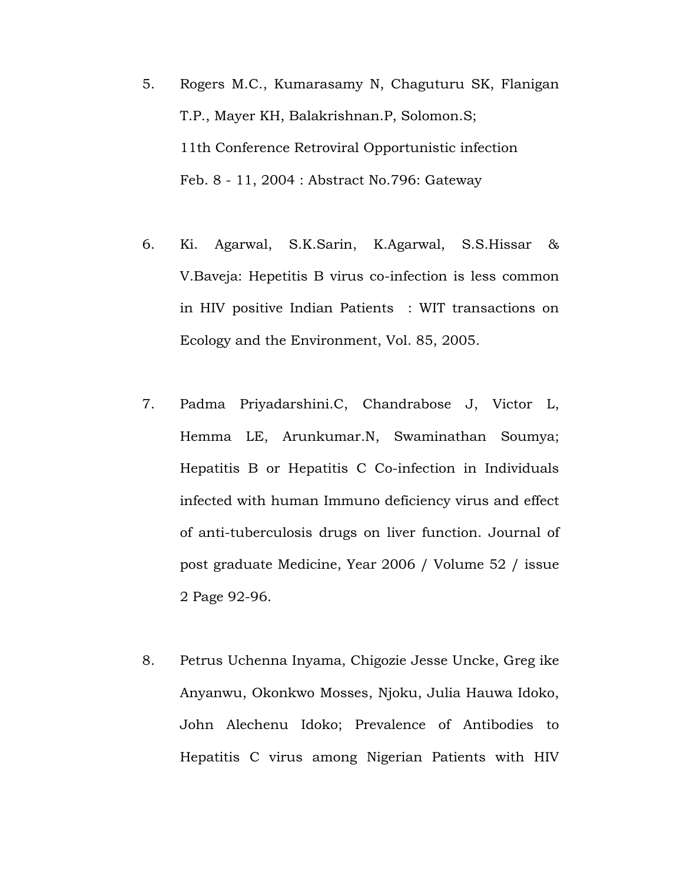5. Rogers M.C., Kumarasamy N, Chaguturu SK, Flanigan T.P., Mayer KH, Balakrishnan.P, Solomon.S; 11th Conference Retroviral Opportunistic infection Feb. 8 - 11, 2004 : Abstract No.796: Gateway

6. Ki. Agarwal, S.K.Sarin, K.Agarwal, S.S.Hissar & V.Baveja: Hepetitis B virus co-infection is less common in HIV positive Indian Patients : WIT transactions on Ecology and the Environment, Vol. 85, 2005.

7. Padma Priyadarshini.C, Chandrabose J, Victor L, Hemma LE, Arunkumar.N, Swaminathan Soumya; Hepatitis B or Hepatitis C Co-infection in Individuals infected with human Immuno deficiency virus and effect of anti-tuberculosis drugs on liver function. Journal of post graduate Medicine, Year 2006 / Volume 52 / issue 2 Page 92-96.

8. Petrus Uchenna Inyama, Chigozie Jesse Uncke, Greg ike Anyanwu, Okonkwo Mosses, Njoku, Julia Hauwa Idoko, John Alechenu Idoko; Prevalence of Antibodies to Hepatitis C virus among Nigerian Patients with HIV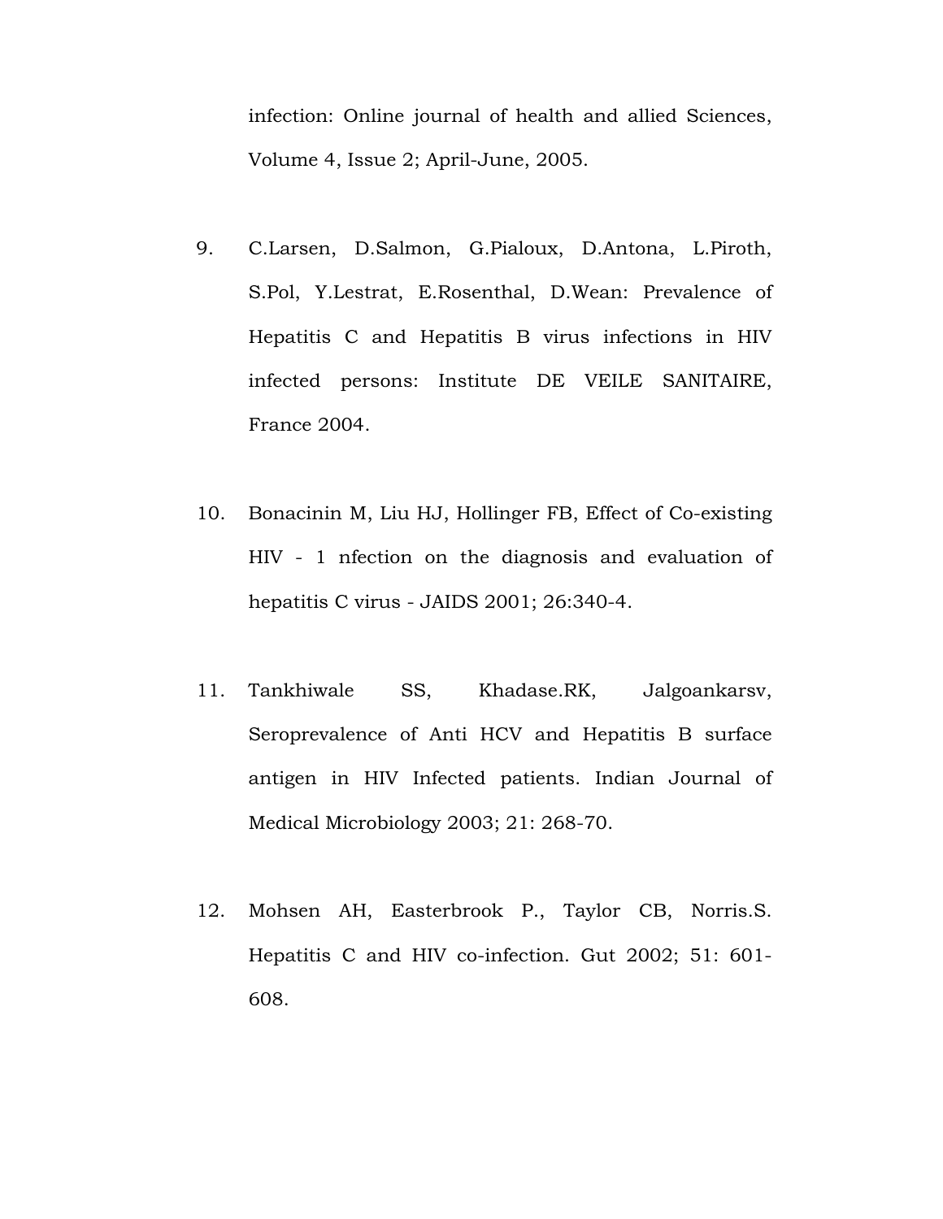infection: Online journal of health and allied Sciences, Volume 4, Issue 2; April-June, 2005.

9. C.Larsen, D.Salmon, G.Pialoux, D.Antona, L.Piroth, S.Pol, Y.Lestrat, E.Rosenthal, D.Wean: Prevalence of Hepatitis C and Hepatitis B virus infections in HIV infected persons: Institute DE VEILE SANITAIRE, France 2004.

10. Bonacinin M, Liu HJ, Hollinger FB, Effect of Co-existing HIV - 1 nfection on the diagnosis and evaluation of hepatitis C virus - JAIDS 2001; 26:340-4.

11. Tankhiwale SS, Khadase.RK, Jalgoankarsv, Seroprevalence of Anti HCV and Hepatitis B surface antigen in HIV Infected patients. Indian Journal of Medical Microbiology 2003; 21: 268-70.

12. Mohsen AH, Easterbrook P., Taylor CB, Norris.S. Hepatitis C and HIV co-infection. Gut 2002; 51: 601-608.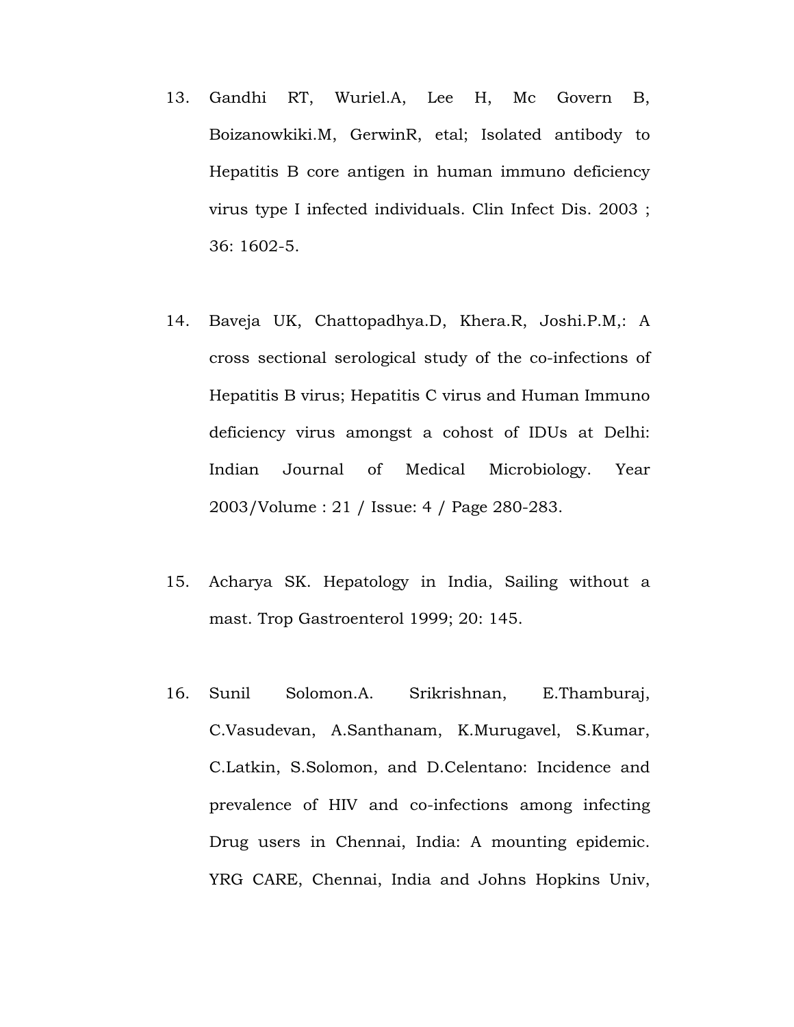13. Gandhi RT, Wuriel.A, Lee H, Mc Govern B, Boizanowkiki.M, GerwinR, etal; Isolated antibody to Hepatitis B core antigen in human immuno deficiency virus type I infected individuals. Clin Infect Dis. 2003 ; 36: 1602-5.

14. Baveja UK, Chattopadhya.D, Khera.R, Joshi.P.M,: A cross sectional serological study of the co-infections of Hepatitis B virus; Hepatitis C virus and Human Immuno deficiency virus amongst a cohost of IDUs at Delhi: Indian Journal of Medical Microbiology. Year 2003/Volume : 21 / Issue: 4 / Page 280-283.

15. Acharya SK. Hepatology in India, Sailing without a mast. Trop Gastroenterol 1999; 20: 145.

16. Sunil Solomon.A. Srikrishnan, E.Thamburaj, C.Vasudevan, A.Santhanam, K.Murugavel, S.Kumar, C.Latkin, S.Solomon, and D.Celentano: Incidence and prevalence of HIV and co-infections among infecting Drug users in Chennai, India: A mounting epidemic. YRG CARE, Chennai, India and Johns Hopkins Univ,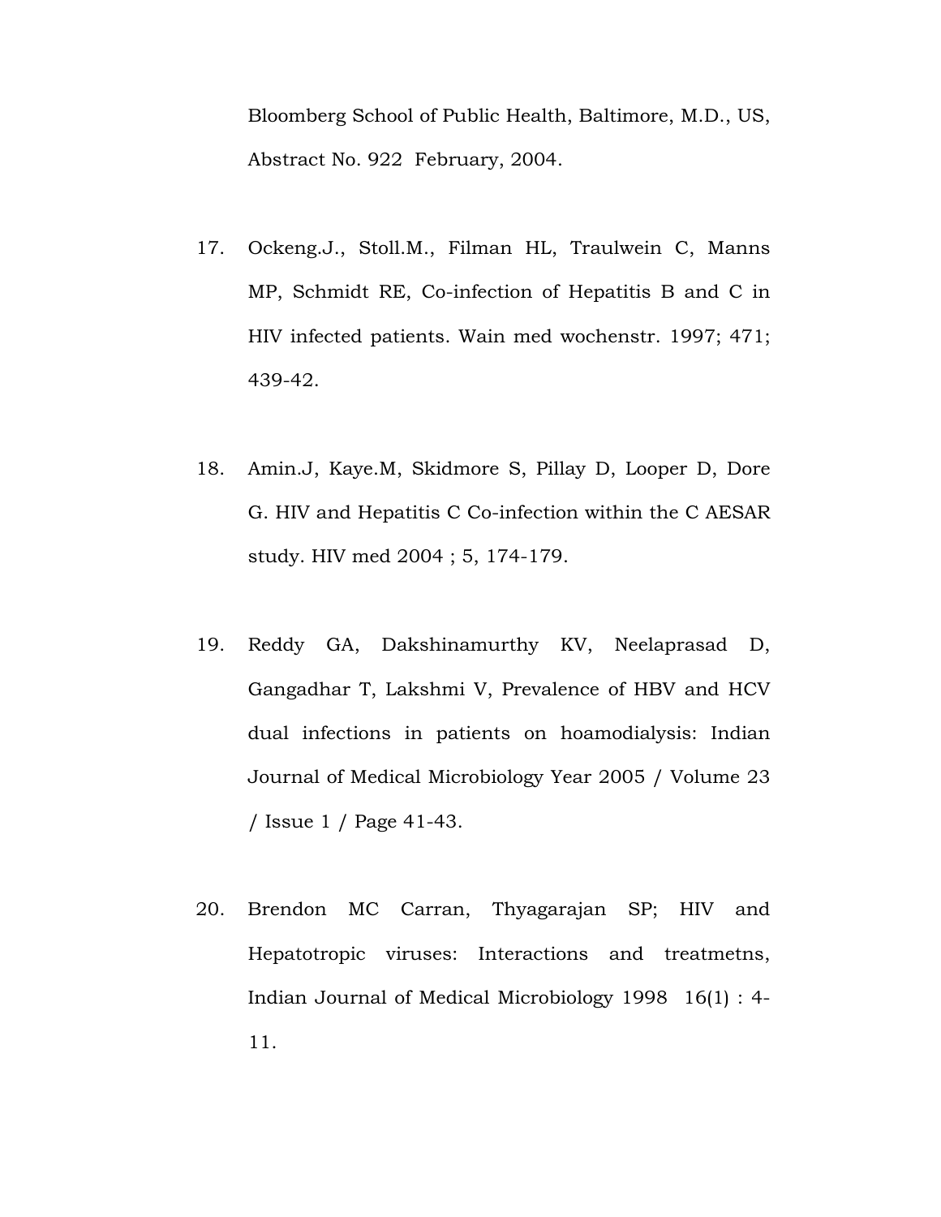Bloomberg School of Public Health, Baltimore, M.D., US, Abstract No. 922 February, 2004.

17. Ockeng.J., Stoll.M., Filman HL, Traulwein C, Manns MP, Schmidt RE, Co-infection of Hepatitis B and C in HIV infected patients. Wain med wochenstr. 1997; 471; 439-42.

18. Amin.J, Kaye.M, Skidmore S, Pillay D, Looper D, Dore G. HIV and Hepatitis C Co-infection within the C AESAR study. HIV med 2004 ; 5, 174-179.

19. Reddy GA, Dakshinamurthy KV, Neelaprasad D, Gangadhar T, Lakshmi V, Prevalence of HBV and HCV dual infections in patients on hoamodialysis: Indian Journal of Medical Microbiology Year 2005 / Volume 23 / Issue 1 / Page 41-43.

20. Brendon MC Carran, Thyagarajan SP; HIV and Hepatotropic viruses: Interactions and treatmetns, Indian Journal of Medical Microbiology 1998 16(1) : 4-11.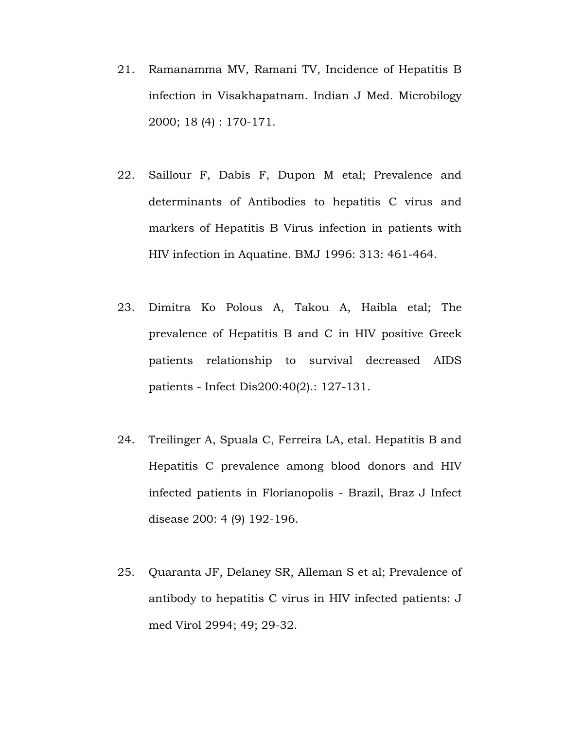21. Ramanamma MV, Ramani TV, Incidence of Hepatitis B infection in Visakhapatnam. Indian J Med. Microbilogy 2000; 18 (4) : 170-171.

22. Saillour F, Dabis F, Dupon M etal; Prevalence and determinants of Antibodies to hepatitis C virus and markers of Hepatitis B Virus infection in patients with HIV infection in Aquatine. BMJ 1996: 313: 461-464.

23. Dimitra Ko Polous A, Takou A, Haibla etal; The prevalence of Hepatitis B and C in HIV positive Greek patients relationship to survival decreased AIDS patients - Infect Dis200:40(2).: 127-131.

24. Treilinger A, Spuala C, Ferreira LA, etal. Hepatitis B and Hepatitis C prevalence among blood donors and HIV infected patients in Florianopolis - Brazil, Braz J Infect disease 200: 4 (9) 192-196.

25. Quaranta JF, Delaney SR, Alleman S et al; Prevalence of antibody to hepatitis C virus in HIV infected patients: J med Virol 2994; 49; 29-32.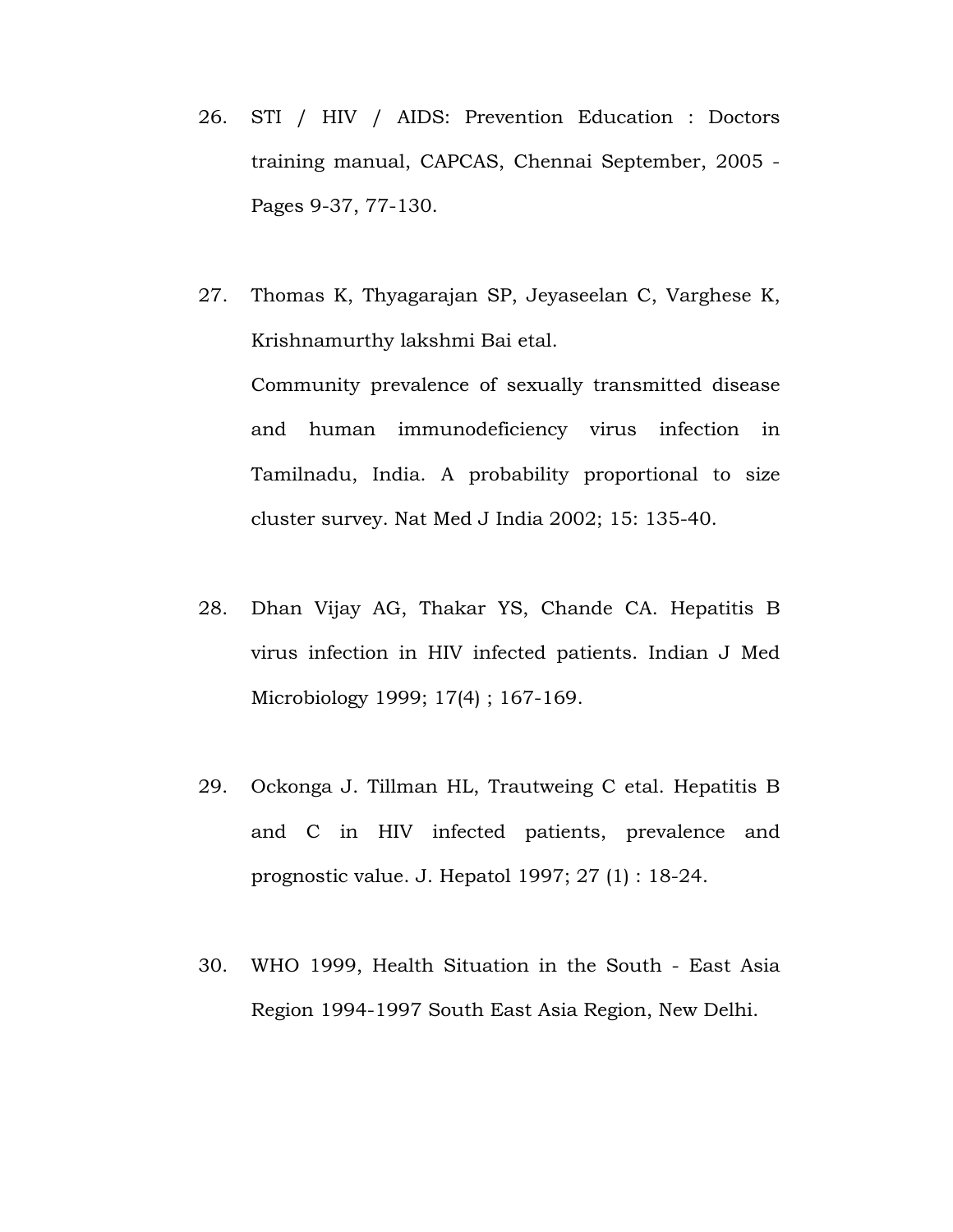26. STI / HIV / AIDS: Prevention Education : Doctors training manual, CAPCAS, Chennai September, 2005 - Pages 9-37, 77-130.

27. Thomas K, Thyagarajan SP, Jeyaseelan C, Varghese K, Krishnamurthy lakshmi Bai etal.
    Community prevalence of sexually transmitted disease and human immunodeficiency virus infection in Tamilnadu, India. A probability proportional to size cluster survey. Nat Med J India 2002; 15: 135-40.

28. Dhan Vijay AG, Thakar YS, Chande CA. Hepatitis B virus infection in HIV infected patients. Indian J Med Microbiology 1999; 17(4) ; 167-169.

29. Ockonga J. Tillman HL, Trautweing C etal. Hepatitis B and C in HIV infected patients, prevalence and prognostic value. J. Hepatol 1997; 27 (1) : 18-24.

30. WHO 1999, Health Situation in the South - East Asia Region 1994-1997 South East Asia Region, New Delhi.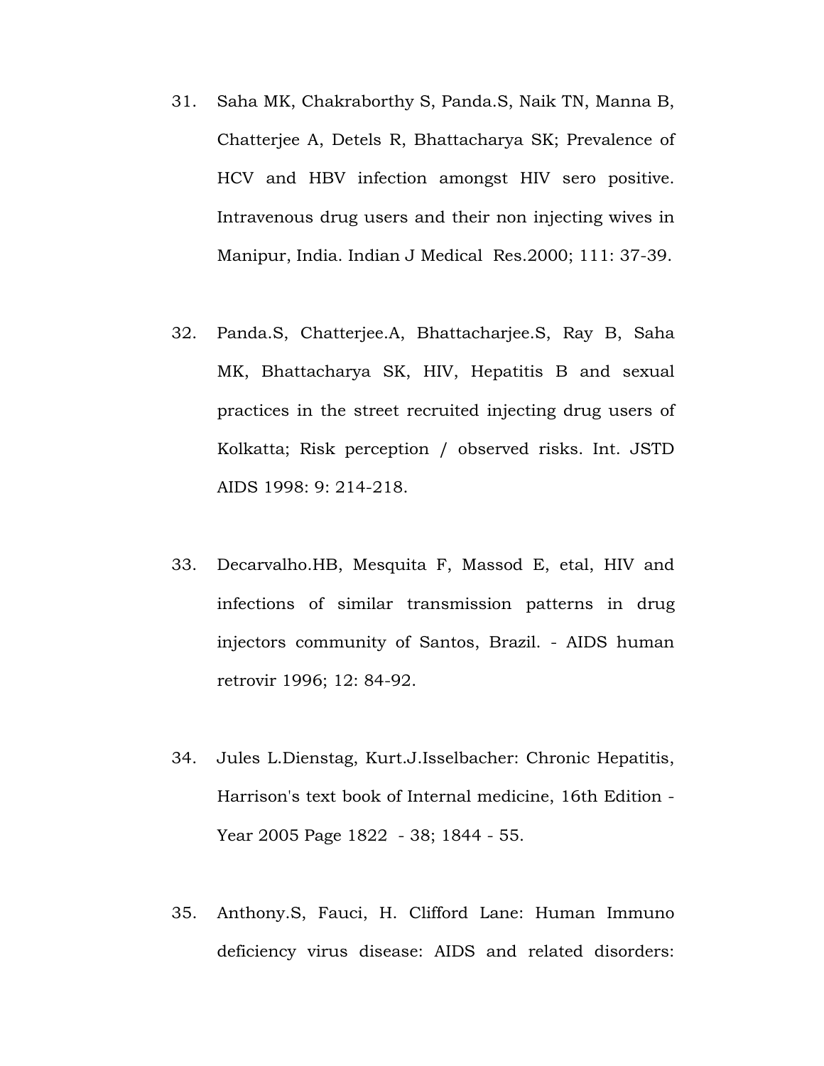31. Saha MK, Chakraborthy S, Panda.S, Naik TN, Manna B, Chatterjee A, Detels R, Bhattacharya SK; Prevalence of HCV and HBV infection amongst HIV sero positive. Intravenous drug users and their non injecting wives in Manipur, India. Indian J Medical Res.2000; 111: 37-39.

32. Panda.S, Chatterjee.A, Bhattacharjee.S, Ray B, Saha MK, Bhattacharya SK, HIV, Hepatitis B and sexual practices in the street recruited injecting drug users of Kolkatta; Risk perception / observed risks. Int. JSTD AIDS 1998: 9: 214-218.

33. Decarvalho.HB, Mesquita F, Massod E, etal, HIV and infections of similar transmission patterns in drug injectors community of Santos, Brazil. - AIDS human retrovir 1996; 12: 84-92.

34. Jules L.Dienstag, Kurt.J.Isselbacher: Chronic Hepatitis, Harrison's text book of Internal medicine, 16th Edition - Year 2005 Page 1822 - 38; 1844 - 55.

35. Anthony.S, Fauci, H. Clifford Lane: Human Immuno deficiency virus disease: AIDS and related disorders: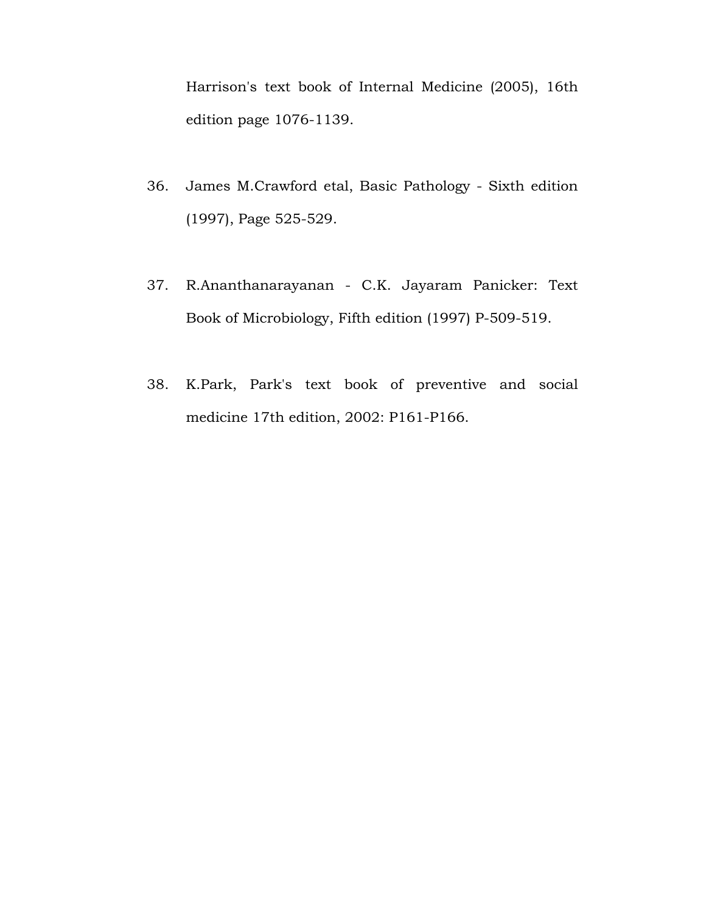Harrison's text book of Internal Medicine (2005), 16th edition page 1076-1139.

36. James M.Crawford etal, Basic Pathology - Sixth edition (1997), Page 525-529.

37. R.Ananthanarayanan - C.K. Jayaram Panicker: Text Book of Microbiology, Fifth edition (1997) P-509-519.

38. K.Park, Park's text book of preventive and social medicine 17th edition, 2002: P161-P166.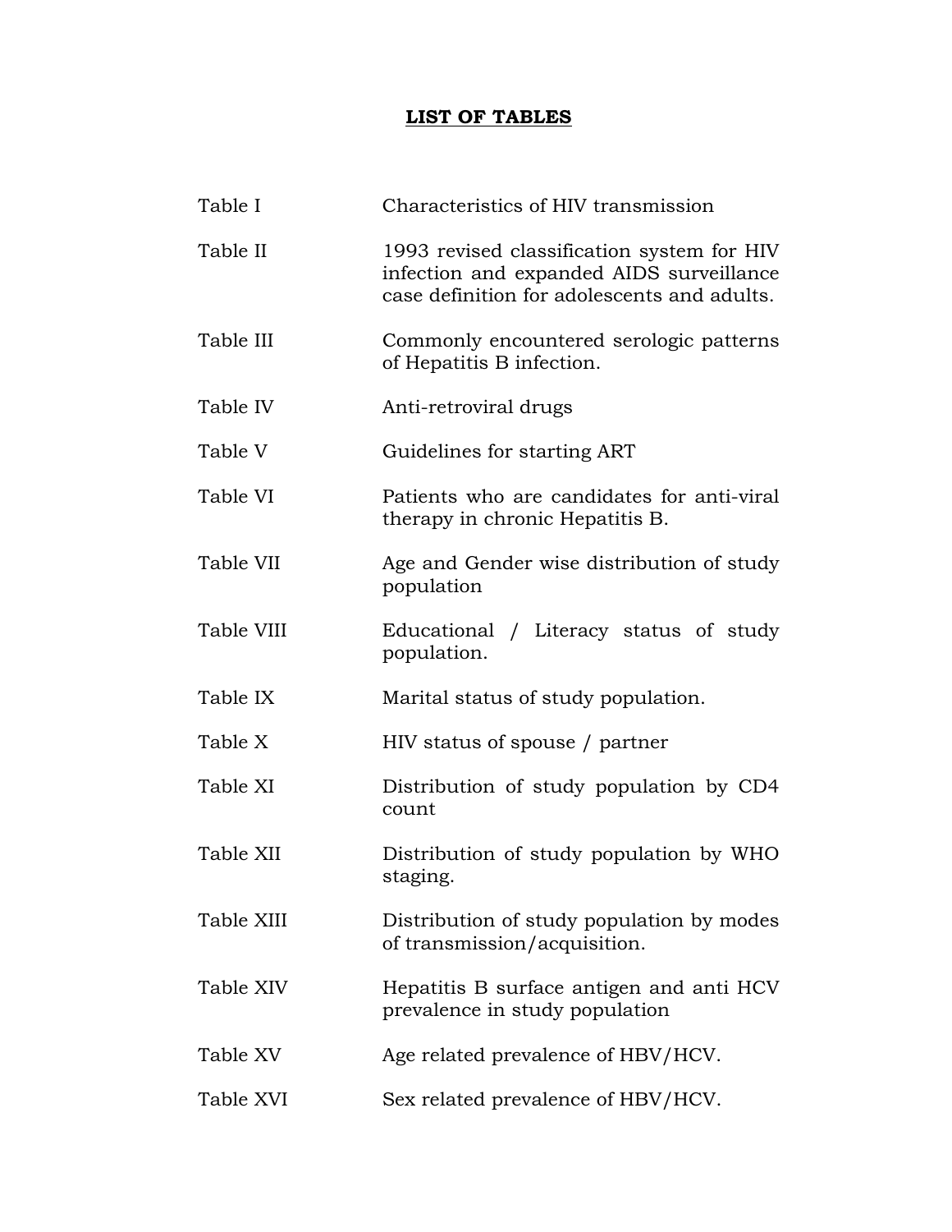# LIST OF TABLES

| | |
|---|---|
| Table I | Characteristics of HIV transmission |
| Table II | 1993 revised classification system for HIV infection and expanded AIDS surveillance case definition for adolescents and adults. |
| Table III | Commonly encountered serologic patterns of Hepatitis B infection. |
| Table IV | Anti-retroviral drugs |
| Table V | Guidelines for starting ART |
| Table VI | Patients who are candidates for anti-viral therapy in chronic Hepatitis B. |
| Table VII | Age and Gender wise distribution of study population |
| Table VIII | Educational / Literacy status of study population. |
| Table IX | Marital status of study population. |
| Table X | HIV status of spouse / partner |
| Table XI | Distribution of study population by CD4 count |
| Table XII | Distribution of study population by WHO staging. |
| Table XIII | Distribution of study population by modes of transmission/acquisition. |
| Table XIV | Hepatitis B surface antigen and anti HCV prevalence in study population |
| Table XV | Age related prevalence of HBV/HCV. |
| Table XVI | Sex related prevalence of HBV/HCV. |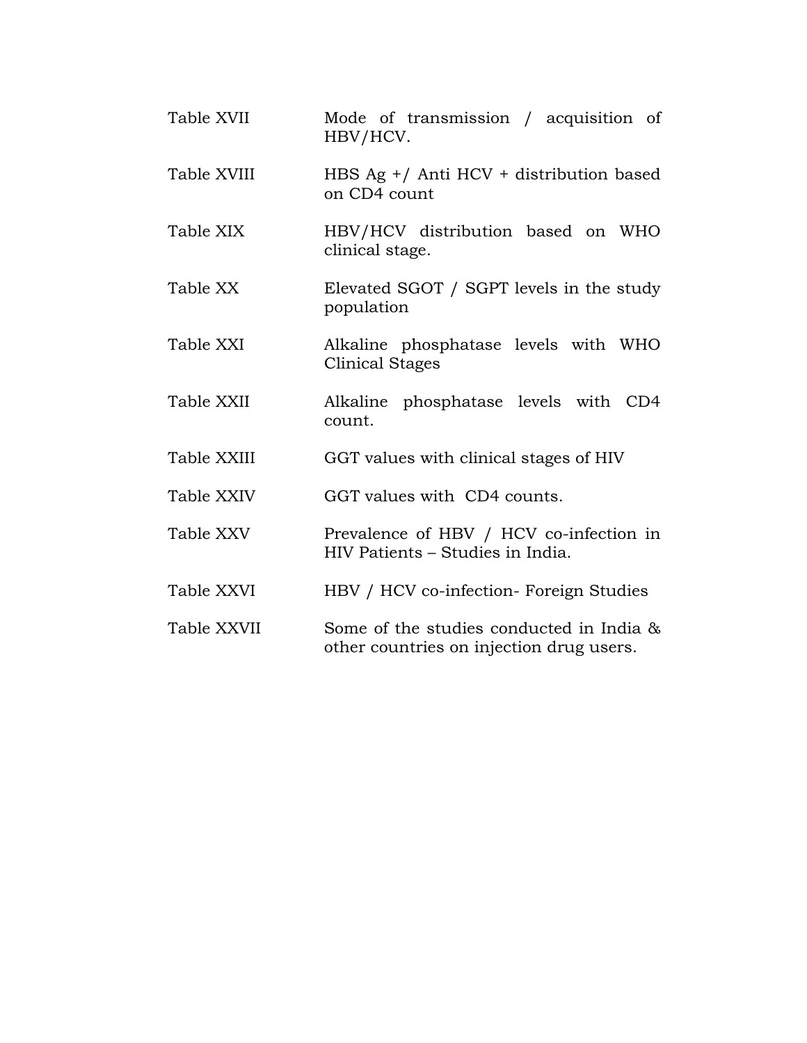| | |
|---|---|
| Table XVII | Mode of transmission / acquisition of HBV/HCV. |
| Table XVIII | HBS Ag +/ Anti HCV + distribution based on CD4 count |
| Table XIX | HBV/HCV distribution based on WHO clinical stage. |
| Table XX | Elevated SGOT / SGPT levels in the study population |
| Table XXI | Alkaline phosphatase levels with WHO Clinical Stages |
| Table XXII | Alkaline phosphatase levels with CD4 count. |
| Table XXIII | GGT values with clinical stages of HIV |
| Table XXIV | GGT values with CD4 counts. |
| Table XXV | Prevalence of HBV / HCV co-infection in HIV Patients – Studies in India. |
| Table XXVI | HBV / HCV co-infection- Foreign Studies |
| Table XXVII | Some of the studies conducted in India & other countries on injection drug users. |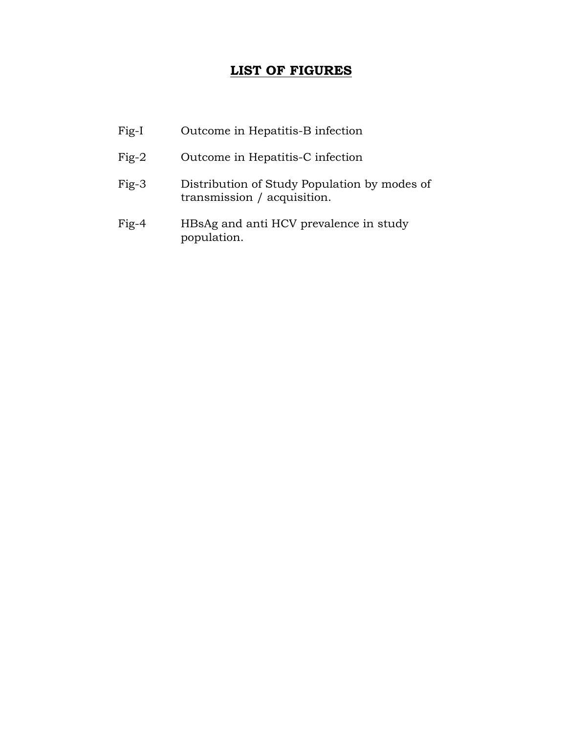# LIST OF FIGURES

| | |
|---|---|
| Fig-I | Outcome in Hepatitis-B infection |
| Fig-2 | Outcome in Hepatitis-C infection |
| Fig-3 | Distribution of Study Population by modes of transmission / acquisition. |
| Fig-4 | HBsAg and anti HCV prevalence in study population. |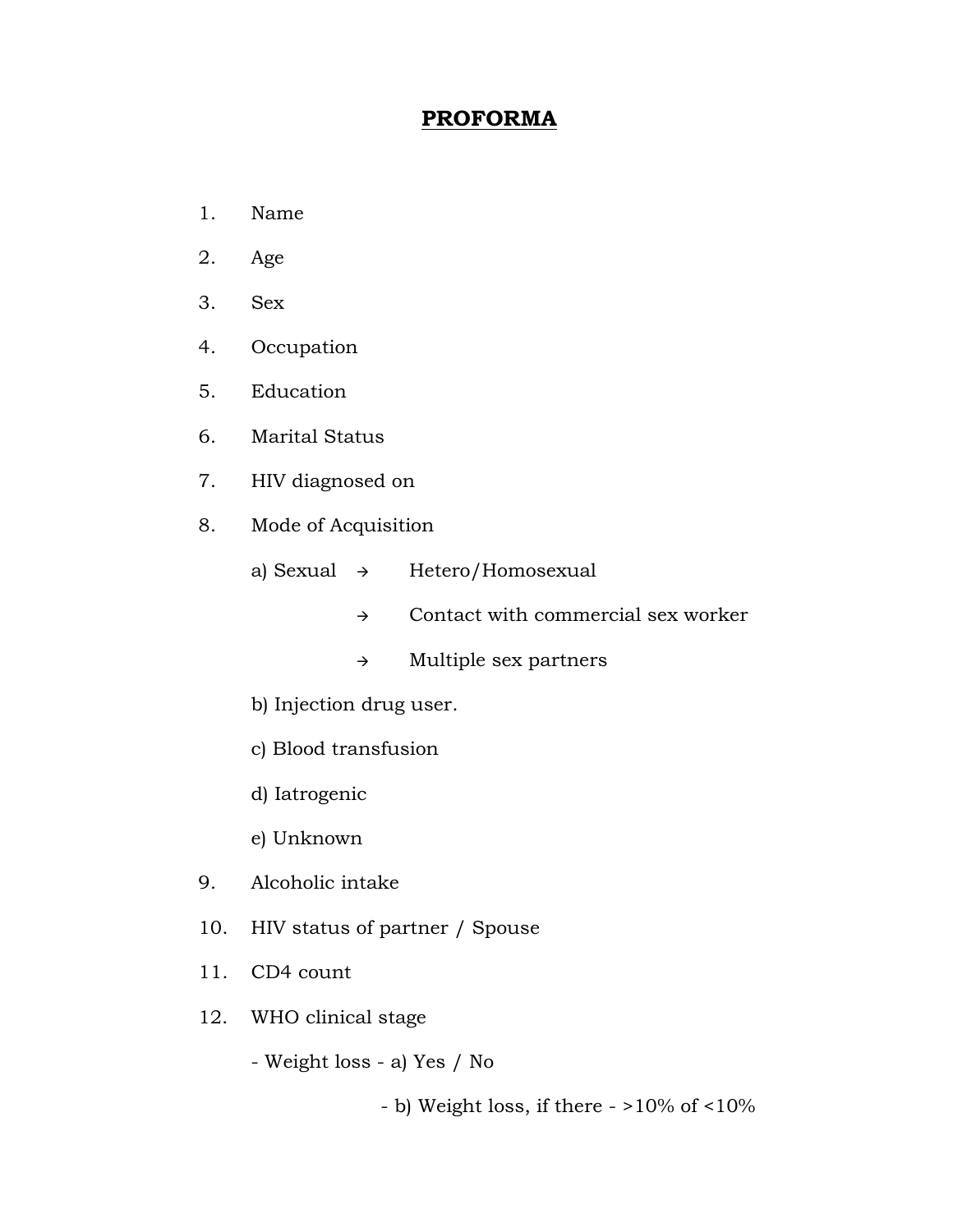# PROFORMA

1. Name
2. Age
3. Sex
4. Occupation
5. Education
6. Marital Status
7. HIV diagnosed on
8. Mode of Acquisition

   a) Sexual → Hetero/Homosexual

   → Contact with commercial sex worker

   → Multiple sex partners

   b) Injection drug user.

   c) Blood transfusion

   d) Iatrogenic

   e) Unknown

9. Alcoholic intake
10. HIV status of partner / Spouse
11. CD4 count
12. WHO clinical stage

    - Weight loss - a) Yes / No

      - b) Weight loss, if there - >10% of <10%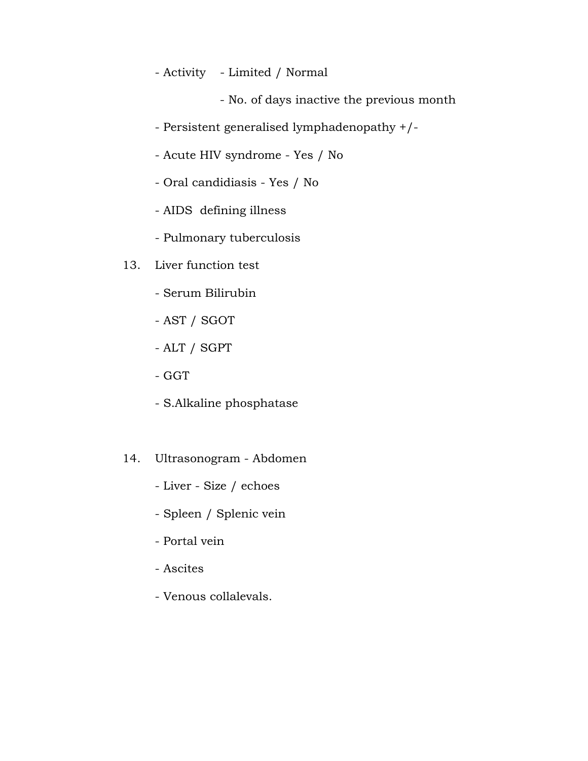- Activity - Limited / Normal

  - No. of days inactive the previous month

- Persistent generalised lymphadenopathy +/-

- Acute HIV syndrome - Yes / No

- Oral candidiasis - Yes / No

- AIDS defining illness

- Pulmonary tuberculosis

13. Liver function test

    - Serum Bilirubin

    - AST / SGOT

    - ALT / SGPT

    - GGT

    - S.Alkaline phosphatase

14. Ultrasonogram - Abdomen

    - Liver - Size / echoes

    - Spleen / Splenic vein

    - Portal vein

    - Ascites

    - Venous collalevals.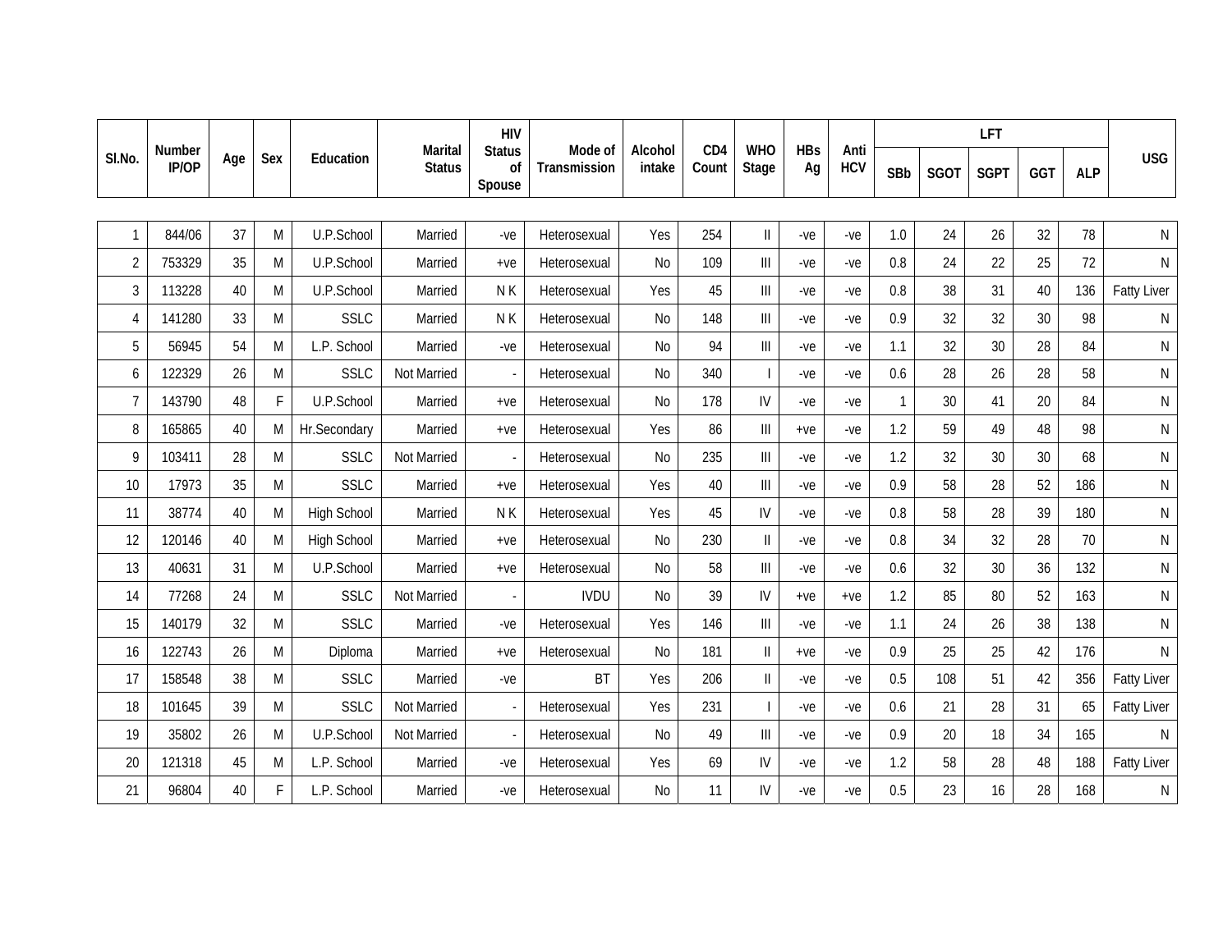| Sl.No. | Number IP/OP | Age | Sex | Education | Marital Status | HIV Status of Spouse | Mode of Transmission | Alcohol intake | CD4 Count | WHO Stage | HBs Ag | Anti HCV | LFT | | | | | USG |
|---|---|---|---|---|---|---|---|---|---|---|---|---|---|---|---|---|---|---|
| | | | | | | | | | | | | | SBb | SGOT | SGPT | GGT | ALP | |
| 1 | 844/06 | 37 | M | U.P.School | Married | -ve | Heterosexual | Yes | 254 | II | -ve | -ve | 1.0 | 24 | 26 | 32 | 78 | N |
| 2 | 753329 | 35 | M | U.P.School | Married | +ve | Heterosexual | No | 109 | III | -ve | -ve | 0.8 | 24 | 22 | 25 | 72 | N |
| 3 | 113228 | 40 | M | U.P.School | Married | N K | Heterosexual | Yes | 45 | III | -ve | -ve | 0.8 | 38 | 31 | 40 | 136 | Fatty Liver |
| 4 | 141280 | 33 | M | SSLC | Married | N K | Heterosexual | No | 148 | III | -ve | -ve | 0.9 | 32 | 32 | 30 | 98 | N |
| 5 | 56945 | 54 | M | L.P. School | Married | -ve | Heterosexual | No | 94 | III | -ve | -ve | 1.1 | 32 | 30 | 28 | 84 | N |
| 6 | 122329 | 26 | M | SSLC | Not Married | - | Heterosexual | No | 340 | I | -ve | -ve | 0.6 | 28 | 26 | 28 | 58 | N |
| 7 | 143790 | 48 | F | U.P.School | Married | +ve | Heterosexual | No | 178 | IV | -ve | -ve | 1 | 30 | 41 | 20 | 84 | N |
| 8 | 165865 | 40 | M | Hr.Secondary | Married | +ve | Heterosexual | Yes | 86 | III | +ve | -ve | 1.2 | 59 | 49 | 48 | 98 | N |
| 9 | 103411 | 28 | M | SSLC | Not Married | - | Heterosexual | No | 235 | III | -ve | -ve | 1.2 | 32 | 30 | 30 | 68 | N |
| 10 | 17973 | 35 | M | SSLC | Married | +ve | Heterosexual | Yes | 40 | III | -ve | -ve | 0.9 | 58 | 28 | 52 | 186 | N |
| 11 | 38774 | 40 | M | High School | Married | N K | Heterosexual | Yes | 45 | IV | -ve | -ve | 0.8 | 58 | 28 | 39 | 180 | N |
| 12 | 120146 | 40 | M | High School | Married | +ve | Heterosexual | No | 230 | II | -ve | -ve | 0.8 | 34 | 32 | 28 | 70 | N |
| 13 | 40631 | 31 | M | U.P.School | Married | +ve | Heterosexual | No | 58 | III | -ve | -ve | 0.6 | 32 | 30 | 36 | 132 | N |
| 14 | 77268 | 24 | M | SSLC | Not Married | - | IVDU | No | 39 | IV | +ve | +ve | 1.2 | 85 | 80 | 52 | 163 | N |
| 15 | 140179 | 32 | M | SSLC | Married | -ve | Heterosexual | Yes | 146 | III | -ve | -ve | 1.1 | 24 | 26 | 38 | 138 | N |
| 16 | 122743 | 26 | M | Diploma | Married | +ve | Heterosexual | No | 181 | II | +ve | -ve | 0.9 | 25 | 25 | 42 | 176 | N |
| 17 | 158548 | 38 | M | SSLC | Married | -ve | BT | Yes | 206 | II | -ve | -ve | 0.5 | 108 | 51 | 42 | 356 | Fatty Liver |
| 18 | 101645 | 39 | M | SSLC | Not Married | - | Heterosexual | Yes | 231 | I | -ve | -ve | 0.6 | 21 | 28 | 31 | 65 | Fatty Liver |
| 19 | 35802 | 26 | M | U.P.School | Not Married | - | Heterosexual | No | 49 | III | -ve | -ve | 0.9 | 20 | 18 | 34 | 165 | N |
| 20 | 121318 | 45 | M | L.P. School | Married | -ve | Heterosexual | Yes | 69 | IV | -ve | -ve | 1.2 | 58 | 28 | 48 | 188 | Fatty Liver |
| 21 | 96804 | 40 | F | L.P. School | Married | -ve | Heterosexual | No | 11 | IV | -ve | -ve | 0.5 | 23 | 16 | 28 | 168 | N |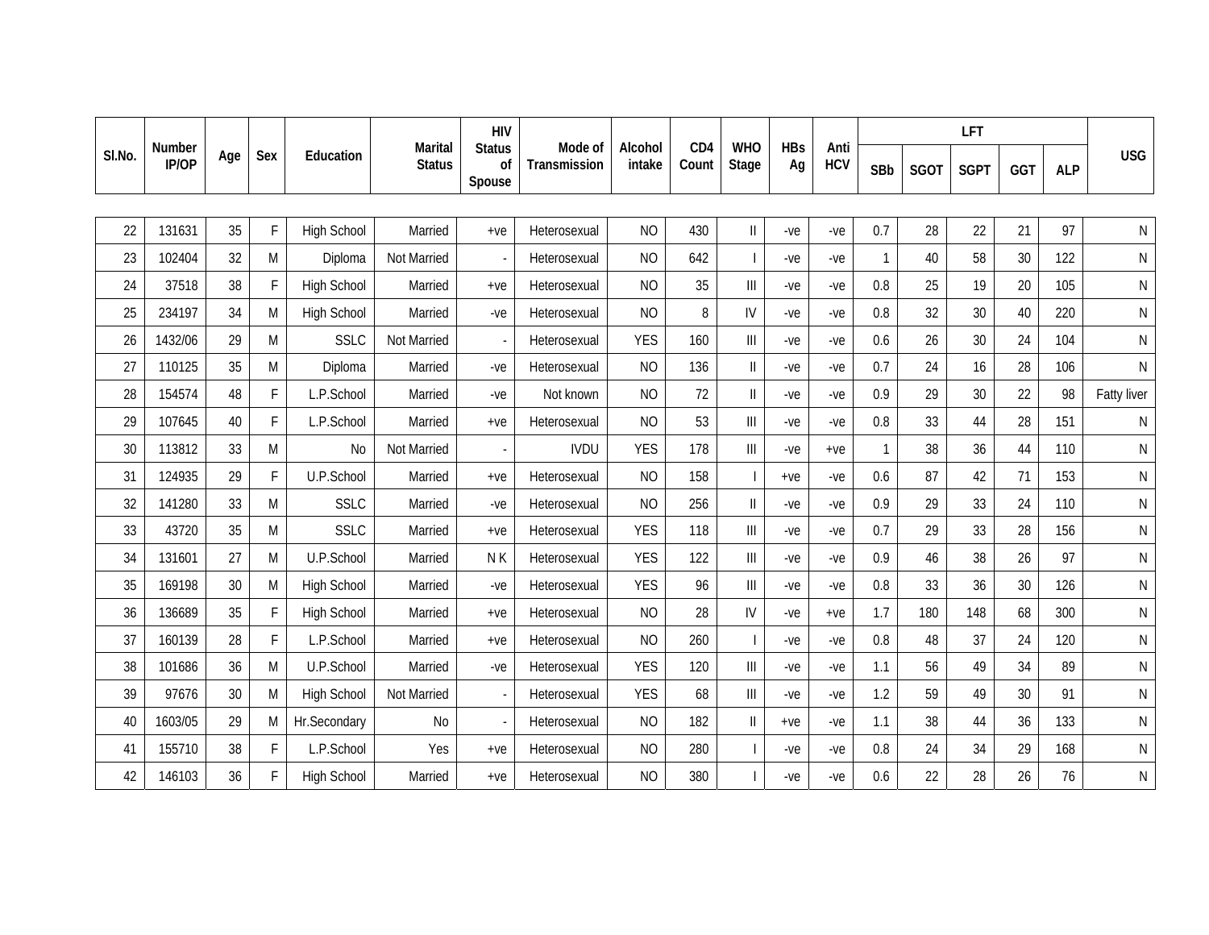| Sl.No. | Number IP/OP | Age | Sex | Education | Marital Status | HIV Status of Spouse | Mode of Transmission | Alcohol intake | CD4 Count | WHO Stage | HBs Ag | Anti HCV | LFT | | | | | USG |
|---|---|---|---|---|---|---|---|---|---|---|---|---|---|---|---|---|---|---|
| | | | | | | | | | | | | | SBb | SGOT | SGPT | GGT | ALP | |
| 22 | 131631 | 35 | F | High School | Married | +ve | Heterosexual | NO | 430 | II | -ve | -ve | 0.7 | 28 | 22 | 21 | 97 | N |
| 23 | 102404 | 32 | M | Diploma | Not Married | - | Heterosexual | NO | 642 | I | -ve | -ve | 1 | 40 | 58 | 30 | 122 | N |
| 24 | 37518 | 38 | F | High School | Married | +ve | Heterosexual | NO | 35 | III | -ve | -ve | 0.8 | 25 | 19 | 20 | 105 | N |
| 25 | 234197 | 34 | M | High School | Married | -ve | Heterosexual | NO | 8 | IV | -ve | -ve | 0.8 | 32 | 30 | 40 | 220 | N |
| 26 | 1432/06 | 29 | M | SSLC | Not Married | - | Heterosexual | YES | 160 | III | -ve | -ve | 0.6 | 26 | 30 | 24 | 104 | N |
| 27 | 110125 | 35 | M | Diploma | Married | -ve | Heterosexual | NO | 136 | II | -ve | -ve | 0.7 | 24 | 16 | 28 | 106 | N |
| 28 | 154574 | 48 | F | L.P.School | Married | -ve | Not known | NO | 72 | II | -ve | -ve | 0.9 | 29 | 30 | 22 | 98 | Fatty liver |
| 29 | 107645 | 40 | F | L.P.School | Married | +ve | Heterosexual | NO | 53 | III | -ve | -ve | 0.8 | 33 | 44 | 28 | 151 | N |
| 30 | 113812 | 33 | M | No | Not Married | - | IVDU | YES | 178 | III | -ve | +ve | 1 | 38 | 36 | 44 | 110 | N |
| 31 | 124935 | 29 | F | U.P.School | Married | +ve | Heterosexual | NO | 158 | I | +ve | -ve | 0.6 | 87 | 42 | 71 | 153 | N |
| 32 | 141280 | 33 | M | SSLC | Married | -ve | Heterosexual | NO | 256 | II | -ve | -ve | 0.9 | 29 | 33 | 24 | 110 | N |
| 33 | 43720 | 35 | M | SSLC | Married | +ve | Heterosexual | YES | 118 | III | -ve | -ve | 0.7 | 29 | 33 | 28 | 156 | N |
| 34 | 131601 | 27 | M | U.P.School | Married | N K | Heterosexual | YES | 122 | III | -ve | -ve | 0.9 | 46 | 38 | 26 | 97 | N |
| 35 | 169198 | 30 | M | High School | Married | -ve | Heterosexual | YES | 96 | III | -ve | -ve | 0.8 | 33 | 36 | 30 | 126 | N |
| 36 | 136689 | 35 | F | High School | Married | +ve | Heterosexual | NO | 28 | IV | -ve | +ve | 1.7 | 180 | 148 | 68 | 300 | N |
| 37 | 160139 | 28 | F | L.P.School | Married | +ve | Heterosexual | NO | 260 | I | -ve | -ve | 0.8 | 48 | 37 | 24 | 120 | N |
| 38 | 101686 | 36 | M | U.P.School | Married | -ve | Heterosexual | YES | 120 | III | -ve | -ve | 1.1 | 56 | 49 | 34 | 89 | N |
| 39 | 97676 | 30 | M | High School | Not Married | - | Heterosexual | YES | 68 | III | -ve | -ve | 1.2 | 59 | 49 | 30 | 91 | N |
| 40 | 1603/05 | 29 | M | Hr.Secondary | No | - | Heterosexual | NO | 182 | II | +ve | -ve | 1.1 | 38 | 44 | 36 | 133 | N |
| 41 | 155710 | 38 | F | L.P.School | Yes | +ve | Heterosexual | NO | 280 | I | -ve | -ve | 0.8 | 24 | 34 | 29 | 168 | N |
| 42 | 146103 | 36 | F | High School | Married | +ve | Heterosexual | NO | 380 | I | -ve | -ve | 0.6 | 22 | 28 | 26 | 76 | N |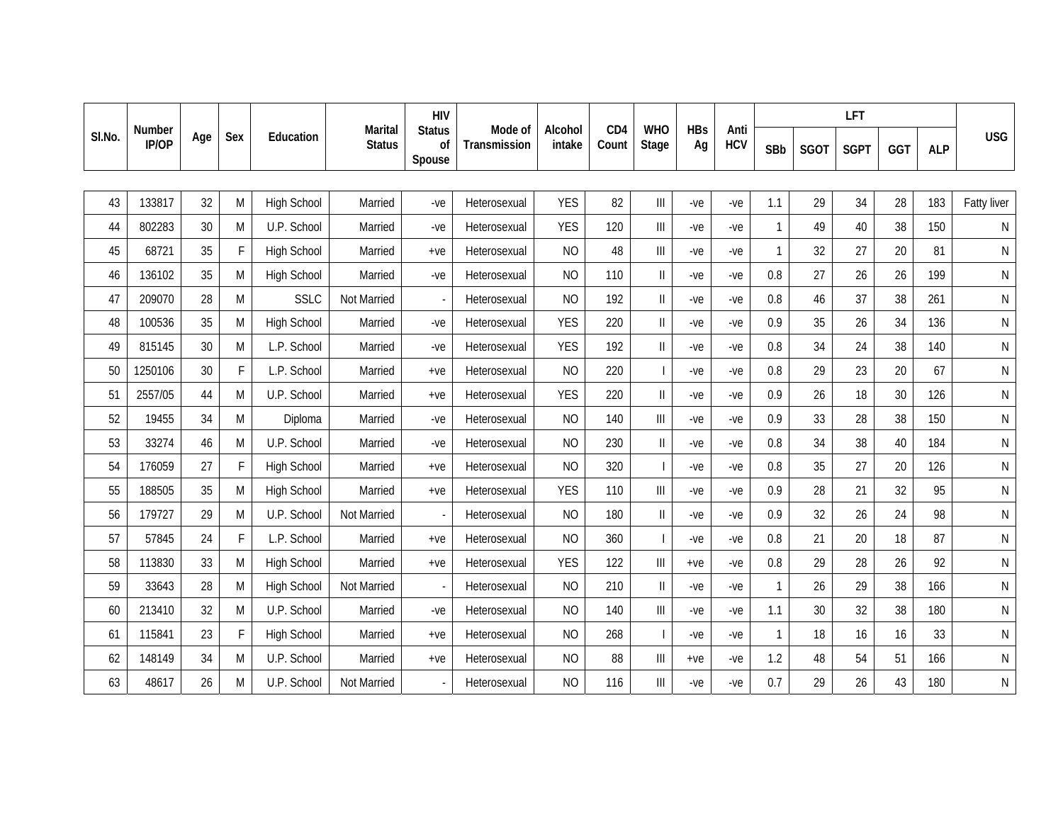| Sl.No. | Number IP/OP | Age | Sex | Education | Marital Status | HIV Status of Spouse | Mode of Transmission | Alcohol intake | CD4 Count | WHO Stage | HBs Ag | Anti HCV | LFT | | | | | USG |
|---|---|---|---|---|---|---|---|---|---|---|---|---|---|---|---|---|---|---|
| | | | | | | | | | | | | | SBb | SGOT | SGPT | GGT | ALP | |
| 43 | 133817 | 32 | M | High School | Married | -ve | Heterosexual | YES | 82 | III | -ve | -ve | 1.1 | 29 | 34 | 28 | 183 | Fatty liver |
| 44 | 802283 | 30 | M | U.P. School | Married | -ve | Heterosexual | YES | 120 | III | -ve | -ve | 1 | 49 | 40 | 38 | 150 | N |
| 45 | 68721 | 35 | F | High School | Married | +ve | Heterosexual | NO | 48 | III | -ve | -ve | 1 | 32 | 27 | 20 | 81 | N |
| 46 | 136102 | 35 | M | High School | Married | -ve | Heterosexual | NO | 110 | II | -ve | -ve | 0.8 | 27 | 26 | 26 | 199 | N |
| 47 | 209070 | 28 | M | SSLC | Not Married | - | Heterosexual | NO | 192 | II | -ve | -ve | 0.8 | 46 | 37 | 38 | 261 | N |
| 48 | 100536 | 35 | M | High School | Married | -ve | Heterosexual | YES | 220 | II | -ve | -ve | 0.9 | 35 | 26 | 34 | 136 | N |
| 49 | 815145 | 30 | M | L.P. School | Married | -ve | Heterosexual | YES | 192 | II | -ve | -ve | 0.8 | 34 | 24 | 38 | 140 | N |
| 50 | 1250106 | 30 | F | L.P. School | Married | +ve | Heterosexual | NO | 220 | I | -ve | -ve | 0.8 | 29 | 23 | 20 | 67 | N |
| 51 | 2557/05 | 44 | M | U.P. School | Married | +ve | Heterosexual | YES | 220 | II | -ve | -ve | 0.9 | 26 | 18 | 30 | 126 | N |
| 52 | 19455 | 34 | M | Diploma | Married | -ve | Heterosexual | NO | 140 | III | -ve | -ve | 0.9 | 33 | 28 | 38 | 150 | N |
| 53 | 33274 | 46 | M | U.P. School | Married | -ve | Heterosexual | NO | 230 | II | -ve | -ve | 0.8 | 34 | 38 | 40 | 184 | N |
| 54 | 176059 | 27 | F | High School | Married | +ve | Heterosexual | NO | 320 | I | -ve | -ve | 0.8 | 35 | 27 | 20 | 126 | N |
| 55 | 188505 | 35 | M | High School | Married | +ve | Heterosexual | YES | 110 | III | -ve | -ve | 0.9 | 28 | 21 | 32 | 95 | N |
| 56 | 179727 | 29 | M | U.P. School | Not Married | - | Heterosexual | NO | 180 | II | -ve | -ve | 0.9 | 32 | 26 | 24 | 98 | N |
| 57 | 57845 | 24 | F | L.P. School | Married | +ve | Heterosexual | NO | 360 | I | -ve | -ve | 0.8 | 21 | 20 | 18 | 87 | N |
| 58 | 113830 | 33 | M | High School | Married | +ve | Heterosexual | YES | 122 | III | +ve | -ve | 0.8 | 29 | 28 | 26 | 92 | N |
| 59 | 33643 | 28 | M | High School | Not Married | - | Heterosexual | NO | 210 | II | -ve | -ve | 1 | 26 | 29 | 38 | 166 | N |
| 60 | 213410 | 32 | M | U.P. School | Married | -ve | Heterosexual | NO | 140 | III | -ve | -ve | 1.1 | 30 | 32 | 38 | 180 | N |
| 61 | 115841 | 23 | F | High School | Married | +ve | Heterosexual | NO | 268 | I | -ve | -ve | 1 | 18 | 16 | 16 | 33 | N |
| 62 | 148149 | 34 | M | U.P. School | Married | +ve | Heterosexual | NO | 88 | III | +ve | -ve | 1.2 | 48 | 54 | 51 | 166 | N |
| 63 | 48617 | 26 | M | U.P. School | Not Married | - | Heterosexual | NO | 116 | III | -ve | -ve | 0.7 | 29 | 26 | 43 | 180 | N |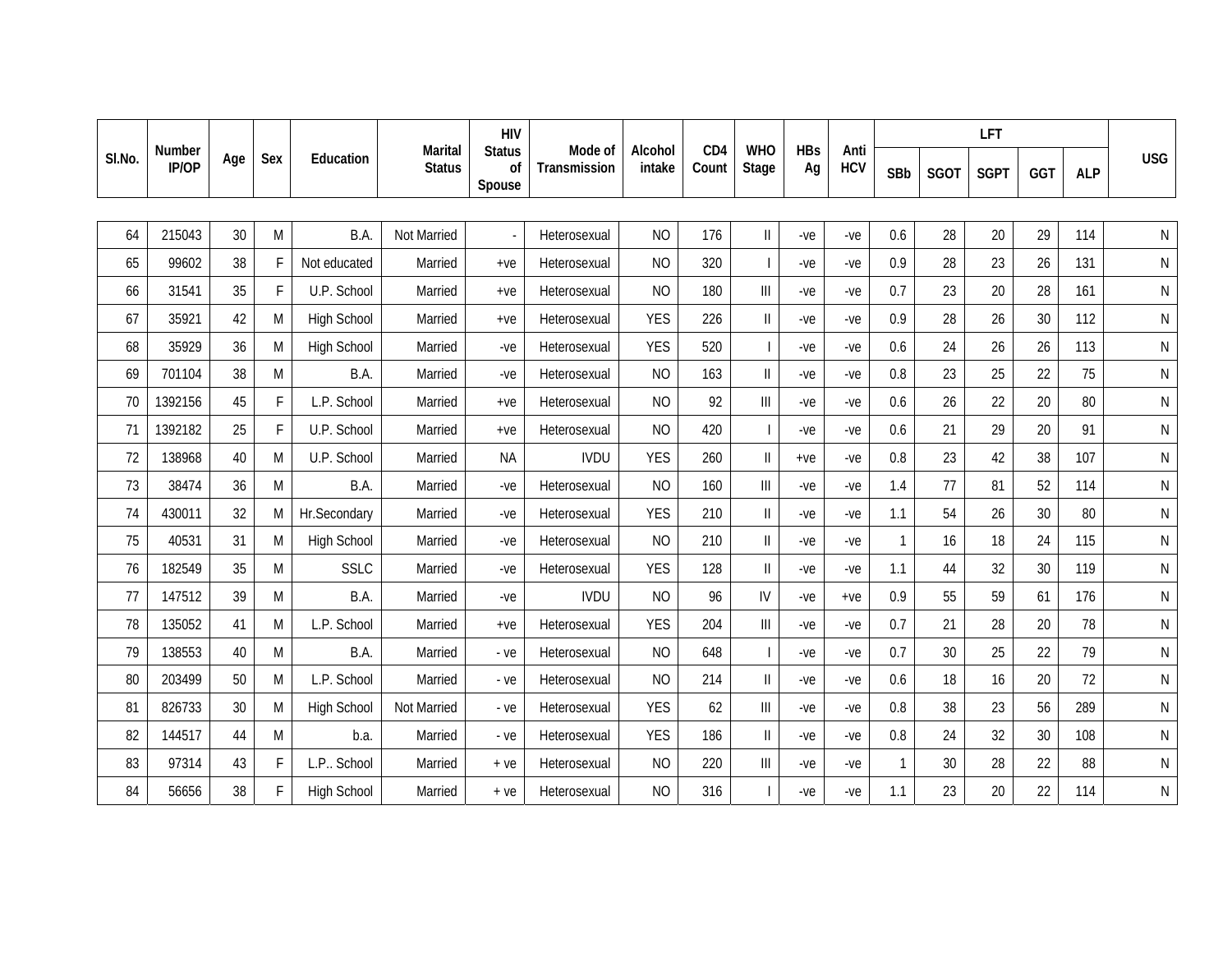| Sl.No. | Number IP/OP | Age | Sex | Education | Marital Status | HIV Status of Spouse | Mode of Transmission | Alcohol intake | CD4 Count | WHO Stage | HBs Ag | Anti HCV | LFT | | | | | USG |
|---|---|---|---|---|---|---|---|---|---|---|---|---|---|---|---|---|---|---|
| | | | | | | | | | | | | | SBb | SGOT | SGPT | GGT | ALP | |
| 64 | 215043 | 30 | M | B.A. | Not Married | - | Heterosexual | NO | 176 | II | -ve | -ve | 0.6 | 28 | 20 | 29 | 114 | N |
| 65 | 99602 | 38 | F | Not educated | Married | +ve | Heterosexual | NO | 320 | I | -ve | -ve | 0.9 | 28 | 23 | 26 | 131 | N |
| 66 | 31541 | 35 | F | U.P. School | Married | +ve | Heterosexual | NO | 180 | III | -ve | -ve | 0.7 | 23 | 20 | 28 | 161 | N |
| 67 | 35921 | 42 | M | High School | Married | +ve | Heterosexual | YES | 226 | II | -ve | -ve | 0.9 | 28 | 26 | 30 | 112 | N |
| 68 | 35929 | 36 | M | High School | Married | -ve | Heterosexual | YES | 520 | I | -ve | -ve | 0.6 | 24 | 26 | 26 | 113 | N |
| 69 | 701104 | 38 | M | B.A. | Married | -ve | Heterosexual | NO | 163 | II | -ve | -ve | 0.8 | 23 | 25 | 22 | 75 | N |
| 70 | 1392156 | 45 | F | L.P. School | Married | +ve | Heterosexual | NO | 92 | III | -ve | -ve | 0.6 | 26 | 22 | 20 | 80 | N |
| 71 | 1392182 | 25 | F | U.P. School | Married | +ve | Heterosexual | NO | 420 | I | -ve | -ve | 0.6 | 21 | 29 | 20 | 91 | N |
| 72 | 138968 | 40 | M | U.P. School | Married | NA | IVDU | YES | 260 | II | +ve | -ve | 0.8 | 23 | 42 | 38 | 107 | N |
| 73 | 38474 | 36 | M | B.A. | Married | -ve | Heterosexual | NO | 160 | III | -ve | -ve | 1.4 | 77 | 81 | 52 | 114 | N |
| 74 | 430011 | 32 | M | Hr.Secondary | Married | -ve | Heterosexual | YES | 210 | II | -ve | -ve | 1.1 | 54 | 26 | 30 | 80 | N |
| 75 | 40531 | 31 | M | High School | Married | -ve | Heterosexual | NO | 210 | II | -ve | -ve | 1 | 16 | 18 | 24 | 115 | N |
| 76 | 182549 | 35 | M | SSLC | Married | -ve | Heterosexual | YES | 128 | II | -ve | -ve | 1.1 | 44 | 32 | 30 | 119 | N |
| 77 | 147512 | 39 | M | B.A. | Married | -ve | IVDU | NO | 96 | IV | -ve | +ve | 0.9 | 55 | 59 | 61 | 176 | N |
| 78 | 135052 | 41 | M | L.P. School | Married | +ve | Heterosexual | YES | 204 | III | -ve | -ve | 0.7 | 21 | 28 | 20 | 78 | N |
| 79 | 138553 | 40 | M | B.A. | Married | - ve | Heterosexual | NO | 648 | I | -ve | -ve | 0.7 | 30 | 25 | 22 | 79 | N |
| 80 | 203499 | 50 | M | L.P. School | Married | - ve | Heterosexual | NO | 214 | II | -ve | -ve | 0.6 | 18 | 16 | 20 | 72 | N |
| 81 | 826733 | 30 | M | High School | Not Married | - ve | Heterosexual | YES | 62 | III | -ve | -ve | 0.8 | 38 | 23 | 56 | 289 | N |
| 82 | 144517 | 44 | M | b.a. | Married | - ve | Heterosexual | YES | 186 | II | -ve | -ve | 0.8 | 24 | 32 | 30 | 108 | N |
| 83 | 97314 | 43 | F | L.P.. School | Married | + ve | Heterosexual | NO | 220 | III | -ve | -ve | 1 | 30 | 28 | 22 | 88 | N |
| 84 | 56656 | 38 | F | High School | Married | + ve | Heterosexual | NO | 316 | I | -ve | -ve | 1.1 | 23 | 20 | 22 | 114 | N |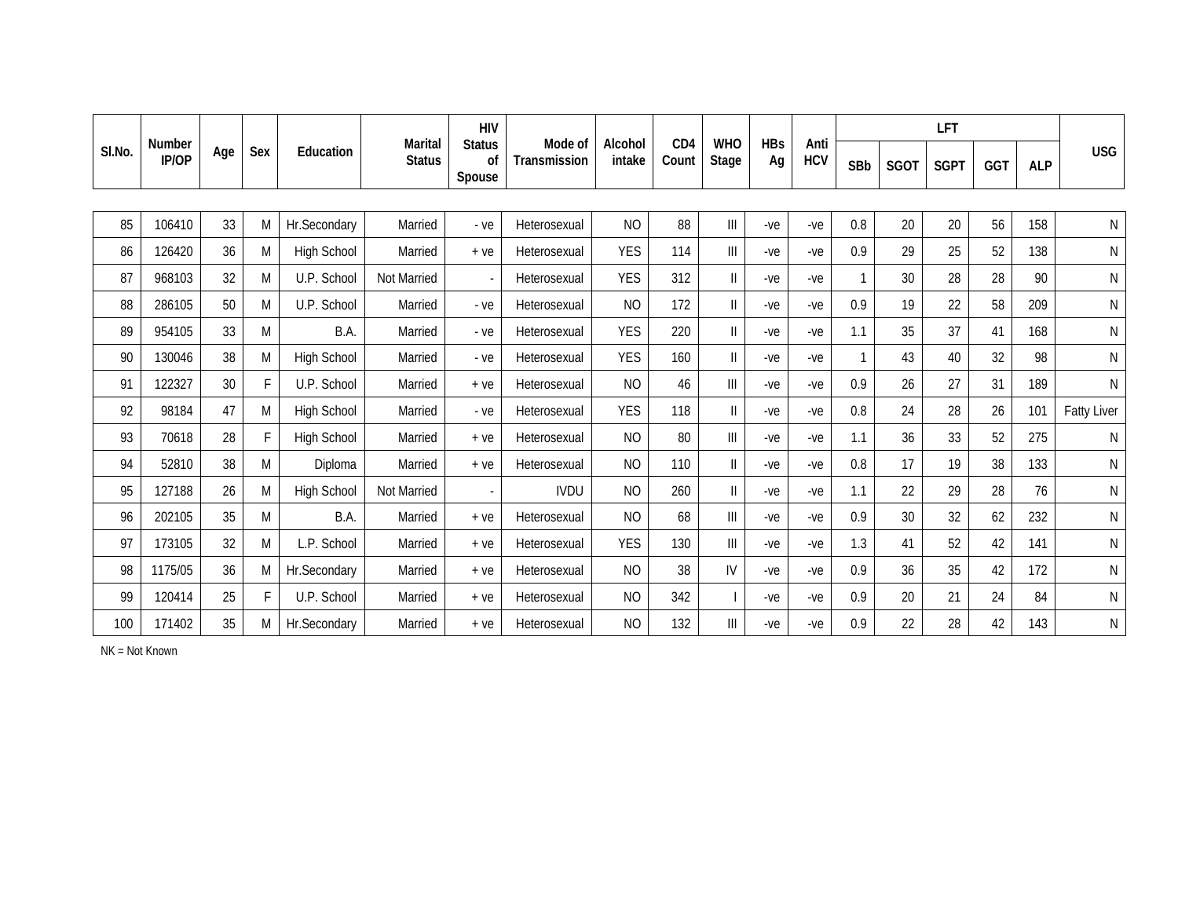| Sl.No. | Number IP/OP | Age | Sex | Education | Marital Status | HIV Status of Spouse | Mode of Transmission | Alcohol intake | CD4 Count | WHO Stage | HBs Ag | Anti HCV | LFT | | | | | USG |
|---|---|---|---|---|---|---|---|---|---|---|---|---|---|---|---|---|---|---|
| | | | | | | | | | | | | | SBb | SGOT | SGPT | GGT | ALP | |
| 85 | 106410 | 33 | M | Hr.Secondary | Married | - ve | Heterosexual | NO | 88 | III | -ve | -ve | 0.8 | 20 | 20 | 56 | 158 | N |
| 86 | 126420 | 36 | M | High School | Married | + ve | Heterosexual | YES | 114 | III | -ve | -ve | 0.9 | 29 | 25 | 52 | 138 | N |
| 87 | 968103 | 32 | M | U.P. School | Not Married | - | Heterosexual | YES | 312 | II | -ve | -ve | 1 | 30 | 28 | 28 | 90 | N |
| 88 | 286105 | 50 | M | U.P. School | Married | - ve | Heterosexual | NO | 172 | II | -ve | -ve | 0.9 | 19 | 22 | 58 | 209 | N |
| 89 | 954105 | 33 | M | B.A. | Married | - ve | Heterosexual | YES | 220 | II | -ve | -ve | 1.1 | 35 | 37 | 41 | 168 | N |
| 90 | 130046 | 38 | M | High School | Married | - ve | Heterosexual | YES | 160 | II | -ve | -ve | 1 | 43 | 40 | 32 | 98 | N |
| 91 | 122327 | 30 | F | U.P. School | Married | + ve | Heterosexual | NO | 46 | III | -ve | -ve | 0.9 | 26 | 27 | 31 | 189 | N |
| 92 | 98184 | 47 | M | High School | Married | - ve | Heterosexual | YES | 118 | II | -ve | -ve | 0.8 | 24 | 28 | 26 | 101 | Fatty Liver |
| 93 | 70618 | 28 | F | High School | Married | + ve | Heterosexual | NO | 80 | III | -ve | -ve | 1.1 | 36 | 33 | 52 | 275 | N |
| 94 | 52810 | 38 | M | Diploma | Married | + ve | Heterosexual | NO | 110 | II | -ve | -ve | 0.8 | 17 | 19 | 38 | 133 | N |
| 95 | 127188 | 26 | M | High School | Not Married | - | IVDU | NO | 260 | II | -ve | -ve | 1.1 | 22 | 29 | 28 | 76 | N |
| 96 | 202105 | 35 | M | B.A. | Married | + ve | Heterosexual | NO | 68 | III | -ve | -ve | 0.9 | 30 | 32 | 62 | 232 | N |
| 97 | 173105 | 32 | M | L.P. School | Married | + ve | Heterosexual | YES | 130 | III | -ve | -ve | 1.3 | 41 | 52 | 42 | 141 | N |
| 98 | 1175/05 | 36 | M | Hr.Secondary | Married | + ve | Heterosexual | NO | 38 | IV | -ve | -ve | 0.9 | 36 | 35 | 42 | 172 | N |
| 99 | 120414 | 25 | F | U.P. School | Married | + ve | Heterosexual | NO | 342 | I | -ve | -ve | 0.9 | 20 | 21 | 24 | 84 | N |
| 100 | 171402 | 35 | M | Hr.Secondary | Married | + ve | Heterosexual | NO | 132 | III | -ve | -ve | 0.9 | 22 | 28 | 42 | 143 | N |

NK = Not Known